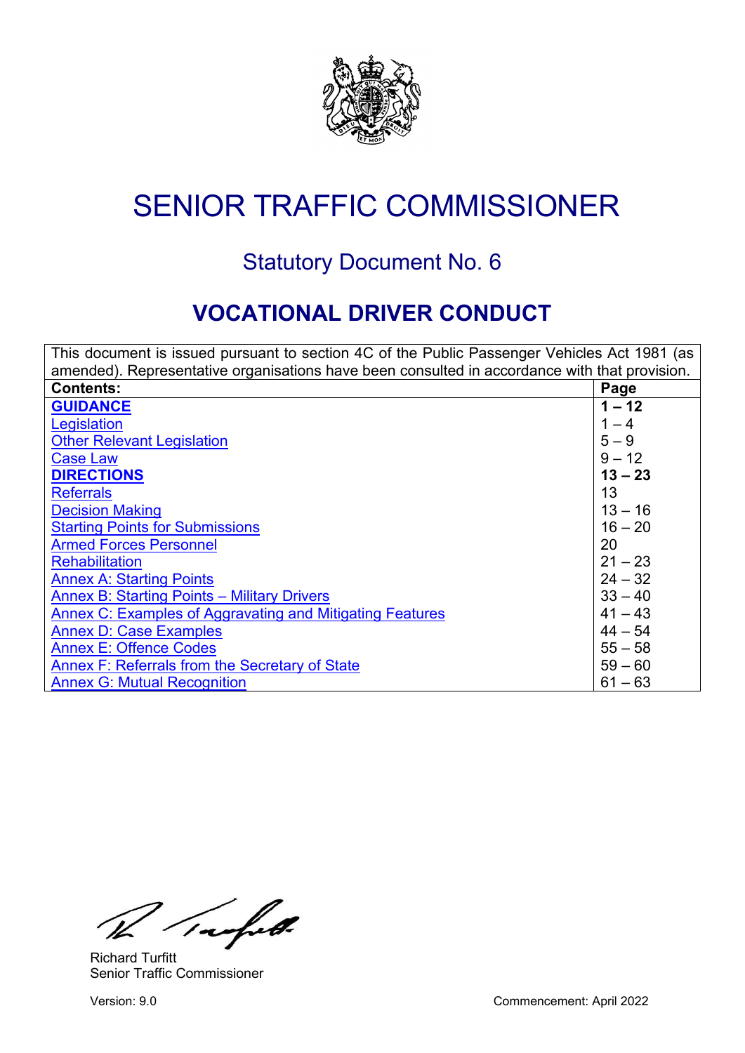# SENIOR TRAFFIC COMMISSIONER

## Statutory Document No. 6

## VOCATIONAL DRIVER CONDUCT

| This document is issued pursuant to section 4C of the Public Passenger Vehicles Act 1981 (as amended). Representative organisations have been consulted in accordance with that provision. | |
|---|---|
| **Contents:** | **Page** |
| **GUIDANCE** | **1 – 12** |
| Legislation | 1 – 4 |
| Other Relevant Legislation | 5 – 9 |
| Case Law | 9 – 12 |
| **DIRECTIONS** | **13 – 23** |
| Referrals | 13 |
| Decision Making | 13 – 16 |
| Starting Points for Submissions | 16 – 20 |
| Armed Forces Personnel | 20 |
| Rehabilitation | 21 – 23 |
| Annex A: Starting Points | 24 – 32 |
| Annex B: Starting Points – Military Drivers | 33 – 40 |
| Annex C: Examples of Aggravating and Mitigating Features | 41 – 43 |
| Annex D: Case Examples | 44 – 54 |
| Annex E: Offence Codes | 55 – 58 |
| Annex F: Referrals from the Secretary of State | 59 – 60 |
| Annex G: Mutual Recognition | 61 – 63 |

Richard Turfitt
Senior Traffic Commissioner

Version: 9.0

Commencement: April 2022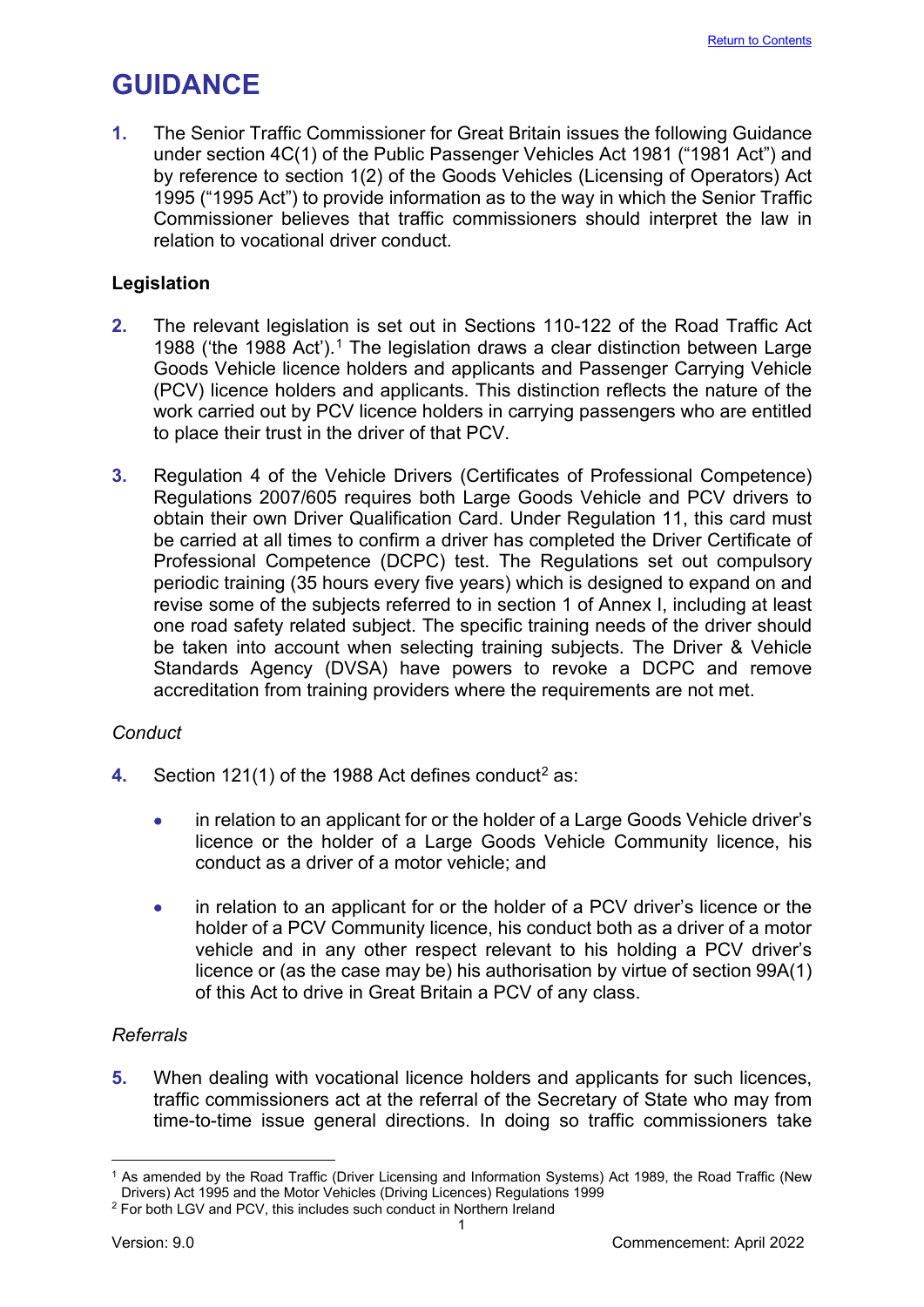# GUIDANCE

**1.** The Senior Traffic Commissioner for Great Britain issues the following Guidance under section 4C(1) of the Public Passenger Vehicles Act 1981 ("1981 Act") and by reference to section 1(2) of the Goods Vehicles (Licensing of Operators) Act 1995 ("1995 Act") to provide information as to the way in which the Senior Traffic Commissioner believes that traffic commissioners should interpret the law in relation to vocational driver conduct.

## Legislation

**2.** The relevant legislation is set out in Sections 110-122 of the Road Traffic Act 1988 ('the 1988 Act').[1] The legislation draws a clear distinction between Large Goods Vehicle licence holders and applicants and Passenger Carrying Vehicle (PCV) licence holders and applicants. This distinction reflects the nature of the work carried out by PCV licence holders in carrying passengers who are entitled to place their trust in the driver of that PCV.

**3.** Regulation 4 of the Vehicle Drivers (Certificates of Professional Competence) Regulations 2007/605 requires both Large Goods Vehicle and PCV drivers to obtain their own Driver Qualification Card. Under Regulation 11, this card must be carried at all times to confirm a driver has completed the Driver Certificate of Professional Competence (DCPC) test. The Regulations set out compulsory periodic training (35 hours every five years) which is designed to expand on and revise some of the subjects referred to in section 1 of Annex I, including at least one road safety related subject. The specific training needs of the driver should be taken into account when selecting training subjects. The Driver & Vehicle Standards Agency (DVSA) have powers to revoke a DCPC and remove accreditation from training providers where the requirements are not met.

### *Conduct*

**4.** Section 121(1) of the 1988 Act defines conduct[2] as:

- in relation to an applicant for or the holder of a Large Goods Vehicle driver's licence or the holder of a Large Goods Vehicle Community licence, his conduct as a driver of a motor vehicle; and

- in relation to an applicant for or the holder of a PCV driver's licence or the holder of a PCV Community licence, his conduct both as a driver of a motor vehicle and in any other respect relevant to his holding a PCV driver's licence or (as the case may be) his authorisation by virtue of section 99A(1) of this Act to drive in Great Britain a PCV of any class.

### *Referrals*

**5.** When dealing with vocational licence holders and applicants for such licences, traffic commissioners act at the referral of the Secretary of State who may from time-to-time issue general directions. In doing so traffic commissioners take

---

[1] As amended by the Road Traffic (Driver Licensing and Information Systems) Act 1989, the Road Traffic (New Drivers) Act 1995 and the Motor Vehicles (Driving Licences) Regulations 1999

[2] For both LGV and PCV, this includes such conduct in Northern Ireland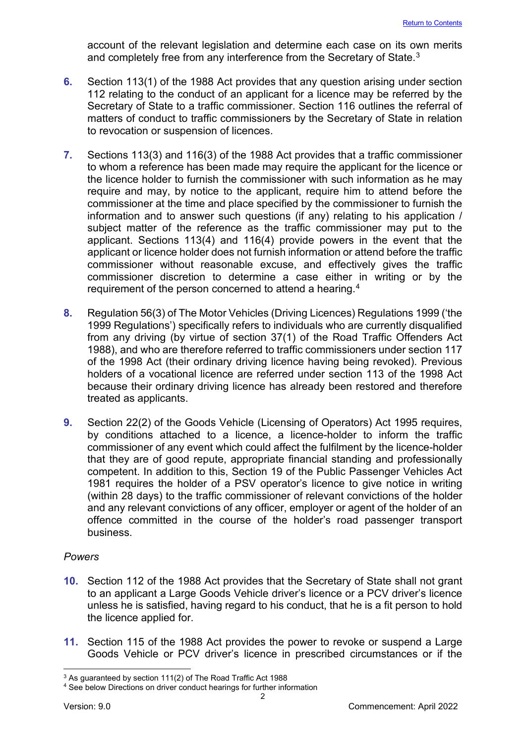account of the relevant legislation and determine each case on its own merits and completely free from any interference from the Secretary of State.[3]

6. Section 113(1) of the 1988 Act provides that any question arising under section 112 relating to the conduct of an applicant for a licence may be referred by the Secretary of State to a traffic commissioner. Section 116 outlines the referral of matters of conduct to traffic commissioners by the Secretary of State in relation to revocation or suspension of licences.

7. Sections 113(3) and 116(3) of the 1988 Act provides that a traffic commissioner to whom a reference has been made may require the applicant for the licence or the licence holder to furnish the commissioner with such information as he may require and may, by notice to the applicant, require him to attend before the commissioner at the time and place specified by the commissioner to furnish the information and to answer such questions (if any) relating to his application / subject matter of the reference as the traffic commissioner may put to the applicant. Sections 113(4) and 116(4) provide powers in the event that the applicant or licence holder does not furnish information or attend before the traffic commissioner without reasonable excuse, and effectively gives the traffic commissioner discretion to determine a case either in writing or by the requirement of the person concerned to attend a hearing.[4]

8. Regulation 56(3) of The Motor Vehicles (Driving Licences) Regulations 1999 ('the 1999 Regulations') specifically refers to individuals who are currently disqualified from any driving (by virtue of section 37(1) of the Road Traffic Offenders Act 1988), and who are therefore referred to traffic commissioners under section 117 of the 1998 Act (their ordinary driving licence having being revoked). Previous holders of a vocational licence are referred under section 113 of the 1998 Act because their ordinary driving licence has already been restored and therefore treated as applicants.

9. Section 22(2) of the Goods Vehicle (Licensing of Operators) Act 1995 requires, by conditions attached to a licence, a licence-holder to inform the traffic commissioner of any event which could affect the fulfilment by the licence-holder that they are of good repute, appropriate financial standing and professionally competent. In addition to this, Section 19 of the Public Passenger Vehicles Act 1981 requires the holder of a PSV operator's licence to give notice in writing (within 28 days) to the traffic commissioner of relevant convictions of the holder and any relevant convictions of any officer, employer or agent of the holder of an offence committed in the course of the holder's road passenger transport business.

*Powers*

10. Section 112 of the 1988 Act provides that the Secretary of State shall not grant to an applicant a Large Goods Vehicle driver's licence or a PCV driver's licence unless he is satisfied, having regard to his conduct, that he is a fit person to hold the licence applied for.

11. Section 115 of the 1988 Act provides the power to revoke or suspend a Large Goods Vehicle or PCV driver's licence in prescribed circumstances or if the

[3] As guaranteed by section 111(2) of The Road Traffic Act 1988

[4] See below Directions on driver conduct hearings for further information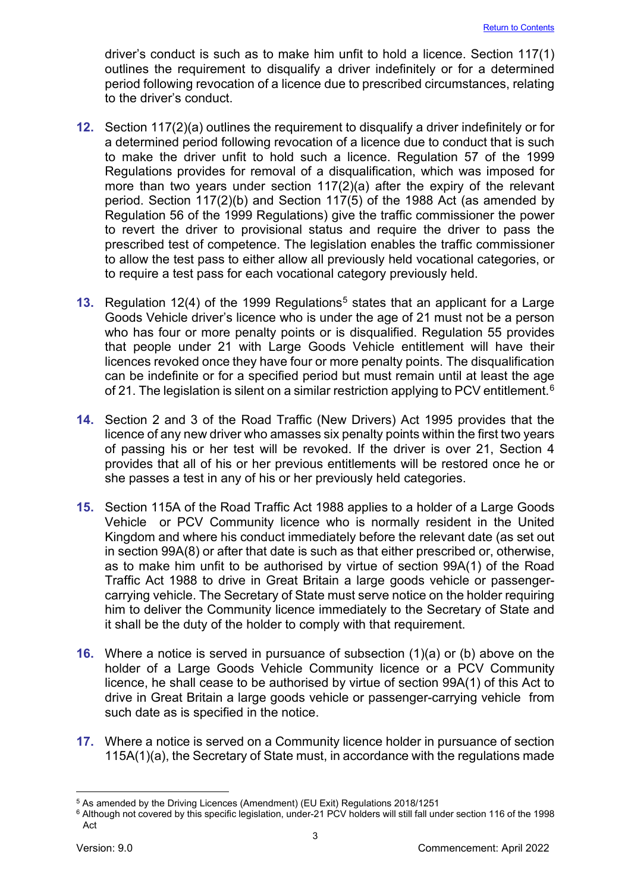driver's conduct is such as to make him unfit to hold a licence. Section 117(1) outlines the requirement to disqualify a driver indefinitely or for a determined period following revocation of a licence due to prescribed circumstances, relating to the driver's conduct.

12. Section 117(2)(a) outlines the requirement to disqualify a driver indefinitely or for a determined period following revocation of a licence due to conduct that is such to make the driver unfit to hold such a licence. Regulation 57 of the 1999 Regulations provides for removal of a disqualification, which was imposed for more than two years under section 117(2)(a) after the expiry of the relevant period. Section 117(2)(b) and Section 117(5) of the 1988 Act (as amended by Regulation 56 of the 1999 Regulations) give the traffic commissioner the power to revert the driver to provisional status and require the driver to pass the prescribed test of competence. The legislation enables the traffic commissioner to allow the test pass to either allow all previously held vocational categories, or to require a test pass for each vocational category previously held.

13. Regulation 12(4) of the 1999 Regulations[5] states that an applicant for a Large Goods Vehicle driver's licence who is under the age of 21 must not be a person who has four or more penalty points or is disqualified. Regulation 55 provides that people under 21 with Large Goods Vehicle entitlement will have their licences revoked once they have four or more penalty points. The disqualification can be indefinite or for a specified period but must remain until at least the age of 21. The legislation is silent on a similar restriction applying to PCV entitlement.[6]

14. Section 2 and 3 of the Road Traffic (New Drivers) Act 1995 provides that the licence of any new driver who amasses six penalty points within the first two years of passing his or her test will be revoked. If the driver is over 21, Section 4 provides that all of his or her previous entitlements will be restored once he or she passes a test in any of his or her previously held categories.

15. Section 115A of the Road Traffic Act 1988 applies to a holder of a Large Goods Vehicle or PCV Community licence who is normally resident in the United Kingdom and where his conduct immediately before the relevant date (as set out in section 99A(8) or after that date is such as that either prescribed or, otherwise, as to make him unfit to be authorised by virtue of section 99A(1) of the Road Traffic Act 1988 to drive in Great Britain a large goods vehicle or passenger-carrying vehicle. The Secretary of State must serve notice on the holder requiring him to deliver the Community licence immediately to the Secretary of State and it shall be the duty of the holder to comply with that requirement.

16. Where a notice is served in pursuance of subsection (1)(a) or (b) above on the holder of a Large Goods Vehicle Community licence or a PCV Community licence, he shall cease to be authorised by virtue of section 99A(1) of this Act to drive in Great Britain a large goods vehicle or passenger-carrying vehicle from such date as is specified in the notice.

17. Where a notice is served on a Community licence holder in pursuance of section 115A(1)(a), the Secretary of State must, in accordance with the regulations made

---

[5] As amended by the Driving Licences (Amendment) (EU Exit) Regulations 2018/1251

[6] Although not covered by this specific legislation, under-21 PCV holders will still fall under section 116 of the 1998 Act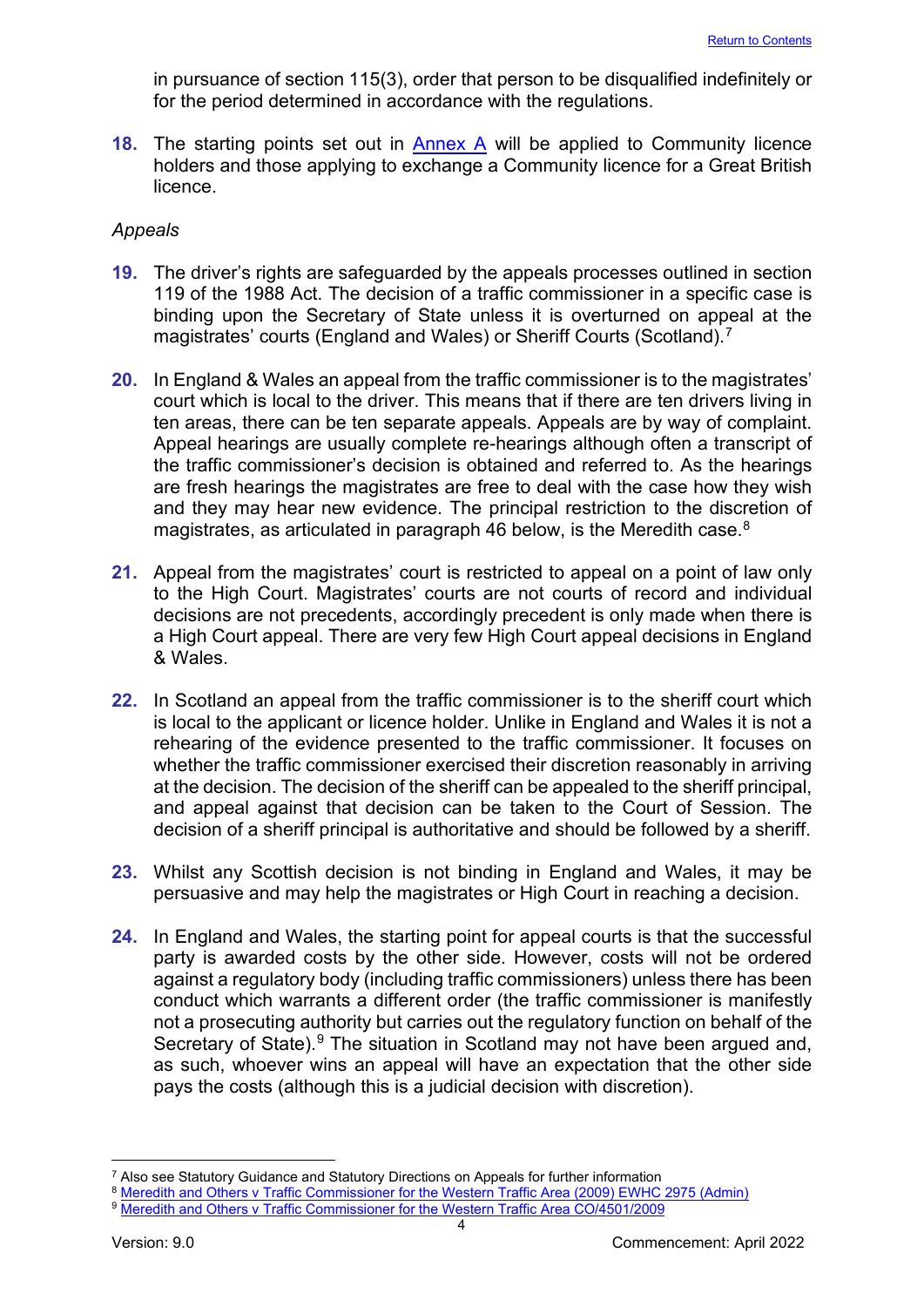in pursuance of section 115(3), order that person to be disqualified indefinitely or for the period determined in accordance with the regulations.

**18.** The starting points set out in Annex A will be applied to Community licence holders and those applying to exchange a Community licence for a Great British licence.

*Appeals*

**19.** The driver's rights are safeguarded by the appeals processes outlined in section 119 of the 1988 Act. The decision of a traffic commissioner in a specific case is binding upon the Secretary of State unless it is overturned on appeal at the magistrates' courts (England and Wales) or Sheriff Courts (Scotland).[7]

**20.** In England & Wales an appeal from the traffic commissioner is to the magistrates' court which is local to the driver. This means that if there are ten drivers living in ten areas, there can be ten separate appeals. Appeals are by way of complaint. Appeal hearings are usually complete re-hearings although often a transcript of the traffic commissioner's decision is obtained and referred to. As the hearings are fresh hearings the magistrates are free to deal with the case how they wish and they may hear new evidence. The principal restriction to the discretion of magistrates, as articulated in paragraph 46 below, is the Meredith case.[8]

**21.** Appeal from the magistrates' court is restricted to appeal on a point of law only to the High Court. Magistrates' courts are not courts of record and individual decisions are not precedents, accordingly precedent is only made when there is a High Court appeal. There are very few High Court appeal decisions in England & Wales.

**22.** In Scotland an appeal from the traffic commissioner is to the sheriff court which is local to the applicant or licence holder. Unlike in England and Wales it is not a rehearing of the evidence presented to the traffic commissioner. It focuses on whether the traffic commissioner exercised their discretion reasonably in arriving at the decision. The decision of the sheriff can be appealed to the sheriff principal, and appeal against that decision can be taken to the Court of Session. The decision of a sheriff principal is authoritative and should be followed by a sheriff.

**23.** Whilst any Scottish decision is not binding in England and Wales, it may be persuasive and may help the magistrates or High Court in reaching a decision.

**24.** In England and Wales, the starting point for appeal courts is that the successful party is awarded costs by the other side. However, costs will not be ordered against a regulatory body (including traffic commissioners) unless there has been conduct which warrants a different order (the traffic commissioner is manifestly not a prosecuting authority but carries out the regulatory function on behalf of the Secretary of State).[9] The situation in Scotland may not have been argued and, as such, whoever wins an appeal will have an expectation that the other side pays the costs (although this is a judicial decision with discretion).

---

[7] Also see Statutory Guidance and Statutory Directions on Appeals for further information

[8] Meredith and Others v Traffic Commissioner for the Western Traffic Area (2009) EWHC 2975 (Admin)

[9] Meredith and Others v Traffic Commissioner for the Western Traffic Area CO/4501/2009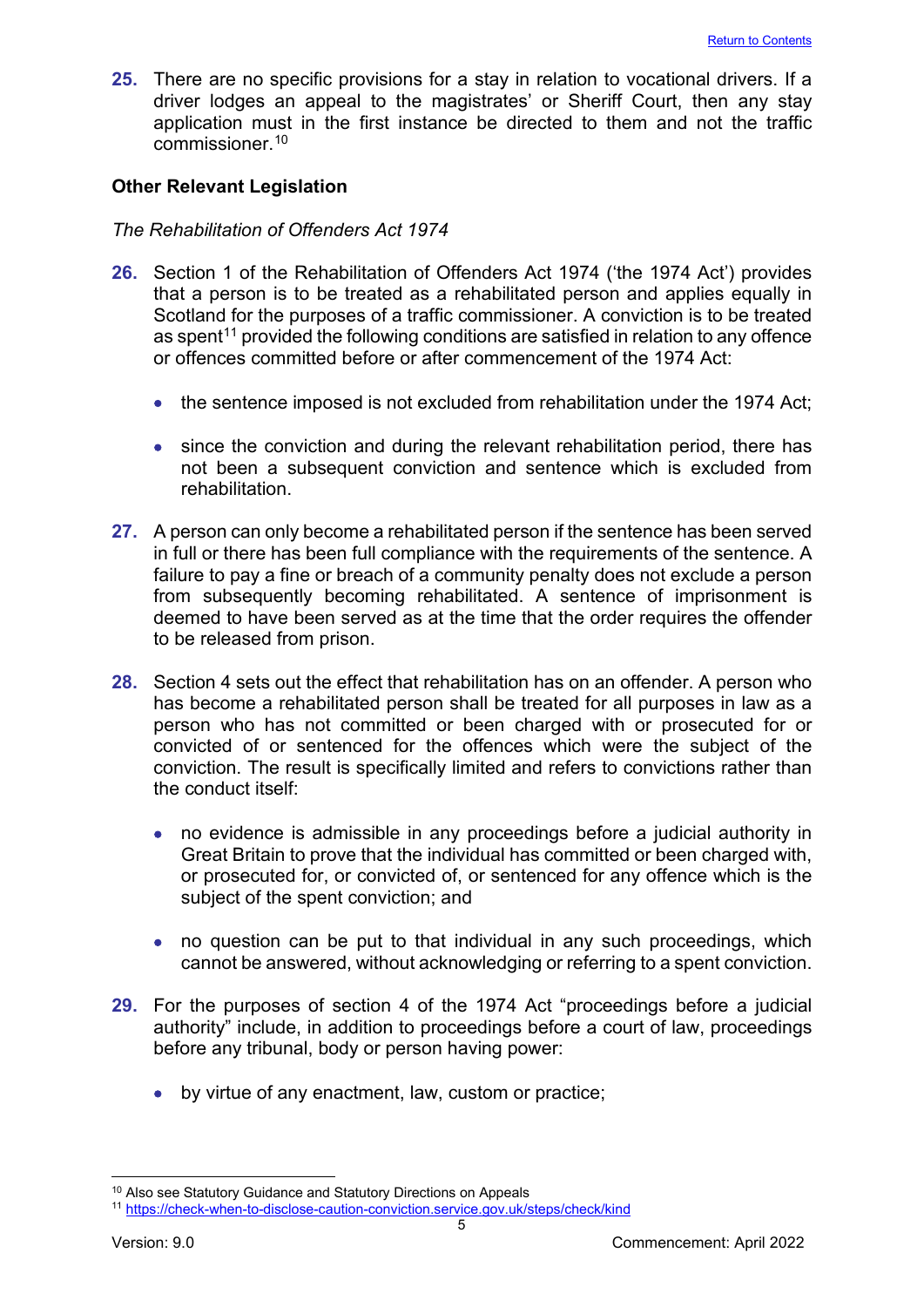**25.** There are no specific provisions for a stay in relation to vocational drivers. If a driver lodges an appeal to the magistrates' or Sheriff Court, then any stay application must in the first instance be directed to them and not the traffic commissioner.[10]

**Other Relevant Legislation**

*The Rehabilitation of Offenders Act 1974*

**26.** Section 1 of the Rehabilitation of Offenders Act 1974 ('the 1974 Act') provides that a person is to be treated as a rehabilitated person and applies equally in Scotland for the purposes of a traffic commissioner. A conviction is to be treated as spent[11] provided the following conditions are satisfied in relation to any offence or offences committed before or after commencement of the 1974 Act:

- the sentence imposed is not excluded from rehabilitation under the 1974 Act;
- since the conviction and during the relevant rehabilitation period, there has not been a subsequent conviction and sentence which is excluded from rehabilitation.

**27.** A person can only become a rehabilitated person if the sentence has been served in full or there has been full compliance with the requirements of the sentence. A failure to pay a fine or breach of a community penalty does not exclude a person from subsequently becoming rehabilitated. A sentence of imprisonment is deemed to have been served as at the time that the order requires the offender to be released from prison.

**28.** Section 4 sets out the effect that rehabilitation has on an offender. A person who has become a rehabilitated person shall be treated for all purposes in law as a person who has not committed or been charged with or prosecuted for or convicted of or sentenced for the offences which were the subject of the conviction. The result is specifically limited and refers to convictions rather than the conduct itself:

- no evidence is admissible in any proceedings before a judicial authority in Great Britain to prove that the individual has committed or been charged with, or prosecuted for, or convicted of, or sentenced for any offence which is the subject of the spent conviction; and
- no question can be put to that individual in any such proceedings, which cannot be answered, without acknowledging or referring to a spent conviction.

**29.** For the purposes of section 4 of the 1974 Act "proceedings before a judicial authority" include, in addition to proceedings before a court of law, proceedings before any tribunal, body or person having power:

- by virtue of any enactment, law, custom or practice;

---

[10] Also see Statutory Guidance and Statutory Directions on Appeals

[11] https://check-when-to-disclose-caution-conviction.service.gov.uk/steps/check/kind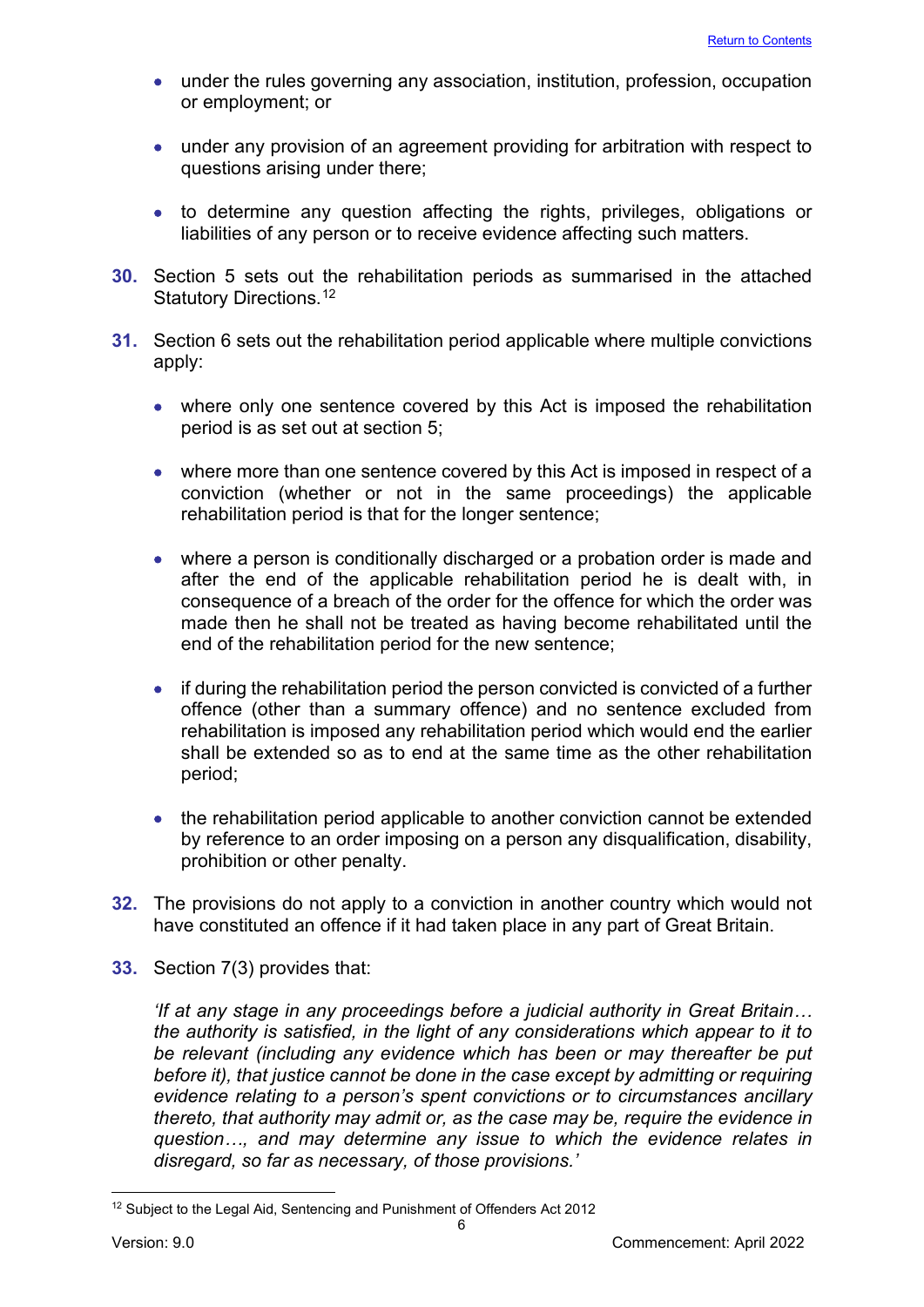- under the rules governing any association, institution, profession, occupation or employment; or

- under any provision of an agreement providing for arbitration with respect to questions arising under there;

- to determine any question affecting the rights, privileges, obligations or liabilities of any person or to receive evidence affecting such matters.

**30.** Section 5 sets out the rehabilitation periods as summarised in the attached Statutory Directions.[12]

**31.** Section 6 sets out the rehabilitation period applicable where multiple convictions apply:

- where only one sentence covered by this Act is imposed the rehabilitation period is as set out at section 5;

- where more than one sentence covered by this Act is imposed in respect of a conviction (whether or not in the same proceedings) the applicable rehabilitation period is that for the longer sentence;

- where a person is conditionally discharged or a probation order is made and after the end of the applicable rehabilitation period he is dealt with, in consequence of a breach of the order for the offence for which the order was made then he shall not be treated as having become rehabilitated until the end of the rehabilitation period for the new sentence;

- if during the rehabilitation period the person convicted is convicted of a further offence (other than a summary offence) and no sentence excluded from rehabilitation is imposed any rehabilitation period which would end the earlier shall be extended so as to end at the same time as the other rehabilitation period;

- the rehabilitation period applicable to another conviction cannot be extended by reference to an order imposing on a person any disqualification, disability, prohibition or other penalty.

**32.** The provisions do not apply to a conviction in another country which would not have constituted an offence if it had taken place in any part of Great Britain.

**33.** Section 7(3) provides that:

*'If at any stage in any proceedings before a judicial authority in Great Britain… the authority is satisfied, in the light of any considerations which appear to it to be relevant (including any evidence which has been or may thereafter be put before it), that justice cannot be done in the case except by admitting or requiring evidence relating to a person's spent convictions or to circumstances ancillary thereto, that authority may admit or, as the case may be, require the evidence in question…, and may determine any issue to which the evidence relates in disregard, so far as necessary, of those provisions.'*

---

[12] Subject to the Legal Aid, Sentencing and Punishment of Offenders Act 2012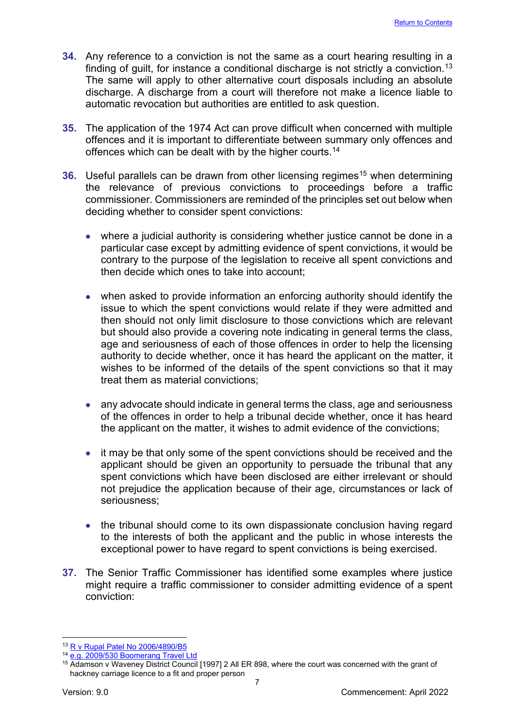34. Any reference to a conviction is not the same as a court hearing resulting in a finding of guilt, for instance a conditional discharge is not strictly a conviction.[13] The same will apply to other alternative court disposals including an absolute discharge. A discharge from a court will therefore not make a licence liable to automatic revocation but authorities are entitled to ask question.

35. The application of the 1974 Act can prove difficult when concerned with multiple offences and it is important to differentiate between summary only offences and offences which can be dealt with by the higher courts.[14]

36. Useful parallels can be drawn from other licensing regimes[15] when determining the relevance of previous convictions to proceedings before a traffic commissioner. Commissioners are reminded of the principles set out below when deciding whether to consider spent convictions:

- where a judicial authority is considering whether justice cannot be done in a particular case except by admitting evidence of spent convictions, it would be contrary to the purpose of the legislation to receive all spent convictions and then decide which ones to take into account;

- when asked to provide information an enforcing authority should identify the issue to which the spent convictions would relate if they were admitted and then should not only limit disclosure to those convictions which are relevant but should also provide a covering note indicating in general terms the class, age and seriousness of each of those offences in order to help the licensing authority to decide whether, once it has heard the applicant on the matter, it wishes to be informed of the details of the spent convictions so that it may treat them as material convictions;

- any advocate should indicate in general terms the class, age and seriousness of the offences in order to help a tribunal decide whether, once it has heard the applicant on the matter, it wishes to admit evidence of the convictions;

- it may be that only some of the spent convictions should be received and the applicant should be given an opportunity to persuade the tribunal that any spent convictions which have been disclosed are either irrelevant or should not prejudice the application because of their age, circumstances or lack of seriousness;

- the tribunal should come to its own dispassionate conclusion having regard to the interests of both the applicant and the public in whose interests the exceptional power to have regard to spent convictions is being exercised.

37. The Senior Traffic Commissioner has identified some examples where justice might require a traffic commissioner to consider admitting evidence of a spent conviction:

---

[13] R v Rupal Patel No 2006/4890/B5

[14] e.g. 2009/530 Boomerang Travel Ltd

[15] Adamson v Waveney District Council [1997] 2 All ER 898, where the court was concerned with the grant of hackney carriage licence to a fit and proper person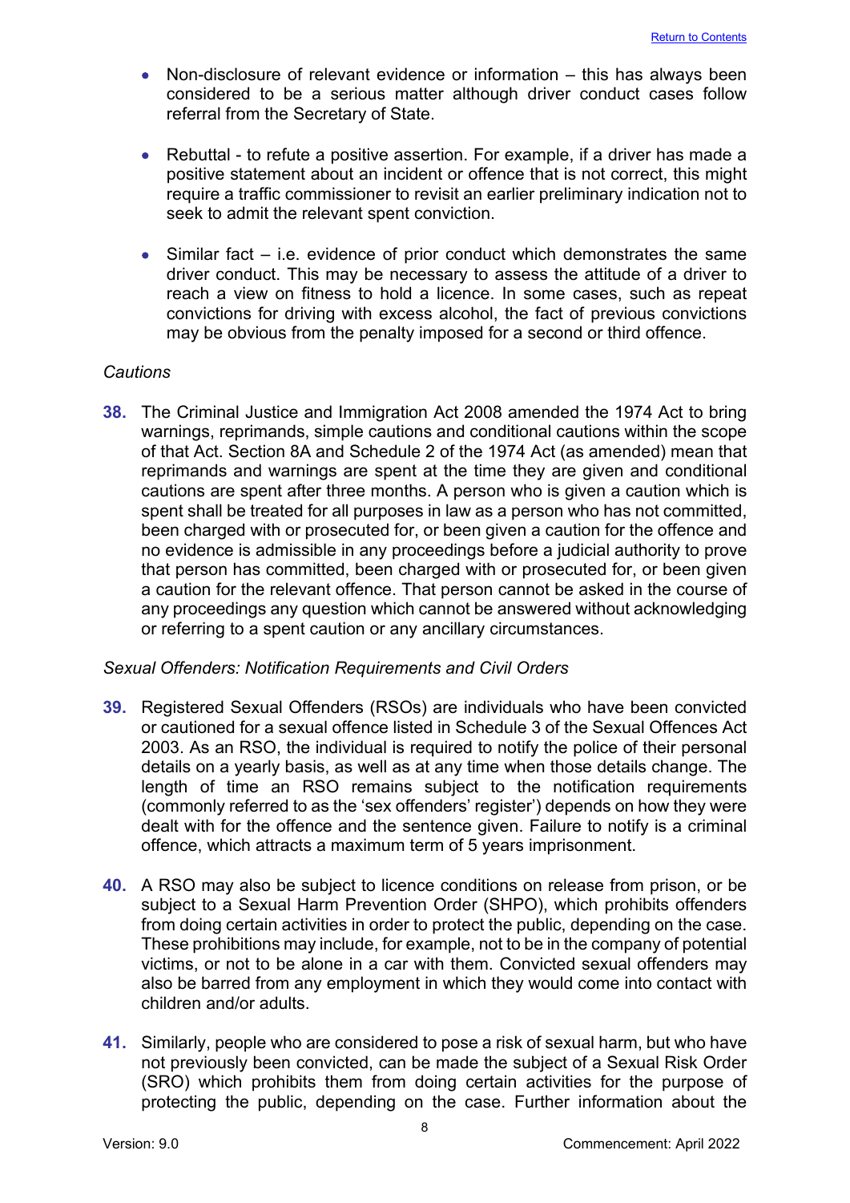- Non-disclosure of relevant evidence or information – this has always been considered to be a serious matter although driver conduct cases follow referral from the Secretary of State.

- Rebuttal - to refute a positive assertion. For example, if a driver has made a positive statement about an incident or offence that is not correct, this might require a traffic commissioner to revisit an earlier preliminary indication not to seek to admit the relevant spent conviction.

- Similar fact – i.e. evidence of prior conduct which demonstrates the same driver conduct. This may be necessary to assess the attitude of a driver to reach a view on fitness to hold a licence. In some cases, such as repeat convictions for driving with excess alcohol, the fact of previous convictions may be obvious from the penalty imposed for a second or third offence.

*Cautions*

**38.** The Criminal Justice and Immigration Act 2008 amended the 1974 Act to bring warnings, reprimands, simple cautions and conditional cautions within the scope of that Act. Section 8A and Schedule 2 of the 1974 Act (as amended) mean that reprimands and warnings are spent at the time they are given and conditional cautions are spent after three months. A person who is given a caution which is spent shall be treated for all purposes in law as a person who has not committed, been charged with or prosecuted for, or been given a caution for the offence and no evidence is admissible in any proceedings before a judicial authority to prove that person has committed, been charged with or prosecuted for, or been given a caution for the relevant offence. That person cannot be asked in the course of any proceedings any question which cannot be answered without acknowledging or referring to a spent caution or any ancillary circumstances.

*Sexual Offenders: Notification Requirements and Civil Orders*

**39.** Registered Sexual Offenders (RSOs) are individuals who have been convicted or cautioned for a sexual offence listed in Schedule 3 of the Sexual Offences Act 2003. As an RSO, the individual is required to notify the police of their personal details on a yearly basis, as well as at any time when those details change. The length of time an RSO remains subject to the notification requirements (commonly referred to as the 'sex offenders' register') depends on how they were dealt with for the offence and the sentence given. Failure to notify is a criminal offence, which attracts a maximum term of 5 years imprisonment.

**40.** A RSO may also be subject to licence conditions on release from prison, or be subject to a Sexual Harm Prevention Order (SHPO), which prohibits offenders from doing certain activities in order to protect the public, depending on the case. These prohibitions may include, for example, not to be in the company of potential victims, or not to be alone in a car with them. Convicted sexual offenders may also be barred from any employment in which they would come into contact with children and/or adults.

**41.** Similarly, people who are considered to pose a risk of sexual harm, but who have not previously been convicted, can be made the subject of a Sexual Risk Order (SRO) which prohibits them from doing certain activities for the purpose of protecting the public, depending on the case. Further information about the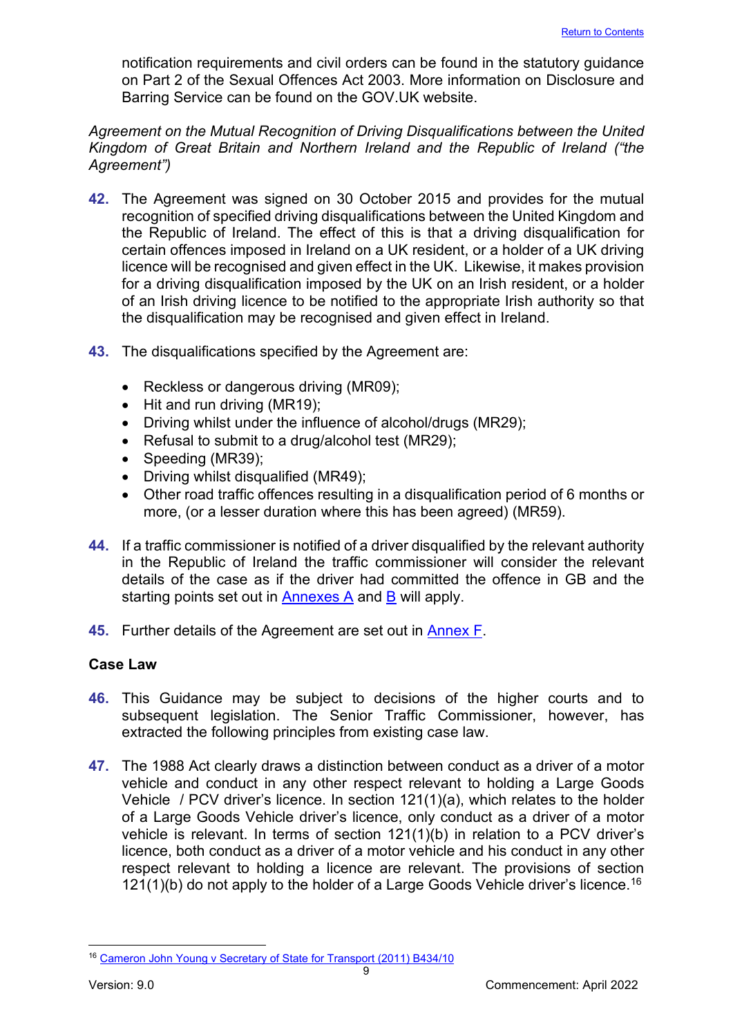notification requirements and civil orders can be found in the statutory guidance on Part 2 of the Sexual Offences Act 2003. More information on Disclosure and Barring Service can be found on the GOV.UK website.

*Agreement on the Mutual Recognition of Driving Disqualifications between the United Kingdom of Great Britain and Northern Ireland and the Republic of Ireland ("the Agreement")*

**42.** The Agreement was signed on 30 October 2015 and provides for the mutual recognition of specified driving disqualifications between the United Kingdom and the Republic of Ireland. The effect of this is that a driving disqualification for certain offences imposed in Ireland on a UK resident, or a holder of a UK driving licence will be recognised and given effect in the UK. Likewise, it makes provision for a driving disqualification imposed by the UK on an Irish resident, or a holder of an Irish driving licence to be notified to the appropriate Irish authority so that the disqualification may be recognised and given effect in Ireland.

**43.** The disqualifications specified by the Agreement are:

- Reckless or dangerous driving (MR09);
- Hit and run driving (MR19);
- Driving whilst under the influence of alcohol/drugs (MR29);
- Refusal to submit to a drug/alcohol test (MR29);
- Speeding (MR39);
- Driving whilst disqualified (MR49);
- Other road traffic offences resulting in a disqualification period of 6 months or more, (or a lesser duration where this has been agreed) (MR59).

**44.** If a traffic commissioner is notified of a driver disqualified by the relevant authority in the Republic of Ireland the traffic commissioner will consider the relevant details of the case as if the driver had committed the offence in GB and the starting points set out in Annexes A and B will apply.

**45.** Further details of the Agreement are set out in Annex F.

**Case Law**

**46.** This Guidance may be subject to decisions of the higher courts and to subsequent legislation. The Senior Traffic Commissioner, however, has extracted the following principles from existing case law.

**47.** The 1988 Act clearly draws a distinction between conduct as a driver of a motor vehicle and conduct in any other respect relevant to holding a Large Goods Vehicle / PCV driver's licence. In section 121(1)(a), which relates to the holder of a Large Goods Vehicle driver's licence, only conduct as a driver of a motor vehicle is relevant. In terms of section 121(1)(b) in relation to a PCV driver's licence, both conduct as a driver of a motor vehicle and his conduct in any other respect relevant to holding a licence are relevant. The provisions of section 121(1)(b) do not apply to the holder of a Large Goods Vehicle driver's licence.[16]

[16] Cameron John Young v Secretary of State for Transport (2011) B434/10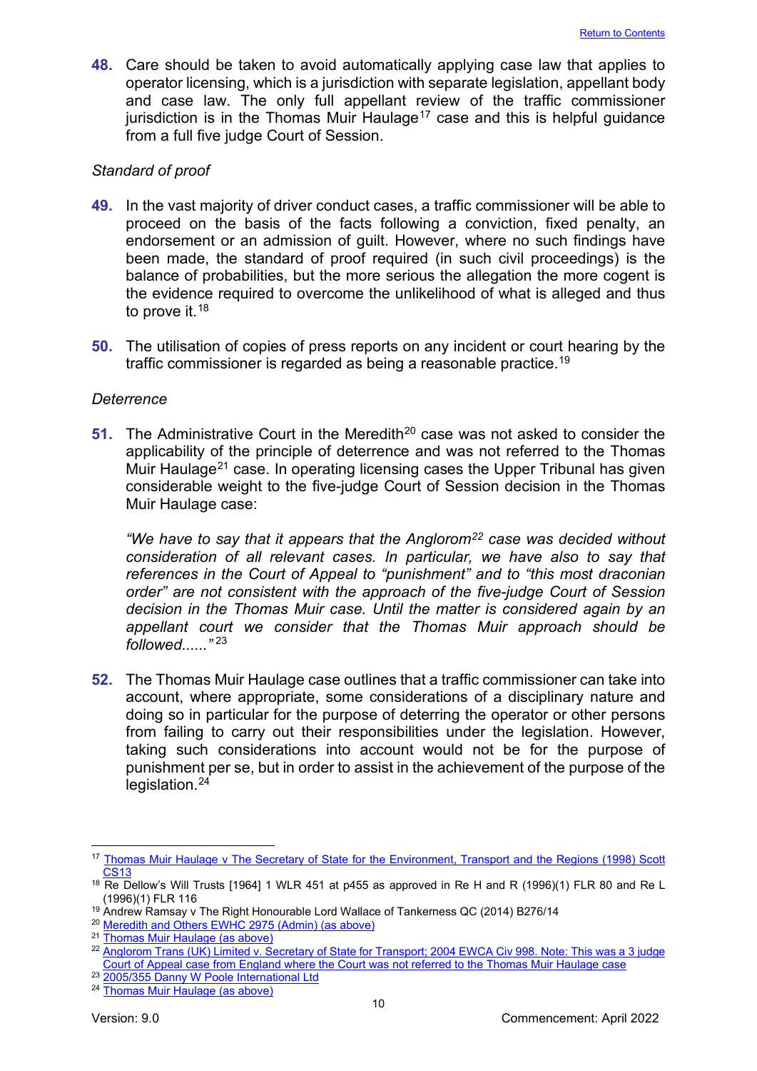**48.** Care should be taken to avoid automatically applying case law that applies to operator licensing, which is a jurisdiction with separate legislation, appellant body and case law. The only full appellant review of the traffic commissioner jurisdiction is in the Thomas Muir Haulage[17] case and this is helpful guidance from a full five judge Court of Session.

*Standard of proof*

**49.** In the vast majority of driver conduct cases, a traffic commissioner will be able to proceed on the basis of the facts following a conviction, fixed penalty, an endorsement or an admission of guilt. However, where no such findings have been made, the standard of proof required (in such civil proceedings) is the balance of probabilities, but the more serious the allegation the more cogent is the evidence required to overcome the unlikelihood of what is alleged and thus to prove it.[18]

**50.** The utilisation of copies of press reports on any incident or court hearing by the traffic commissioner is regarded as being a reasonable practice.[19]

*Deterrence*

**51.** The Administrative Court in the Meredith[20] case was not asked to consider the applicability of the principle of deterrence and was not referred to the Thomas Muir Haulage[21] case. In operating licensing cases the Upper Tribunal has given considerable weight to the five-judge Court of Session decision in the Thomas Muir Haulage case:

*"We have to say that it appears that the Anglorom[22] case was decided without consideration of all relevant cases. In particular, we have also to say that references in the Court of Appeal to "punishment" and to "this most draconian order" are not consistent with the approach of the five-judge Court of Session decision in the Thomas Muir case. Until the matter is considered again by an appellant court we consider that the Thomas Muir approach should be followed......"*[23]

**52.** The Thomas Muir Haulage case outlines that a traffic commissioner can take into account, where appropriate, some considerations of a disciplinary nature and doing so in particular for the purpose of deterring the operator or other persons from failing to carry out their responsibilities under the legislation. However, taking such considerations into account would not be for the purpose of punishment per se, but in order to assist in the achievement of the purpose of the legislation.[24]

---

[17] Thomas Muir Haulage v The Secretary of State for the Environment, Transport and the Regions (1998) Scott CS13

[18] Re Dellow's Will Trusts [1964] 1 WLR 451 at p455 as approved in Re H and R (1996)(1) FLR 80 and Re L (1996)(1) FLR 116

[19] Andrew Ramsay v The Right Honourable Lord Wallace of Tankerness QC (2014) B276/14

[20] Meredith and Others EWHC 2975 (Admin) (as above)

[21] Thomas Muir Haulage (as above)

[22] Anglorom Trans (UK) Limited v. Secretary of State for Transport; 2004 EWCA Civ 998. Note: This was a 3 judge Court of Appeal case from England where the Court was not referred to the Thomas Muir Haulage case

[23] 2005/355 Danny W Poole International Ltd

[24] Thomas Muir Haulage (as above)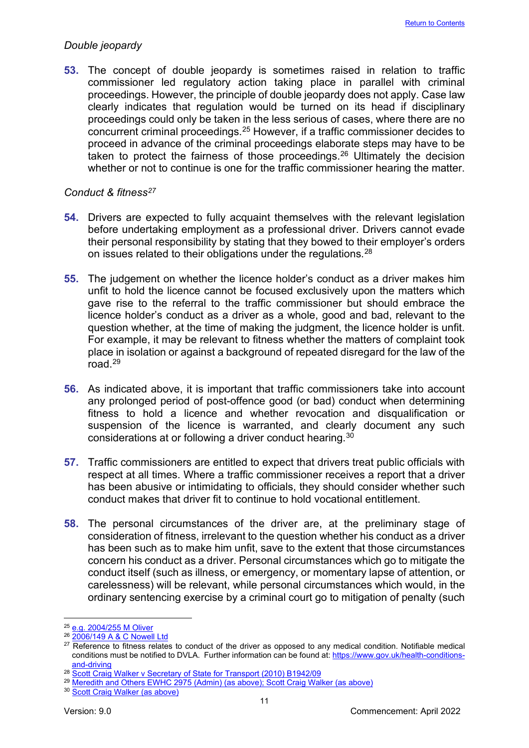*Double jeopardy*

**53.** The concept of double jeopardy is sometimes raised in relation to traffic commissioner led regulatory action taking place in parallel with criminal proceedings. However, the principle of double jeopardy does not apply. Case law clearly indicates that regulation would be turned on its head if disciplinary proceedings could only be taken in the less serious of cases, where there are no concurrent criminal proceedings.[25] However, if a traffic commissioner decides to proceed in advance of the criminal proceedings elaborate steps may have to be taken to protect the fairness of those proceedings.[26] Ultimately the decision whether or not to continue is one for the traffic commissioner hearing the matter.

*Conduct & fitness*[27]

**54.** Drivers are expected to fully acquaint themselves with the relevant legislation before undertaking employment as a professional driver. Drivers cannot evade their personal responsibility by stating that they bowed to their employer's orders on issues related to their obligations under the regulations.[28]

**55.** The judgement on whether the licence holder's conduct as a driver makes him unfit to hold the licence cannot be focused exclusively upon the matters which gave rise to the referral to the traffic commissioner but should embrace the licence holder's conduct as a driver as a whole, good and bad, relevant to the question whether, at the time of making the judgment, the licence holder is unfit. For example, it may be relevant to fitness whether the matters of complaint took place in isolation or against a background of repeated disregard for the law of the road.[29]

**56.** As indicated above, it is important that traffic commissioners take into account any prolonged period of post-offence good (or bad) conduct when determining fitness to hold a licence and whether revocation and disqualification or suspension of the licence is warranted, and clearly document any such considerations at or following a driver conduct hearing.[30]

**57.** Traffic commissioners are entitled to expect that drivers treat public officials with respect at all times. Where a traffic commissioner receives a report that a driver has been abusive or intimidating to officials, they should consider whether such conduct makes that driver fit to continue to hold vocational entitlement.

**58.** The personal circumstances of the driver are, at the preliminary stage of consideration of fitness, irrelevant to the question whether his conduct as a driver has been such as to make him unfit, save to the extent that those circumstances concern his conduct as a driver. Personal circumstances which go to mitigate the conduct itself (such as illness, or emergency, or momentary lapse of attention, or carelessness) will be relevant, while personal circumstances which would, in the ordinary sentencing exercise by a criminal court go to mitigation of penalty (such

---

[25] e.g. 2004/255 M Oliver

[26] 2006/149 A & C Nowell Ltd

[27] Reference to fitness relates to conduct of the driver as opposed to any medical condition. Notifiable medical conditions must be notified to DVLA. Further information can be found at: https://www.gov.uk/health-conditions-and-driving

[28] Scott Craig Walker v Secretary of State for Transport (2010) B1942/09

[29] Meredith and Others EWHC 2975 (Admin) (as above); Scott Craig Walker (as above)

[30] Scott Craig Walker (as above)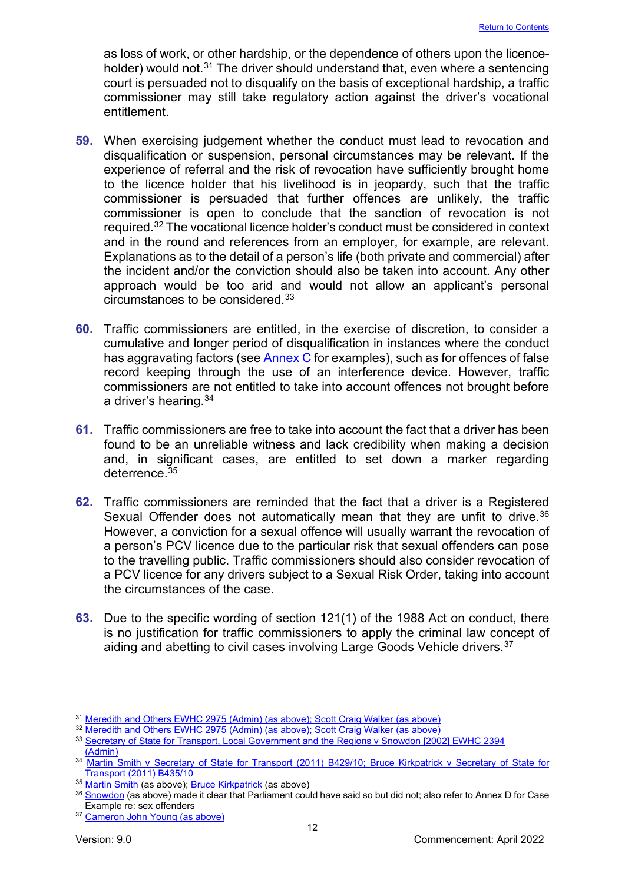as loss of work, or other hardship, or the dependence of others upon the licence-holder) would not.[31] The driver should understand that, even where a sentencing court is persuaded not to disqualify on the basis of exceptional hardship, a traffic commissioner may still take regulatory action against the driver's vocational entitlement.

**59.** When exercising judgement whether the conduct must lead to revocation and disqualification or suspension, personal circumstances may be relevant. If the experience of referral and the risk of revocation have sufficiently brought home to the licence holder that his livelihood is in jeopardy, such that the traffic commissioner is persuaded that further offences are unlikely, the traffic commissioner is open to conclude that the sanction of revocation is not required.[32] The vocational licence holder's conduct must be considered in context and in the round and references from an employer, for example, are relevant. Explanations as to the detail of a person's life (both private and commercial) after the incident and/or the conviction should also be taken into account. Any other approach would be too arid and would not allow an applicant's personal circumstances to be considered.[33]

**60.** Traffic commissioners are entitled, in the exercise of discretion, to consider a cumulative and longer period of disqualification in instances where the conduct has aggravating factors (see Annex C for examples), such as for offences of false record keeping through the use of an interference device. However, traffic commissioners are not entitled to take into account offences not brought before a driver's hearing.[34]

**61.** Traffic commissioners are free to take into account the fact that a driver has been found to be an unreliable witness and lack credibility when making a decision and, in significant cases, are entitled to set down a marker regarding deterrence.[35]

**62.** Traffic commissioners are reminded that the fact that a driver is a Registered Sexual Offender does not automatically mean that they are unfit to drive.[36] However, a conviction for a sexual offence will usually warrant the revocation of a person's PCV licence due to the particular risk that sexual offenders can pose to the travelling public. Traffic commissioners should also consider revocation of a PCV licence for any drivers subject to a Sexual Risk Order, taking into account the circumstances of the case.

**63.** Due to the specific wording of section 121(1) of the 1988 Act on conduct, there is no justification for traffic commissioners to apply the criminal law concept of aiding and abetting to civil cases involving Large Goods Vehicle drivers.[37]

---

[31] Meredith and Others EWHC 2975 (Admin) (as above); Scott Craig Walker (as above)

[32] Meredith and Others EWHC 2975 (Admin) (as above); Scott Craig Walker (as above)

[33] Secretary of State for Transport, Local Government and the Regions v Snowdon [2002] EWHC 2394 (Admin)

[34] Martin Smith v Secretary of State for Transport (2011) B429/10; Bruce Kirkpatrick v Secretary of State for Transport (2011) B435/10

[35] Martin Smith (as above); Bruce Kirkpatrick (as above)

[36] Snowdon (as above) made it clear that Parliament could have said so but did not; also refer to Annex D for Case Example re: sex offenders

[37] Cameron John Young (as above)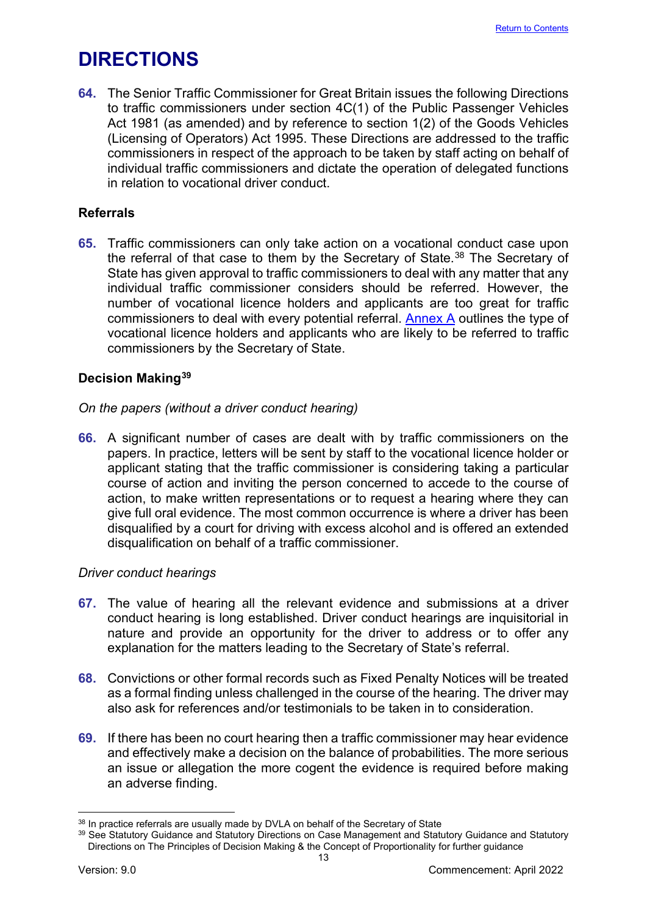# DIRECTIONS

**64.** The Senior Traffic Commissioner for Great Britain issues the following Directions to traffic commissioners under section 4C(1) of the Public Passenger Vehicles Act 1981 (as amended) and by reference to section 1(2) of the Goods Vehicles (Licensing of Operators) Act 1995. These Directions are addressed to the traffic commissioners in respect of the approach to be taken by staff acting on behalf of individual traffic commissioners and dictate the operation of delegated functions in relation to vocational driver conduct.

### Referrals

**65.** Traffic commissioners can only take action on a vocational conduct case upon the referral of that case to them by the Secretary of State.[38] The Secretary of State has given approval to traffic commissioners to deal with any matter that any individual traffic commissioner considers should be referred. However, the number of vocational licence holders and applicants are too great for traffic commissioners to deal with every potential referral. Annex A outlines the type of vocational licence holders and applicants who are likely to be referred to traffic commissioners by the Secretary of State.

### Decision Making[39]

*On the papers (without a driver conduct hearing)*

**66.** A significant number of cases are dealt with by traffic commissioners on the papers. In practice, letters will be sent by staff to the vocational licence holder or applicant stating that the traffic commissioner is considering taking a particular course of action and inviting the person concerned to accede to the course of action, to make written representations or to request a hearing where they can give full oral evidence. The most common occurrence is where a driver has been disqualified by a court for driving with excess alcohol and is offered an extended disqualification on behalf of a traffic commissioner.

*Driver conduct hearings*

**67.** The value of hearing all the relevant evidence and submissions at a driver conduct hearing is long established. Driver conduct hearings are inquisitorial in nature and provide an opportunity for the driver to address or to offer any explanation for the matters leading to the Secretary of State's referral.

**68.** Convictions or other formal records such as Fixed Penalty Notices will be treated as a formal finding unless challenged in the course of the hearing. The driver may also ask for references and/or testimonials to be taken in to consideration.

**69.** If there has been no court hearing then a traffic commissioner may hear evidence and effectively make a decision on the balance of probabilities. The more serious an issue or allegation the more cogent the evidence is required before making an adverse finding.

---

[38] In practice referrals are usually made by DVLA on behalf of the Secretary of State

[39] See Statutory Guidance and Statutory Directions on Case Management and Statutory Guidance and Statutory Directions on The Principles of Decision Making & the Concept of Proportionality for further guidance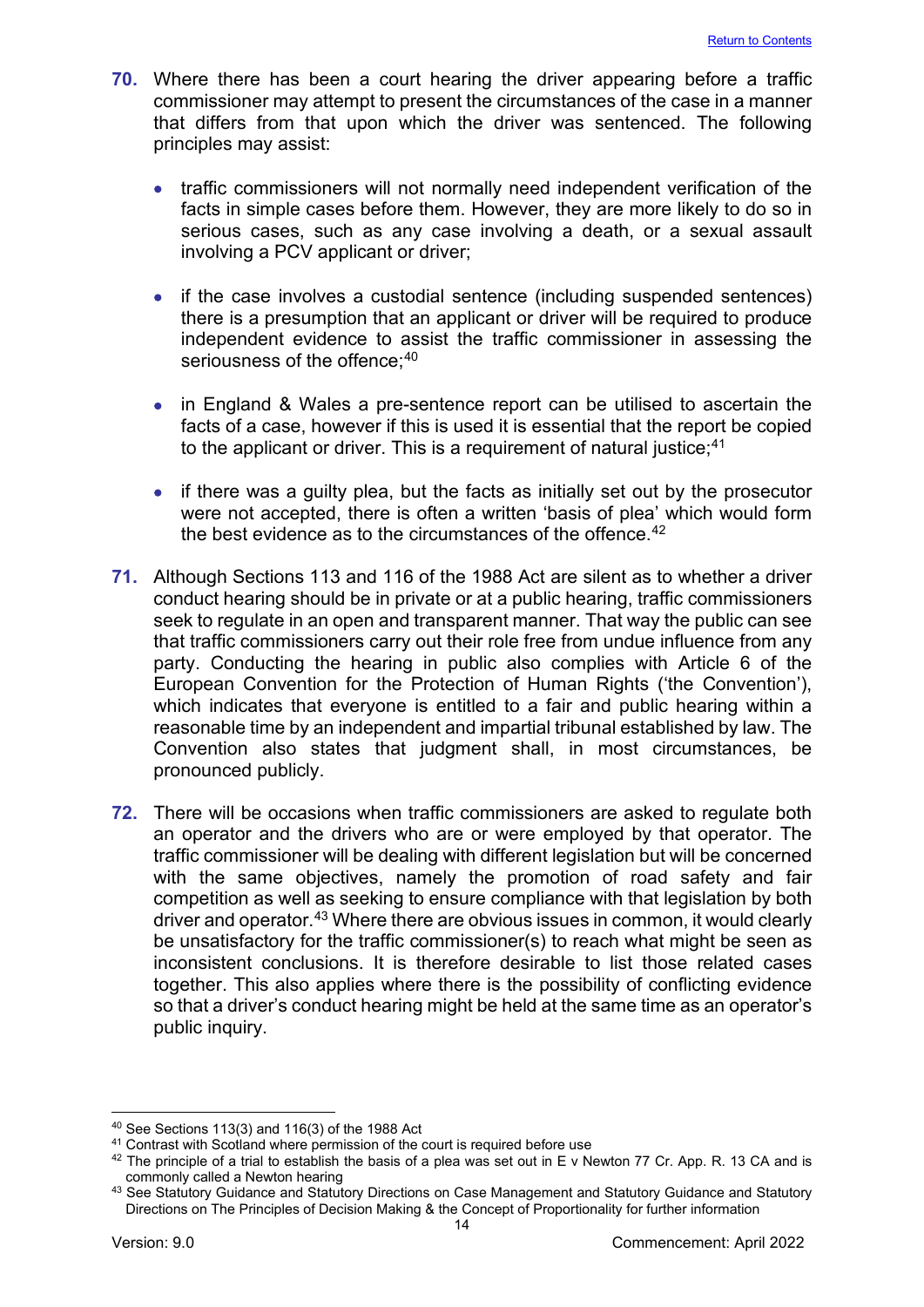70. Where there has been a court hearing the driver appearing before a traffic commissioner may attempt to present the circumstances of the case in a manner that differs from that upon which the driver was sentenced. The following principles may assist:

   - traffic commissioners will not normally need independent verification of the facts in simple cases before them. However, they are more likely to do so in serious cases, such as any case involving a death, or a sexual assault involving a PCV applicant or driver;

   - if the case involves a custodial sentence (including suspended sentences) there is a presumption that an applicant or driver will be required to produce independent evidence to assist the traffic commissioner in assessing the seriousness of the offence;[40]

   - in England & Wales a pre-sentence report can be utilised to ascertain the facts of a case, however if this is used it is essential that the report be copied to the applicant or driver. This is a requirement of natural justice;[41]

   - if there was a guilty plea, but the facts as initially set out by the prosecutor were not accepted, there is often a written 'basis of plea' which would form the best evidence as to the circumstances of the offence.[42]

71. Although Sections 113 and 116 of the 1988 Act are silent as to whether a driver conduct hearing should be in private or at a public hearing, traffic commissioners seek to regulate in an open and transparent manner. That way the public can see that traffic commissioners carry out their role free from undue influence from any party. Conducting the hearing in public also complies with Article 6 of the European Convention for the Protection of Human Rights ('the Convention'), which indicates that everyone is entitled to a fair and public hearing within a reasonable time by an independent and impartial tribunal established by law. The Convention also states that judgment shall, in most circumstances, be pronounced publicly.

72. There will be occasions when traffic commissioners are asked to regulate both an operator and the drivers who are or were employed by that operator. The traffic commissioner will be dealing with different legislation but will be concerned with the same objectives, namely the promotion of road safety and fair competition as well as seeking to ensure compliance with that legislation by both driver and operator.[43] Where there are obvious issues in common, it would clearly be unsatisfactory for the traffic commissioner(s) to reach what might be seen as inconsistent conclusions. It is therefore desirable to list those related cases together. This also applies where there is the possibility of conflicting evidence so that a driver's conduct hearing might be held at the same time as an operator's public inquiry.

---

[40] See Sections 113(3) and 116(3) of the 1988 Act

[41] Contrast with Scotland where permission of the court is required before use

[42] The principle of a trial to establish the basis of a plea was set out in E v Newton 77 Cr. App. R. 13 CA and is commonly called a Newton hearing

[43] See Statutory Guidance and Statutory Directions on Case Management and Statutory Guidance and Statutory Directions on The Principles of Decision Making & the Concept of Proportionality for further information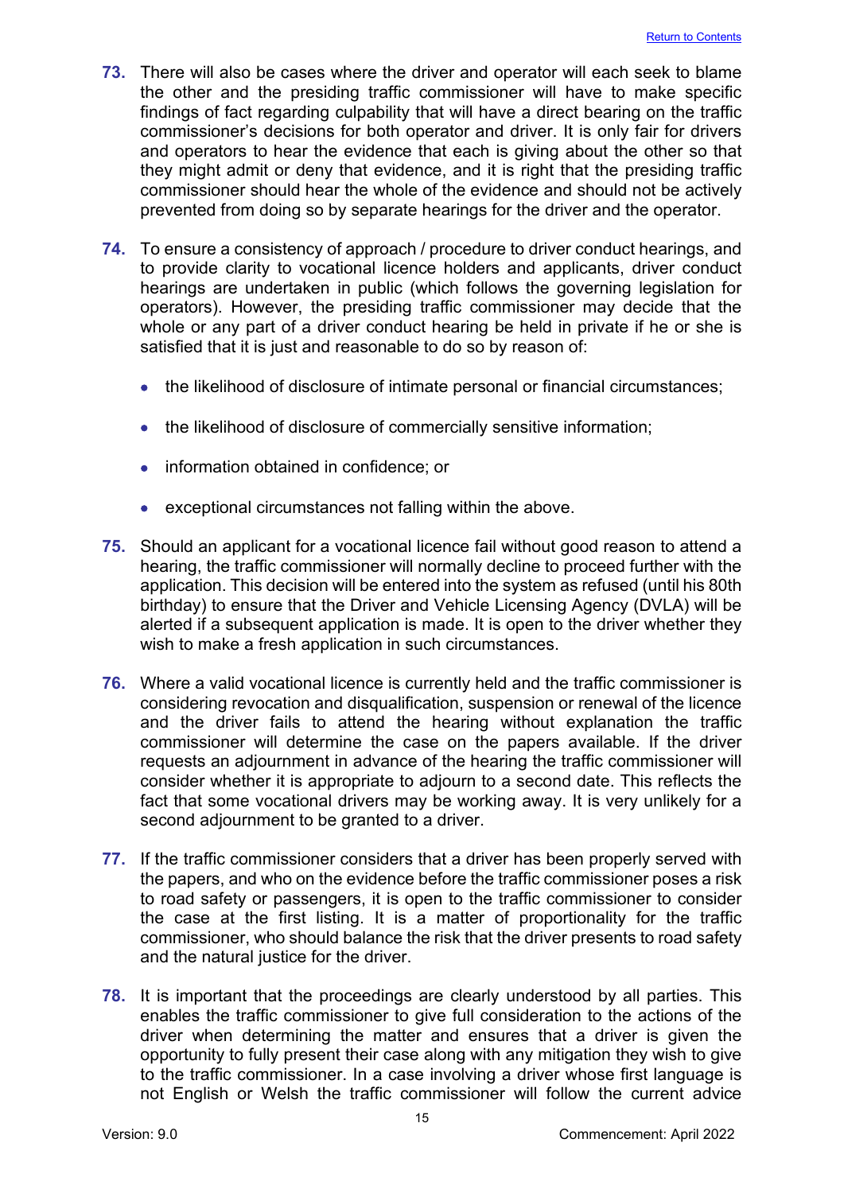73. There will also be cases where the driver and operator will each seek to blame the other and the presiding traffic commissioner will have to make specific findings of fact regarding culpability that will have a direct bearing on the traffic commissioner's decisions for both operator and driver. It is only fair for drivers and operators to hear the evidence that each is giving about the other so that they might admit or deny that evidence, and it is right that the presiding traffic commissioner should hear the whole of the evidence and should not be actively prevented from doing so by separate hearings for the driver and the operator.

74. To ensure a consistency of approach / procedure to driver conduct hearings, and to provide clarity to vocational licence holders and applicants, driver conduct hearings are undertaken in public (which follows the governing legislation for operators). However, the presiding traffic commissioner may decide that the whole or any part of a driver conduct hearing be held in private if he or she is satisfied that it is just and reasonable to do so by reason of:

- the likelihood of disclosure of intimate personal or financial circumstances;
- the likelihood of disclosure of commercially sensitive information;
- information obtained in confidence; or
- exceptional circumstances not falling within the above.

75. Should an applicant for a vocational licence fail without good reason to attend a hearing, the traffic commissioner will normally decline to proceed further with the application. This decision will be entered into the system as refused (until his 80th birthday) to ensure that the Driver and Vehicle Licensing Agency (DVLA) will be alerted if a subsequent application is made. It is open to the driver whether they wish to make a fresh application in such circumstances.

76. Where a valid vocational licence is currently held and the traffic commissioner is considering revocation and disqualification, suspension or renewal of the licence and the driver fails to attend the hearing without explanation the traffic commissioner will determine the case on the papers available. If the driver requests an adjournment in advance of the hearing the traffic commissioner will consider whether it is appropriate to adjourn to a second date. This reflects the fact that some vocational drivers may be working away. It is very unlikely for a second adjournment to be granted to a driver.

77. If the traffic commissioner considers that a driver has been properly served with the papers, and who on the evidence before the traffic commissioner poses a risk to road safety or passengers, it is open to the traffic commissioner to consider the case at the first listing. It is a matter of proportionality for the traffic commissioner, who should balance the risk that the driver presents to road safety and the natural justice for the driver.

78. It is important that the proceedings are clearly understood by all parties. This enables the traffic commissioner to give full consideration to the actions of the driver when determining the matter and ensures that a driver is given the opportunity to fully present their case along with any mitigation they wish to give to the traffic commissioner. In a case involving a driver whose first language is not English or Welsh the traffic commissioner will follow the current advice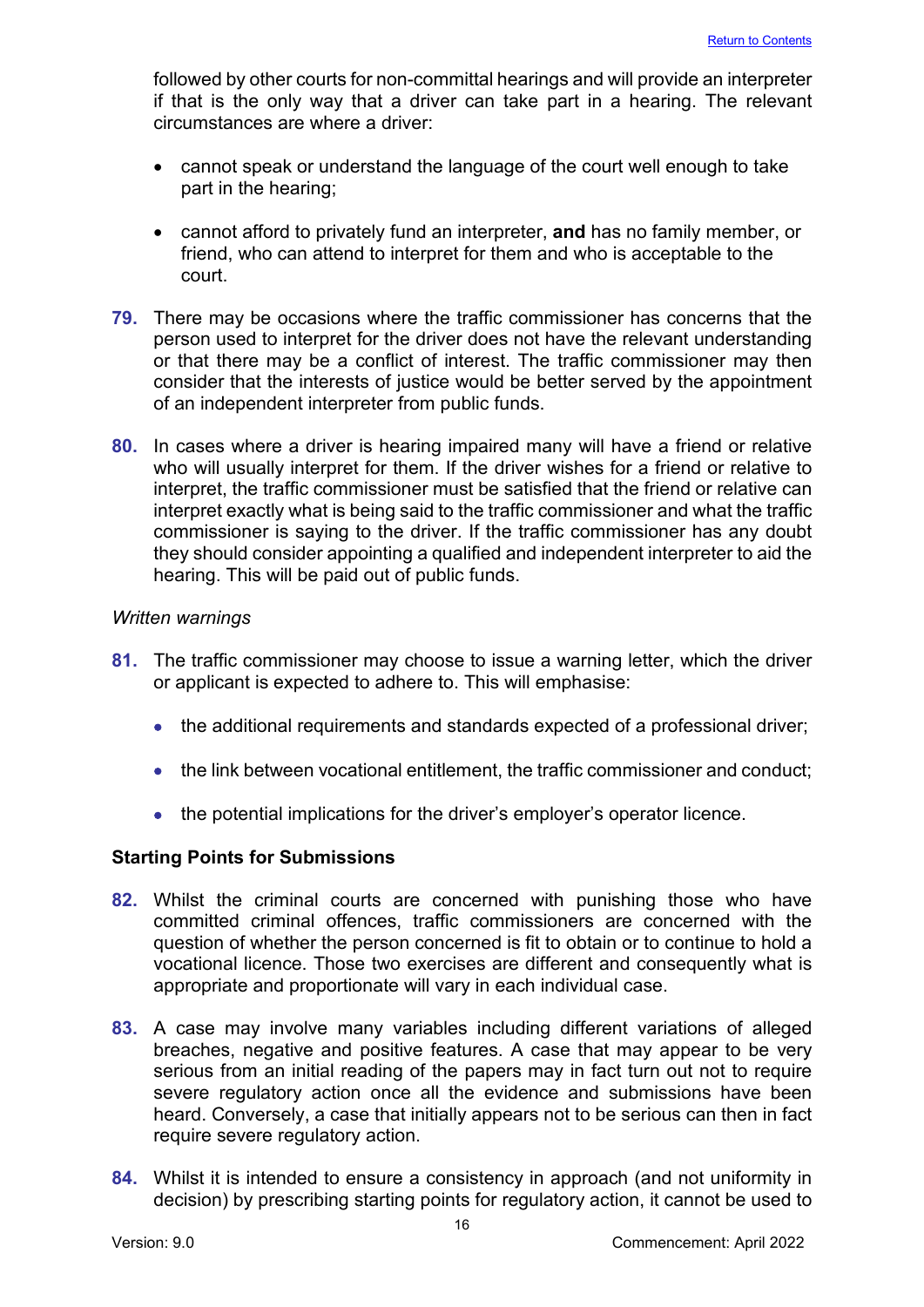followed by other courts for non-committal hearings and will provide an interpreter if that is the only way that a driver can take part in a hearing. The relevant circumstances are where a driver:

- cannot speak or understand the language of the court well enough to take part in the hearing;
- cannot afford to privately fund an interpreter, **and** has no family member, or friend, who can attend to interpret for them and who is acceptable to the court.

**79.** There may be occasions where the traffic commissioner has concerns that the person used to interpret for the driver does not have the relevant understanding or that there may be a conflict of interest. The traffic commissioner may then consider that the interests of justice would be better served by the appointment of an independent interpreter from public funds.

**80.** In cases where a driver is hearing impaired many will have a friend or relative who will usually interpret for them. If the driver wishes for a friend or relative to interpret, the traffic commissioner must be satisfied that the friend or relative can interpret exactly what is being said to the traffic commissioner and what the traffic commissioner is saying to the driver. If the traffic commissioner has any doubt they should consider appointing a qualified and independent interpreter to aid the hearing. This will be paid out of public funds.

*Written warnings*

**81.** The traffic commissioner may choose to issue a warning letter, which the driver or applicant is expected to adhere to. This will emphasise:

- the additional requirements and standards expected of a professional driver;
- the link between vocational entitlement, the traffic commissioner and conduct;
- the potential implications for the driver's employer's operator licence.

### Starting Points for Submissions

**82.** Whilst the criminal courts are concerned with punishing those who have committed criminal offences, traffic commissioners are concerned with the question of whether the person concerned is fit to obtain or to continue to hold a vocational licence. Those two exercises are different and consequently what is appropriate and proportionate will vary in each individual case.

**83.** A case may involve many variables including different variations of alleged breaches, negative and positive features. A case that may appear to be very serious from an initial reading of the papers may in fact turn out not to require severe regulatory action once all the evidence and submissions have been heard. Conversely, a case that initially appears not to be serious can then in fact require severe regulatory action.

**84.** Whilst it is intended to ensure a consistency in approach (and not uniformity in decision) by prescribing starting points for regulatory action, it cannot be used to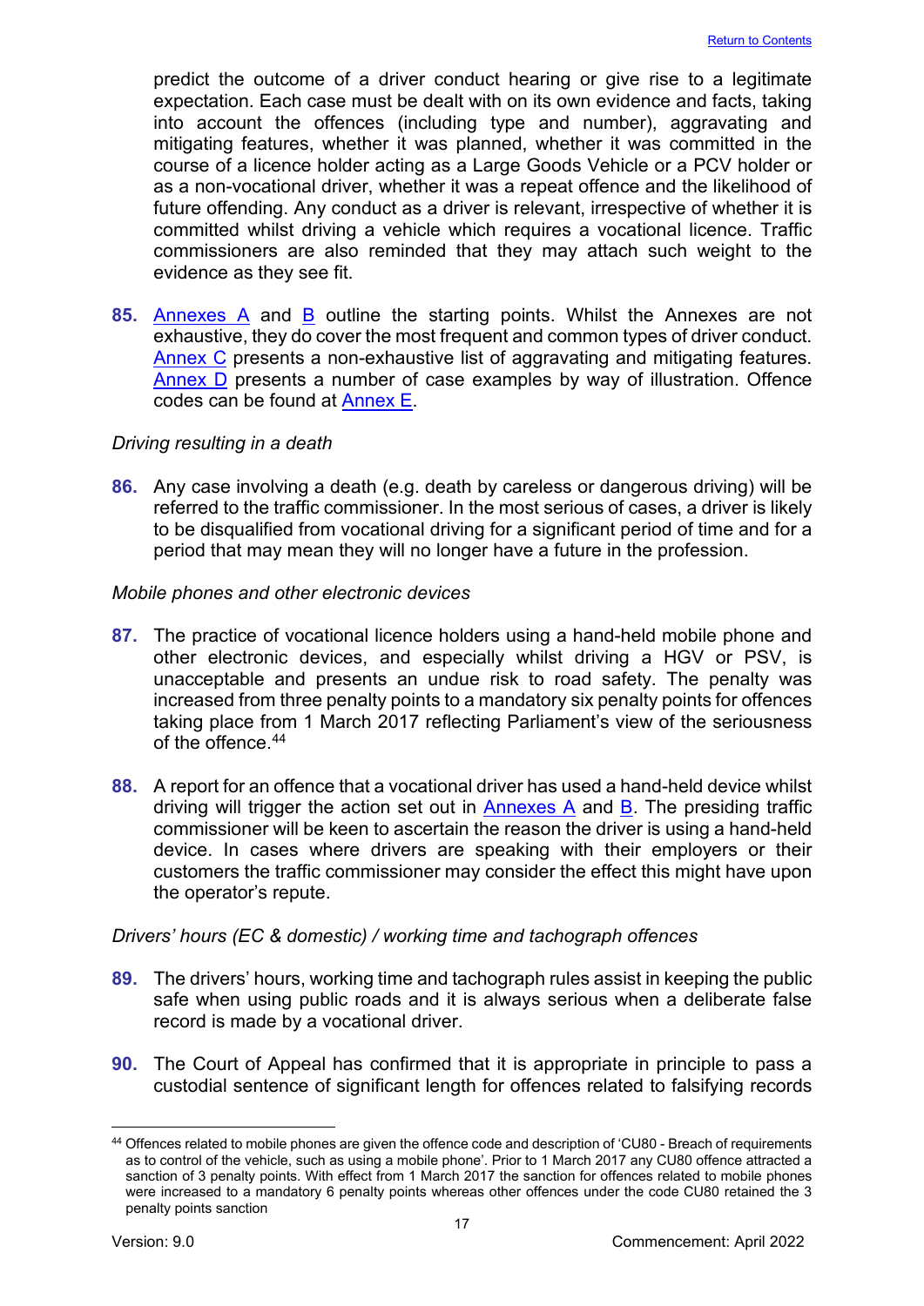predict the outcome of a driver conduct hearing or give rise to a legitimate expectation. Each case must be dealt with on its own evidence and facts, taking into account the offences (including type and number), aggravating and mitigating features, whether it was planned, whether it was committed in the course of a licence holder acting as a Large Goods Vehicle or a PCV holder or as a non-vocational driver, whether it was a repeat offence and the likelihood of future offending. Any conduct as a driver is relevant, irrespective of whether it is committed whilst driving a vehicle which requires a vocational licence. Traffic commissioners are also reminded that they may attach such weight to the evidence as they see fit.

**85.** Annexes A and B outline the starting points. Whilst the Annexes are not exhaustive, they do cover the most frequent and common types of driver conduct. Annex C presents a non-exhaustive list of aggravating and mitigating features. Annex D presents a number of case examples by way of illustration. Offence codes can be found at Annex E.

*Driving resulting in a death*

**86.** Any case involving a death (e.g. death by careless or dangerous driving) will be referred to the traffic commissioner. In the most serious of cases, a driver is likely to be disqualified from vocational driving for a significant period of time and for a period that may mean they will no longer have a future in the profession.

*Mobile phones and other electronic devices*

**87.** The practice of vocational licence holders using a hand-held mobile phone and other electronic devices, and especially whilst driving a HGV or PSV, is unacceptable and presents an undue risk to road safety. The penalty was increased from three penalty points to a mandatory six penalty points for offences taking place from 1 March 2017 reflecting Parliament's view of the seriousness of the offence.[44]

**88.** A report for an offence that a vocational driver has used a hand-held device whilst driving will trigger the action set out in Annexes A and B. The presiding traffic commissioner will be keen to ascertain the reason the driver is using a hand-held device. In cases where drivers are speaking with their employers or their customers the traffic commissioner may consider the effect this might have upon the operator's repute.

*Drivers' hours (EC & domestic) / working time and tachograph offences*

**89.** The drivers' hours, working time and tachograph rules assist in keeping the public safe when using public roads and it is always serious when a deliberate false record is made by a vocational driver.

**90.** The Court of Appeal has confirmed that it is appropriate in principle to pass a custodial sentence of significant length for offences related to falsifying records

---

[44] Offences related to mobile phones are given the offence code and description of 'CU80 - Breach of requirements as to control of the vehicle, such as using a mobile phone'. Prior to 1 March 2017 any CU80 offence attracted a sanction of 3 penalty points. With effect from 1 March 2017 the sanction for offences related to mobile phones were increased to a mandatory 6 penalty points whereas other offences under the code CU80 retained the 3 penalty points sanction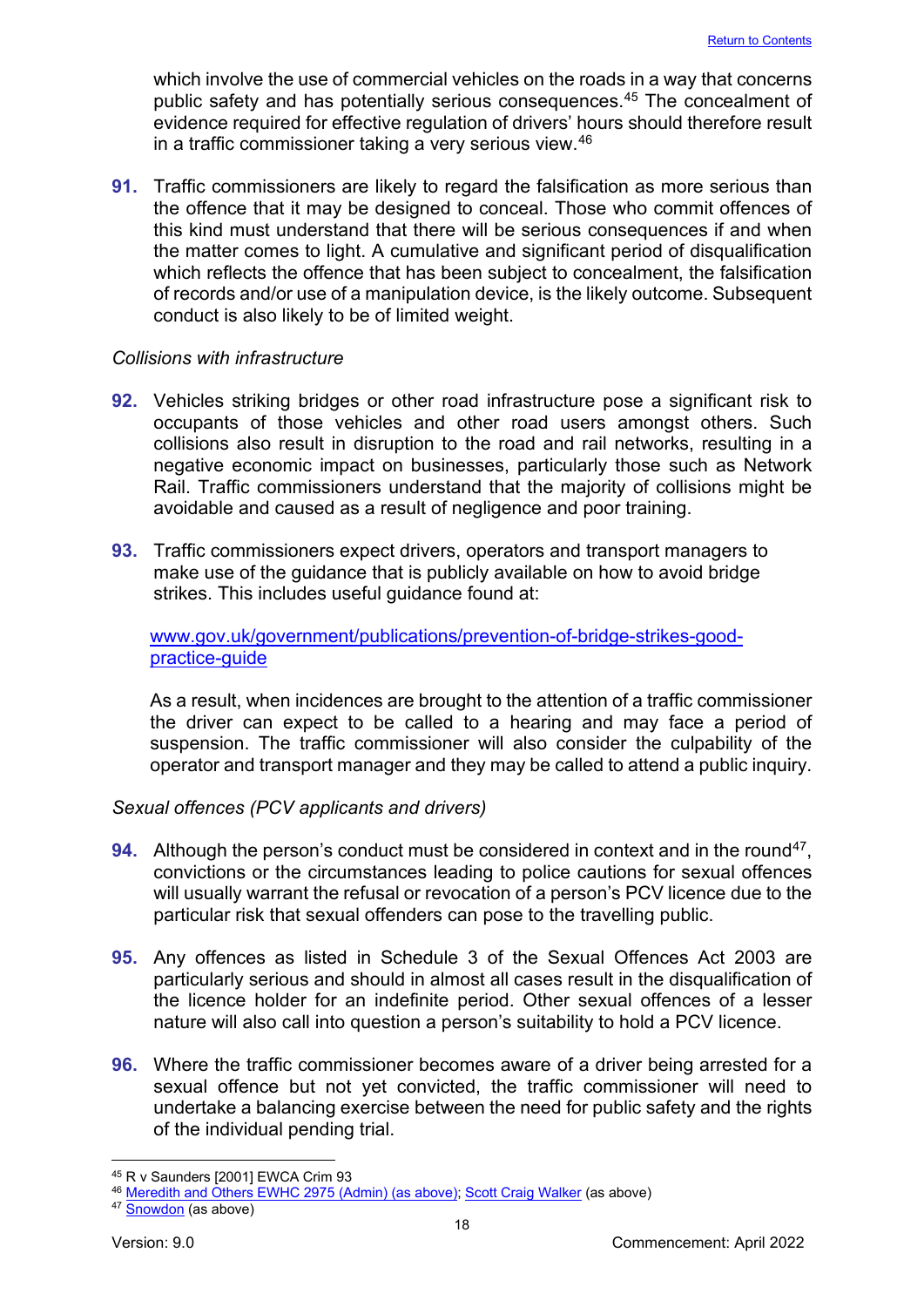which involve the use of commercial vehicles on the roads in a way that concerns public safety and has potentially serious consequences.[45] The concealment of evidence required for effective regulation of drivers' hours should therefore result in a traffic commissioner taking a very serious view.[46]

**91.** Traffic commissioners are likely to regard the falsification as more serious than the offence that it may be designed to conceal. Those who commit offences of this kind must understand that there will be serious consequences if and when the matter comes to light. A cumulative and significant period of disqualification which reflects the offence that has been subject to concealment, the falsification of records and/or use of a manipulation device, is the likely outcome. Subsequent conduct is also likely to be of limited weight.

*Collisions with infrastructure*

**92.** Vehicles striking bridges or other road infrastructure pose a significant risk to occupants of those vehicles and other road users amongst others. Such collisions also result in disruption to the road and rail networks, resulting in a negative economic impact on businesses, particularly those such as Network Rail. Traffic commissioners understand that the majority of collisions might be avoidable and caused as a result of negligence and poor training.

**93.** Traffic commissioners expect drivers, operators and transport managers to make use of the guidance that is publicly available on how to avoid bridge strikes. This includes useful guidance found at:

[www.gov.uk/government/publications/prevention-of-bridge-strikes-good-practice-guide](www.gov.uk/government/publications/prevention-of-bridge-strikes-good-practice-guide)

As a result, when incidences are brought to the attention of a traffic commissioner the driver can expect to be called to a hearing and may face a period of suspension. The traffic commissioner will also consider the culpability of the operator and transport manager and they may be called to attend a public inquiry.

*Sexual offences (PCV applicants and drivers)*

**94.** Although the person's conduct must be considered in context and in the round[47], convictions or the circumstances leading to police cautions for sexual offences will usually warrant the refusal or revocation of a person's PCV licence due to the particular risk that sexual offenders can pose to the travelling public.

**95.** Any offences as listed in Schedule 3 of the Sexual Offences Act 2003 are particularly serious and should in almost all cases result in the disqualification of the licence holder for an indefinite period. Other sexual offences of a lesser nature will also call into question a person's suitability to hold a PCV licence.

**96.** Where the traffic commissioner becomes aware of a driver being arrested for a sexual offence but not yet convicted, the traffic commissioner will need to undertake a balancing exercise between the need for public safety and the rights of the individual pending trial.

---

[45] R v Saunders [2001] EWCA Crim 93

[46] Meredith and Others EWHC 2975 (Admin) (as above); Scott Craig Walker (as above)

[47] Snowdon (as above)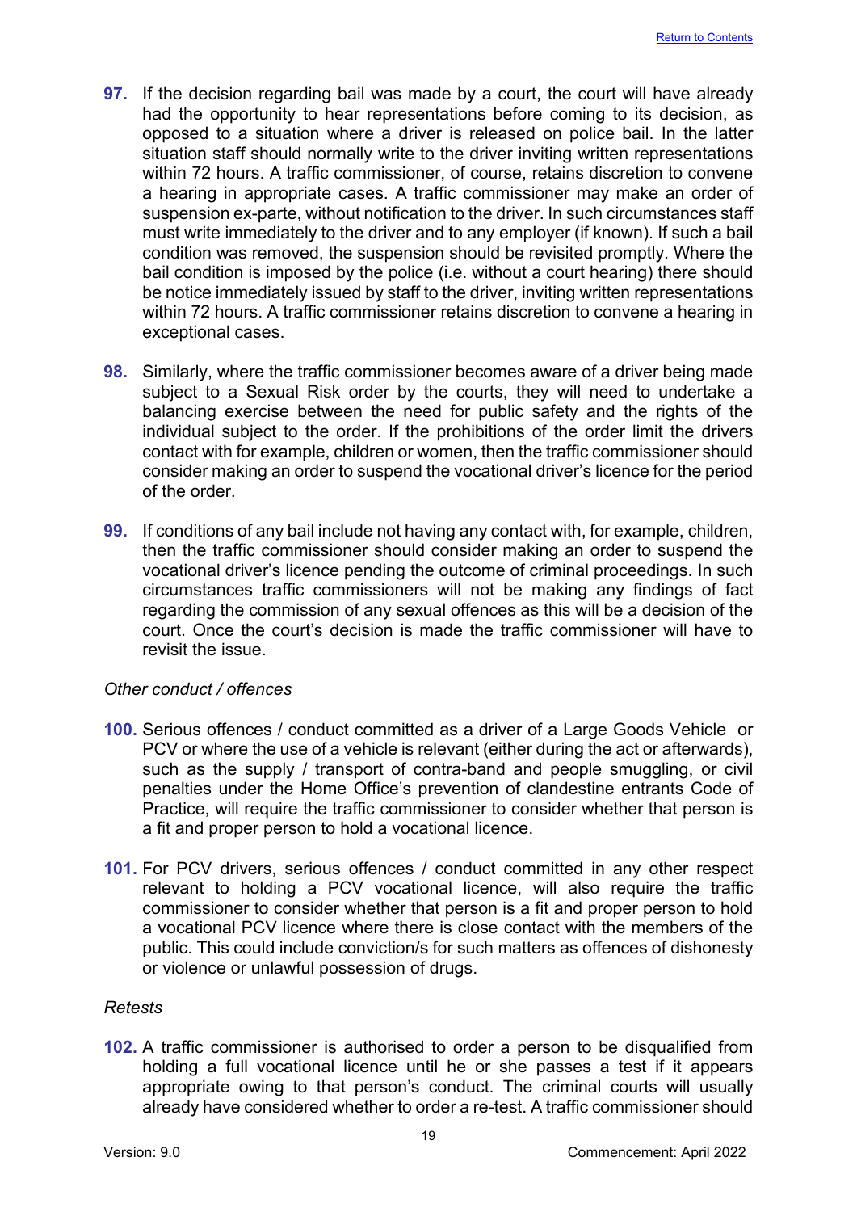97. If the decision regarding bail was made by a court, the court will have already had the opportunity to hear representations before coming to its decision, as opposed to a situation where a driver is released on police bail. In the latter situation staff should normally write to the driver inviting written representations within 72 hours. A traffic commissioner, of course, retains discretion to convene a hearing in appropriate cases. A traffic commissioner may make an order of suspension ex-parte, without notification to the driver. In such circumstances staff must write immediately to the driver and to any employer (if known). If such a bail condition was removed, the suspension should be revisited promptly. Where the bail condition is imposed by the police (i.e. without a court hearing) there should be notice immediately issued by staff to the driver, inviting written representations within 72 hours. A traffic commissioner retains discretion to convene a hearing in exceptional cases.

98. Similarly, where the traffic commissioner becomes aware of a driver being made subject to a Sexual Risk order by the courts, they will need to undertake a balancing exercise between the need for public safety and the rights of the individual subject to the order. If the prohibitions of the order limit the drivers contact with for example, children or women, then the traffic commissioner should consider making an order to suspend the vocational driver's licence for the period of the order.

99. If conditions of any bail include not having any contact with, for example, children, then the traffic commissioner should consider making an order to suspend the vocational driver's licence pending the outcome of criminal proceedings. In such circumstances traffic commissioners will not be making any findings of fact regarding the commission of any sexual offences as this will be a decision of the court. Once the court's decision is made the traffic commissioner will have to revisit the issue.

*Other conduct / offences*

100. Serious offences / conduct committed as a driver of a Large Goods Vehicle or PCV or where the use of a vehicle is relevant (either during the act or afterwards), such as the supply / transport of contra-band and people smuggling, or civil penalties under the Home Office's prevention of clandestine entrants Code of Practice, will require the traffic commissioner to consider whether that person is a fit and proper person to hold a vocational licence.

101. For PCV drivers, serious offences / conduct committed in any other respect relevant to holding a PCV vocational licence, will also require the traffic commissioner to consider whether that person is a fit and proper person to hold a vocational PCV licence where there is close contact with the members of the public. This could include conviction/s for such matters as offences of dishonesty or violence or unlawful possession of drugs.

*Retests*

102. A traffic commissioner is authorised to order a person to be disqualified from holding a full vocational licence until he or she passes a test if it appears appropriate owing to that person's conduct. The criminal courts will usually already have considered whether to order a re-test. A traffic commissioner should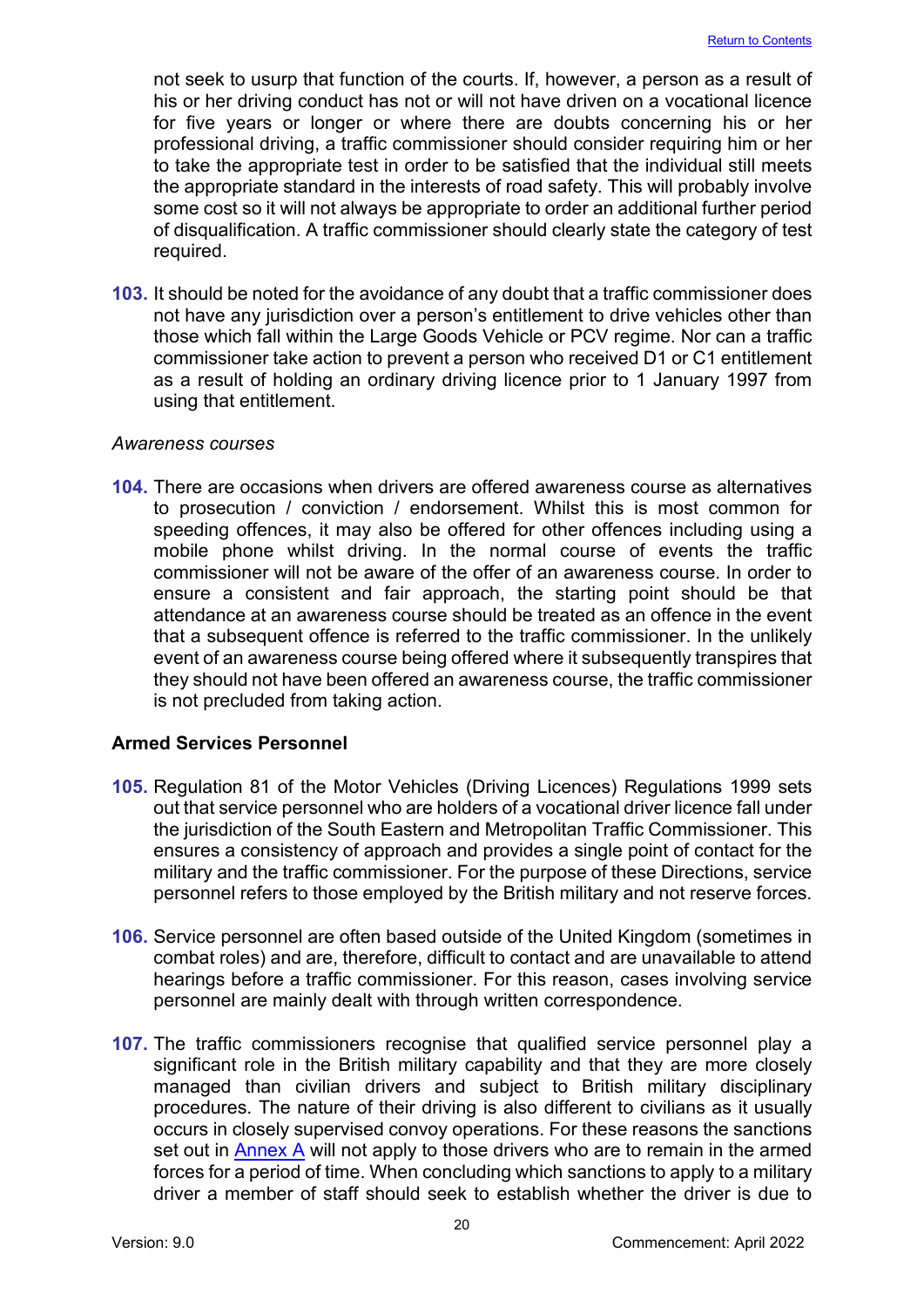not seek to usurp that function of the courts. If, however, a person as a result of his or her driving conduct has not or will not have driven on a vocational licence for five years or longer or where there are doubts concerning his or her professional driving, a traffic commissioner should consider requiring him or her to take the appropriate test in order to be satisfied that the individual still meets the appropriate standard in the interests of road safety. This will probably involve some cost so it will not always be appropriate to order an additional further period of disqualification. A traffic commissioner should clearly state the category of test required.

**103.** It should be noted for the avoidance of any doubt that a traffic commissioner does not have any jurisdiction over a person's entitlement to drive vehicles other than those which fall within the Large Goods Vehicle or PCV regime. Nor can a traffic commissioner take action to prevent a person who received D1 or C1 entitlement as a result of holding an ordinary driving licence prior to 1 January 1997 from using that entitlement.

*Awareness courses*

**104.** There are occasions when drivers are offered awareness course as alternatives to prosecution / conviction / endorsement. Whilst this is most common for speeding offences, it may also be offered for other offences including using a mobile phone whilst driving. In the normal course of events the traffic commissioner will not be aware of the offer of an awareness course. In order to ensure a consistent and fair approach, the starting point should be that attendance at an awareness course should be treated as an offence in the event that a subsequent offence is referred to the traffic commissioner. In the unlikely event of an awareness course being offered where it subsequently transpires that they should not have been offered an awareness course, the traffic commissioner is not precluded from taking action.

### Armed Services Personnel

**105.** Regulation 81 of the Motor Vehicles (Driving Licences) Regulations 1999 sets out that service personnel who are holders of a vocational driver licence fall under the jurisdiction of the South Eastern and Metropolitan Traffic Commissioner. This ensures a consistency of approach and provides a single point of contact for the military and the traffic commissioner. For the purpose of these Directions, service personnel refers to those employed by the British military and not reserve forces.

**106.** Service personnel are often based outside of the United Kingdom (sometimes in combat roles) and are, therefore, difficult to contact and are unavailable to attend hearings before a traffic commissioner. For this reason, cases involving service personnel are mainly dealt with through written correspondence.

**107.** The traffic commissioners recognise that qualified service personnel play a significant role in the British military capability and that they are more closely managed than civilian drivers and subject to British military disciplinary procedures. The nature of their driving is also different to civilians as it usually occurs in closely supervised convoy operations. For these reasons the sanctions set out in Annex A will not apply to those drivers who are to remain in the armed forces for a period of time. When concluding which sanctions to apply to a military driver a member of staff should seek to establish whether the driver is due to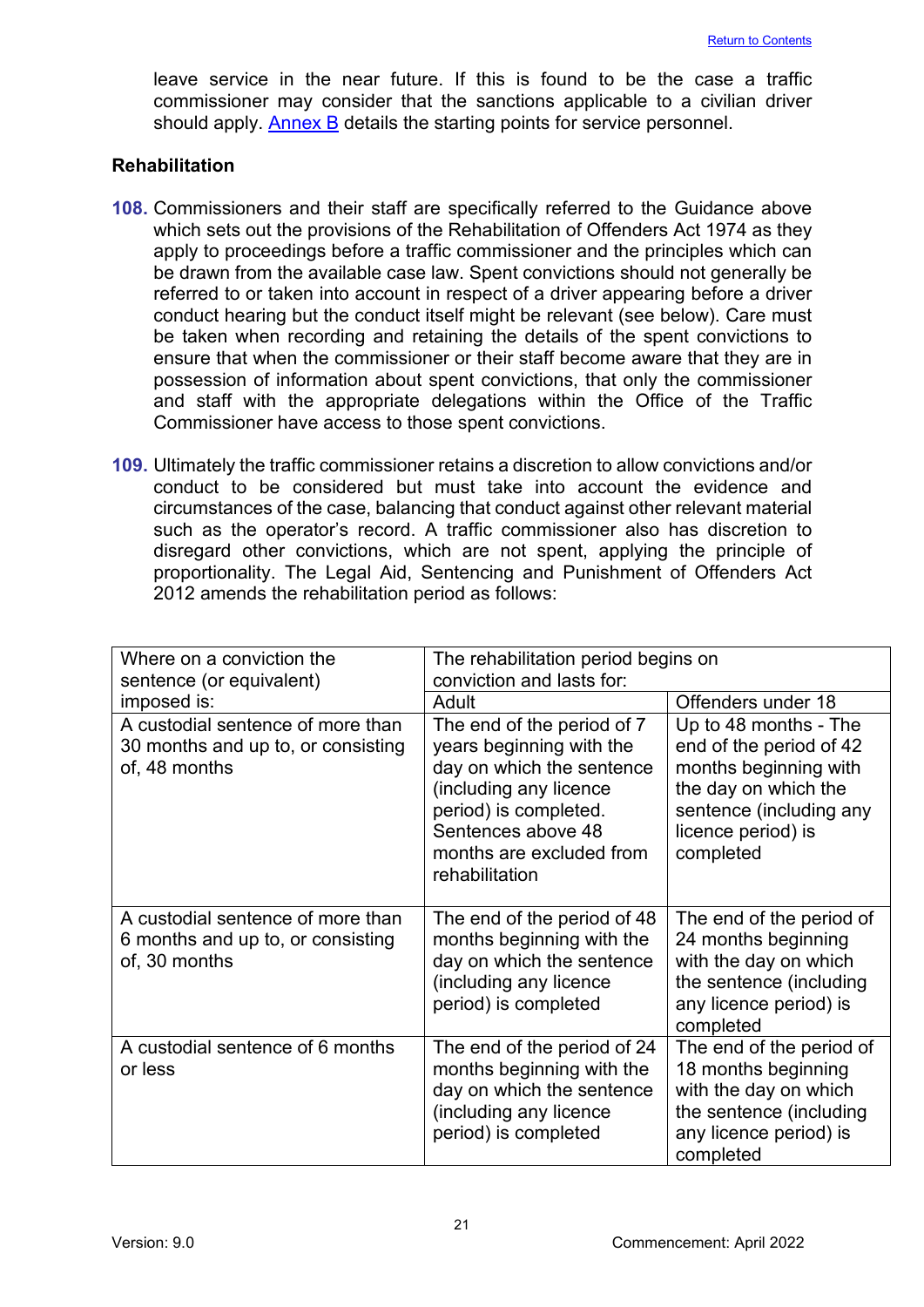leave service in the near future. If this is found to be the case a traffic commissioner may consider that the sanctions applicable to a civilian driver should apply. [Annex B](#) details the starting points for service personnel.

### Rehabilitation

**108.** Commissioners and their staff are specifically referred to the Guidance above which sets out the provisions of the Rehabilitation of Offenders Act 1974 as they apply to proceedings before a traffic commissioner and the principles which can be drawn from the available case law. Spent convictions should not generally be referred to or taken into account in respect of a driver appearing before a driver conduct hearing but the conduct itself might be relevant (see below). Care must be taken when recording and retaining the details of the spent convictions to ensure that when the commissioner or their staff become aware that they are in possession of information about spent convictions, that only the commissioner and staff with the appropriate delegations within the Office of the Traffic Commissioner have access to those spent convictions.

**109.** Ultimately the traffic commissioner retains a discretion to allow convictions and/or conduct to be considered but must take into account the evidence and circumstances of the case, balancing that conduct against other relevant material such as the operator's record. A traffic commissioner also has discretion to disregard other convictions, which are not spent, applying the principle of proportionality. The Legal Aid, Sentencing and Punishment of Offenders Act 2012 amends the rehabilitation period as follows:

| Where on a conviction the sentence (or equivalent) imposed is: | The rehabilitation period begins on conviction and lasts for: | |
|---|---|---|
| | Adult | Offenders under 18 |
| A custodial sentence of more than 30 months and up to, or consisting of, 48 months | The end of the period of 7 years beginning with the day on which the sentence (including any licence period) is completed. Sentences above 48 months are excluded from rehabilitation | Up to 48 months - The end of the period of 42 months beginning with the day on which the sentence (including any licence period) is completed |
| A custodial sentence of more than 6 months and up to, or consisting of, 30 months | The end of the period of 48 months beginning with the day on which the sentence (including any licence period) is completed | The end of the period of 24 months beginning with the day on which the sentence (including any licence period) is completed |
| A custodial sentence of 6 months or less | The end of the period of 24 months beginning with the day on which the sentence (including any licence period) is completed | The end of the period of 18 months beginning with the day on which the sentence (including any licence period) is completed |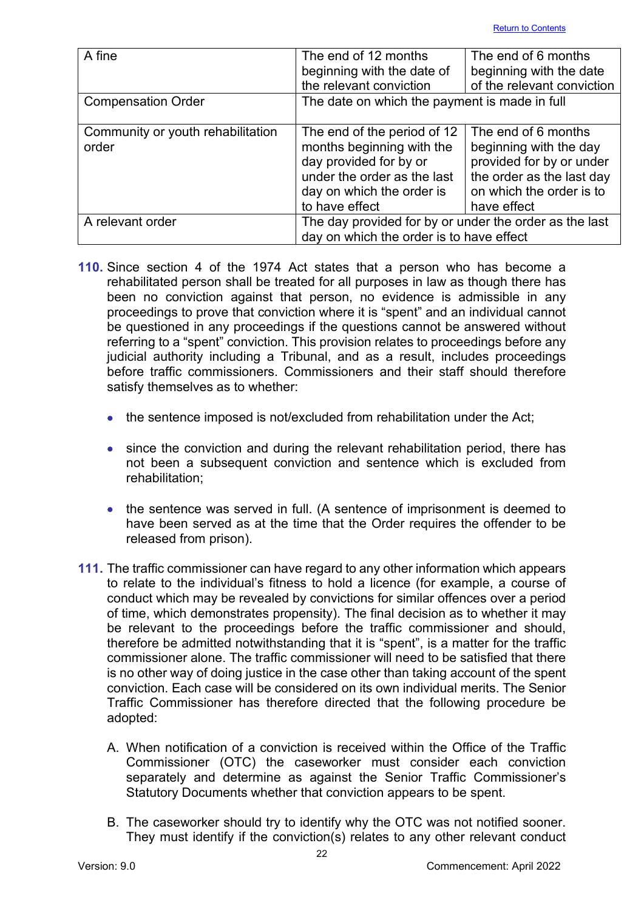| A fine | The end of 12 months beginning with the date of the relevant conviction | The end of 6 months beginning with the date of the relevant conviction |
|---|---|---|
| Compensation Order | The date on which the payment is made in full | |
| Community or youth rehabilitation order | The end of the period of 12 months beginning with the day provided for by or under the order as the last day on which the order is to have effect | The end of 6 months beginning with the day provided for by or under the order as the last day on which the order is to have effect |
| A relevant order | The day provided for by or under the order as the last day on which the order is to have effect | |

**110.** Since section 4 of the 1974 Act states that a person who has become a rehabilitated person shall be treated for all purposes in law as though there has been no conviction against that person, no evidence is admissible in any proceedings to prove that conviction where it is "spent" and an individual cannot be questioned in any proceedings if the questions cannot be answered without referring to a "spent" conviction. This provision relates to proceedings before any judicial authority including a Tribunal, and as a result, includes proceedings before traffic commissioners. Commissioners and their staff should therefore satisfy themselves as to whether:

- the sentence imposed is not/excluded from rehabilitation under the Act;
- since the conviction and during the relevant rehabilitation period, there has not been a subsequent conviction and sentence which is excluded from rehabilitation;
- the sentence was served in full. (A sentence of imprisonment is deemed to have been served as at the time that the Order requires the offender to be released from prison).

**111.** The traffic commissioner can have regard to any other information which appears to relate to the individual's fitness to hold a licence (for example, a course of conduct which may be revealed by convictions for similar offences over a period of time, which demonstrates propensity). The final decision as to whether it may be relevant to the proceedings before the traffic commissioner and should, therefore be admitted notwithstanding that it is "spent", is a matter for the traffic commissioner alone. The traffic commissioner will need to be satisfied that there is no other way of doing justice in the case other than taking account of the spent conviction. Each case will be considered on its own individual merits. The Senior Traffic Commissioner has therefore directed that the following procedure be adopted:

A. When notification of a conviction is received within the Office of the Traffic Commissioner (OTC) the caseworker must consider each conviction separately and determine as against the Senior Traffic Commissioner's Statutory Documents whether that conviction appears to be spent.

B. The caseworker should try to identify why the OTC was not notified sooner. They must identify if the conviction(s) relates to any other relevant conduct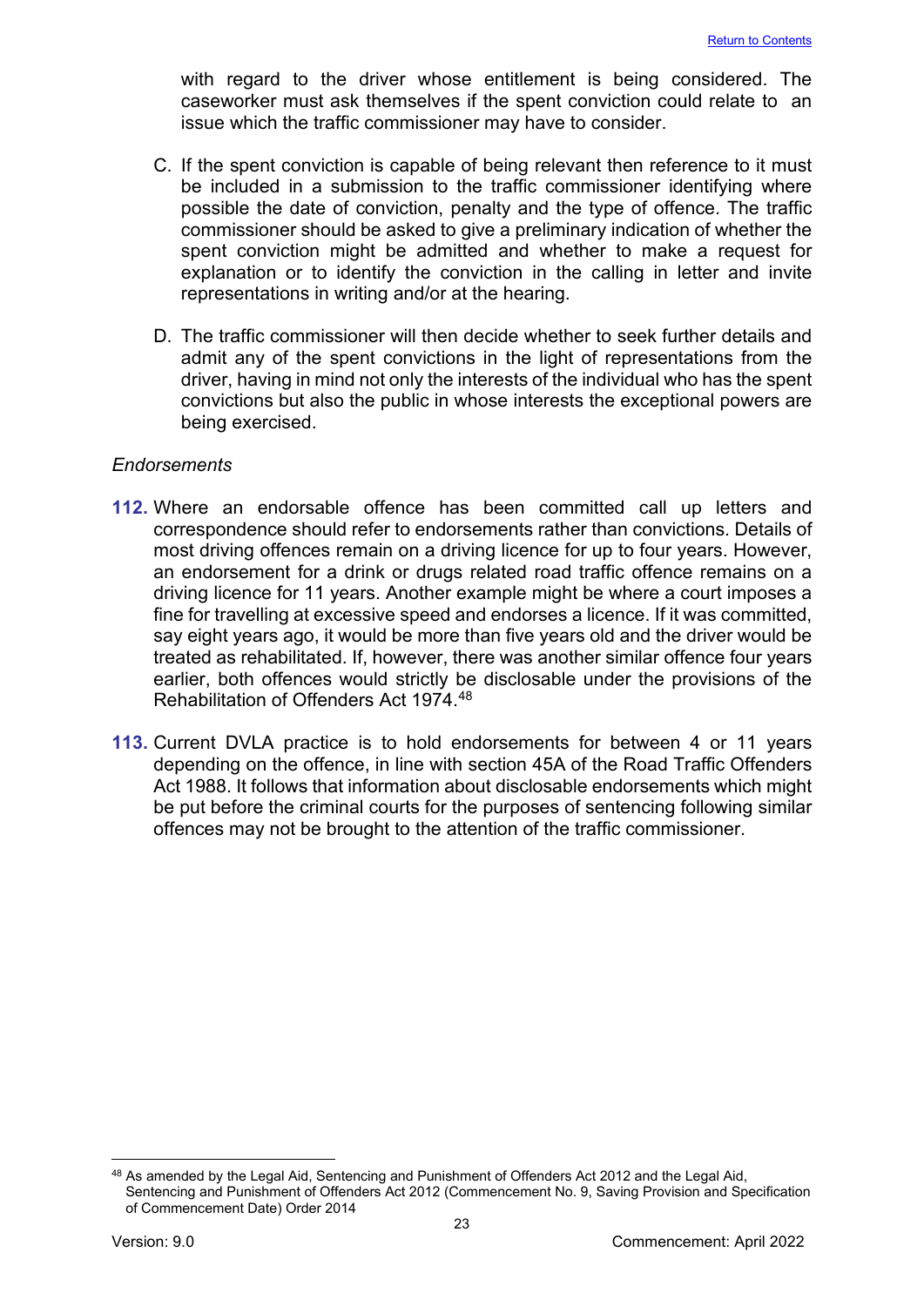with regard to the driver whose entitlement is being considered. The caseworker must ask themselves if the spent conviction could relate to an issue which the traffic commissioner may have to consider.

C. If the spent conviction is capable of being relevant then reference to it must be included in a submission to the traffic commissioner identifying where possible the date of conviction, penalty and the type of offence. The traffic commissioner should be asked to give a preliminary indication of whether the spent conviction might be admitted and whether to make a request for explanation or to identify the conviction in the calling in letter and invite representations in writing and/or at the hearing.

D. The traffic commissioner will then decide whether to seek further details and admit any of the spent convictions in the light of representations from the driver, having in mind not only the interests of the individual who has the spent convictions but also the public in whose interests the exceptional powers are being exercised.

*Endorsements*

**112.** Where an endorsable offence has been committed call up letters and correspondence should refer to endorsements rather than convictions. Details of most driving offences remain on a driving licence for up to four years. However, an endorsement for a drink or drugs related road traffic offence remains on a driving licence for 11 years. Another example might be where a court imposes a fine for travelling at excessive speed and endorses a licence. If it was committed, say eight years ago, it would be more than five years old and the driver would be treated as rehabilitated. If, however, there was another similar offence four years earlier, both offences would strictly be disclosable under the provisions of the Rehabilitation of Offenders Act 1974.[48]

**113.** Current DVLA practice is to hold endorsements for between 4 or 11 years depending on the offence, in line with section 45A of the Road Traffic Offenders Act 1988. It follows that information about disclosable endorsements which might be put before the criminal courts for the purposes of sentencing following similar offences may not be brought to the attention of the traffic commissioner.

[48] As amended by the Legal Aid, Sentencing and Punishment of Offenders Act 2012 and the Legal Aid, Sentencing and Punishment of Offenders Act 2012 (Commencement No. 9, Saving Provision and Specification of Commencement Date) Order 2014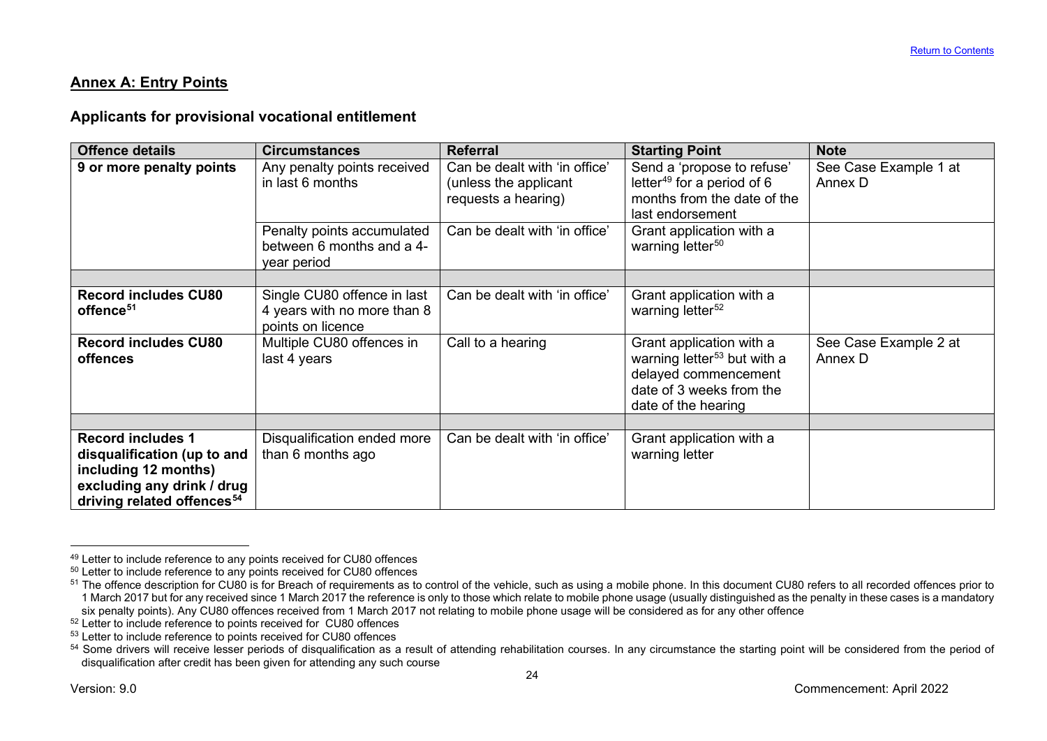## Annex A: Entry Points

### Applicants for provisional vocational entitlement

| Offence details | Circumstances | Referral | Starting Point | Note |
|---|---|---|---|---|
| **9 or more penalty points** | Any penalty points received in last 6 months | Can be dealt with 'in office' (unless the applicant requests a hearing) | Send a 'propose to refuse' letter[49] for a period of 6 months from the date of the last endorsement | See Case Example 1 at Annex D |
| | Penalty points accumulated between 6 months and a 4-year period | Can be dealt with 'in office' | Grant application with a warning letter[50] | |
| | | | | |
| **Record includes CU80 offence[51]** | Single CU80 offence in last 4 years with no more than 8 points on licence | Can be dealt with 'in office' | Grant application with a warning letter[52] | |
| **Record includes CU80 offences** | Multiple CU80 offences in last 4 years | Call to a hearing | Grant application with a warning letter[53] but with a delayed commencement date of 3 weeks from the date of the hearing | See Case Example 2 at Annex D |
| | | | | |
| **Record includes 1 disqualification (up to and including 12 months) excluding any drink / drug driving related offences[54]** | Disqualification ended more than 6 months ago | Can be dealt with 'in office' | Grant application with a warning letter | |

[49] Letter to include reference to any points received for CU80 offences

[50] Letter to include reference to any points received for CU80 offences

[51] The offence description for CU80 is for Breach of requirements as to control of the vehicle, such as using a mobile phone. In this document CU80 refers to all recorded offences prior to 1 March 2017 but for any received since 1 March 2017 the reference is only to those which relate to mobile phone usage (usually distinguished as the penalty in these cases is a mandatory six penalty points). Any CU80 offences received from 1 March 2017 not relating to mobile phone usage will be considered as for any other offence

[52] Letter to include reference to points received for CU80 offences

[53] Letter to include reference to points received for CU80 offences

[54] Some drivers will receive lesser periods of disqualification as a result of attending rehabilitation courses. In any circumstance the starting point will be considered from the period of disqualification after credit has been given for attending any such course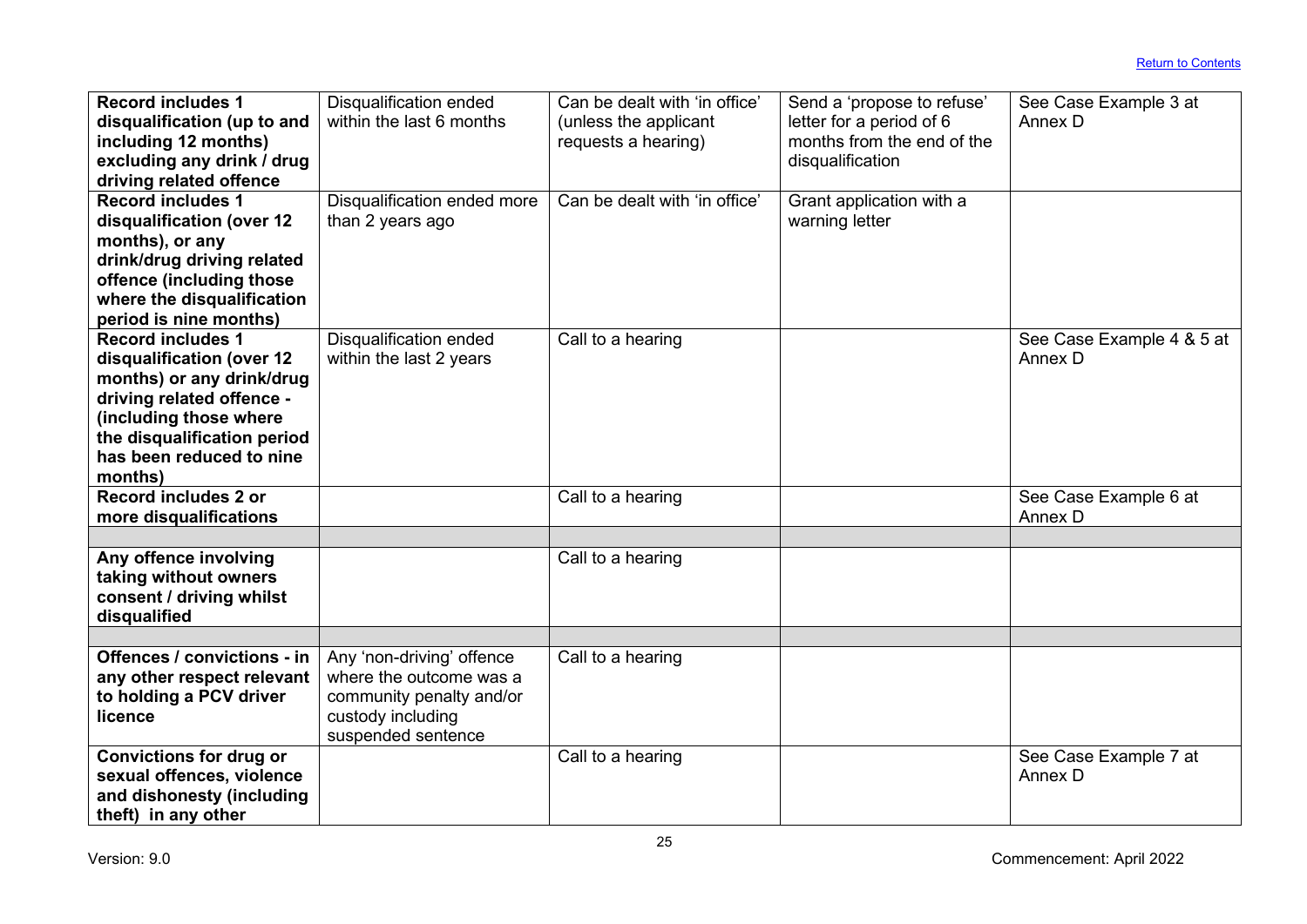| | | | | |
|---|---|---|---|---|
| **Record includes 1 disqualification (up to and including 12 months) excluding any drink / drug driving related offence** | Disqualification ended within the last 6 months | Can be dealt with 'in office' (unless the applicant requests a hearing) | Send a 'propose to refuse' letter for a period of 6 months from the end of the disqualification | See Case Example 3 at Annex D |
| **Record includes 1 disqualification (over 12 months), or any drink/drug driving related offence (including those where the disqualification period is nine months)** | Disqualification ended more than 2 years ago | Can be dealt with 'in office' | Grant application with a warning letter | |
| **Record includes 1 disqualification (over 12 months) or any drink/drug driving related offence - (including those where the disqualification period has been reduced to nine months)** | Disqualification ended within the last 2 years | Call to a hearing | | See Case Example 4 & 5 at Annex D |
| **Record includes 2 or more disqualifications** | | Call to a hearing | | See Case Example 6 at Annex D |
| | | | | |
| **Any offence involving taking without owners consent / driving whilst disqualified** | | Call to a hearing | | |
| | | | | |
| **Offences / convictions - in any other respect relevant to holding a PCV driver licence** | Any 'non-driving' offence where the outcome was a community penalty and/or custody including suspended sentence | Call to a hearing | | |
| **Convictions for drug or sexual offences, violence and dishonesty (including theft) in any other** | | Call to a hearing | | See Case Example 7 at Annex D |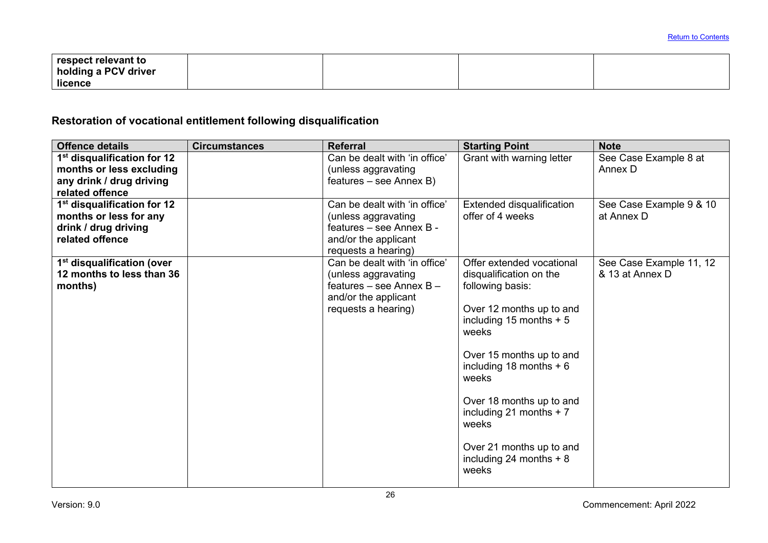| respect relevant to holding a PCV driver licence | | | | |
|---|---|---|---|---|

## Restoration of vocational entitlement following disqualification

| Offence details | Circumstances | Referral | Starting Point | Note |
|---|---|---|---|---|
| **1st disqualification for 12 months or less excluding any drink / drug driving related offence** | | Can be dealt with 'in office' (unless aggravating features – see Annex B) | Grant with warning letter | See Case Example 8 at Annex D |
| **1st disqualification for 12 months or less for any drink / drug driving related offence** | | Can be dealt with 'in office' (unless aggravating features – see Annex B - and/or the applicant requests a hearing) | Extended disqualification offer of 4 weeks | See Case Example 9 & 10 at Annex D |
| **1st disqualification (over 12 months to less than 36 months)** | | Can be dealt with 'in office' (unless aggravating features – see Annex B – and/or the applicant requests a hearing) | Offer extended vocational disqualification on the following basis:<br><br>Over 12 months up to and including 15 months + 5 weeks<br><br>Over 15 months up to and including 18 months + 6 weeks<br><br>Over 18 months up to and including 21 months + 7 weeks<br><br>Over 21 months up to and including 24 months + 8 weeks | See Case Example 11, 12 & 13 at Annex D |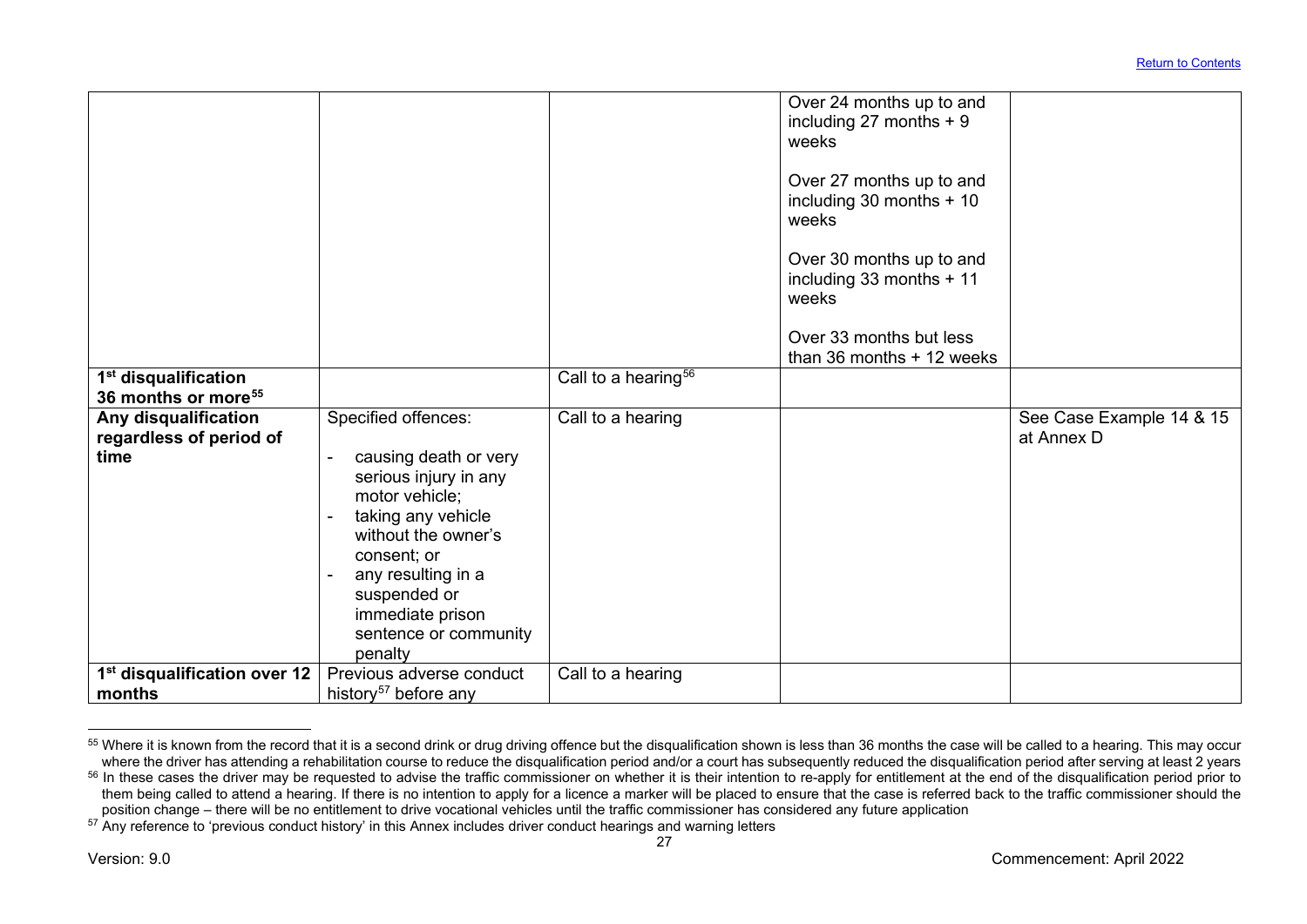| | | | | |
|---|---|---|---|---|
| | | | Over 24 months up to and including 27 months + 9 weeks<br><br>Over 27 months up to and including 30 months + 10 weeks<br><br>Over 30 months up to and including 33 months + 11 weeks<br><br>Over 33 months but less than 36 months + 12 weeks | |
| **1st disqualification 36 months or more[55]** | | Call to a hearing[56] | | |
| **Any disqualification regardless of period of time** | Specified offences:<br>- causing death or very serious injury in any motor vehicle;<br>- taking any vehicle without the owner's consent; or<br>- any resulting in a suspended or immediate prison sentence or community penalty | Call to a hearing | | See Case Example 14 & 15 at Annex D |
| **1st disqualification over 12 months** | Previous adverse conduct history[57] before any | Call to a hearing | | |

[55] Where it is known from the record that it is a second drink or drug driving offence but the disqualification shown is less than 36 months the case will be called to a hearing. This may occur where the driver has attending a rehabilitation course to reduce the disqualification period and/or a court has subsequently reduced the disqualification period after serving at least 2 years

[56] In these cases the driver may be requested to advise the traffic commissioner on whether it is their intention to re-apply for entitlement at the end of the disqualification period prior to them being called to attend a hearing. If there is no intention to apply for a licence a marker will be placed to ensure that the case is referred back to the traffic commissioner should the position change – there will be no entitlement to drive vocational vehicles until the traffic commissioner has considered any future application

[57] Any reference to 'previous conduct history' in this Annex includes driver conduct hearings and warning letters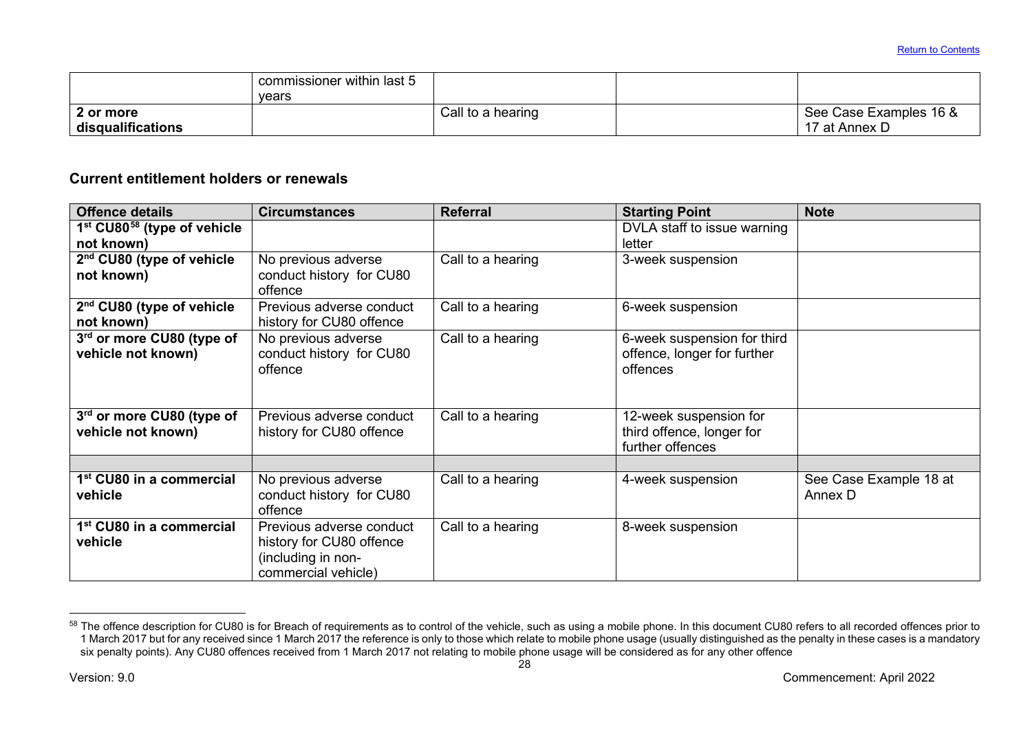| | commissioner within last 5 years | | | |
|---|---|---|---|---|
| **2 or more disqualifications** | | Call to a hearing | | See Case Examples 16 & 17 at Annex D |

## Current entitlement holders or renewals

| Offence details | Circumstances | Referral | Starting Point | Note |
|---|---|---|---|---|
| **1st CU80[58] (type of vehicle not known)** | | | DVLA staff to issue warning letter | |
| **2nd CU80 (type of vehicle not known)** | No previous adverse conduct history for CU80 offence | Call to a hearing | 3-week suspension | |
| **2nd CU80 (type of vehicle not known)** | Previous adverse conduct history for CU80 offence | Call to a hearing | 6-week suspension | |
| **3rd or more CU80 (type of vehicle not known)** | No previous adverse conduct history for CU80 offence | Call to a hearing | 6-week suspension for third offence, longer for further offences | |
| **3rd or more CU80 (type of vehicle not known)** | Previous adverse conduct history for CU80 offence | Call to a hearing | 12-week suspension for third offence, longer for further offences | |
| | | | | |
| **1st CU80 in a commercial vehicle** | No previous adverse conduct history for CU80 offence | Call to a hearing | 4-week suspension | See Case Example 18 at Annex D |
| **1st CU80 in a commercial vehicle** | Previous adverse conduct history for CU80 offence (including in non-commercial vehicle) | Call to a hearing | 8-week suspension | |

[58] The offence description for CU80 is for Breach of requirements as to control of the vehicle, such as using a mobile phone. In this document CU80 refers to all recorded offences prior to 1 March 2017 but for any received since 1 March 2017 the reference is only to those which relate to mobile phone usage (usually distinguished as the penalty in these cases is a mandatory six penalty points). Any CU80 offences received from 1 March 2017 not relating to mobile phone usage will be considered as for any other offence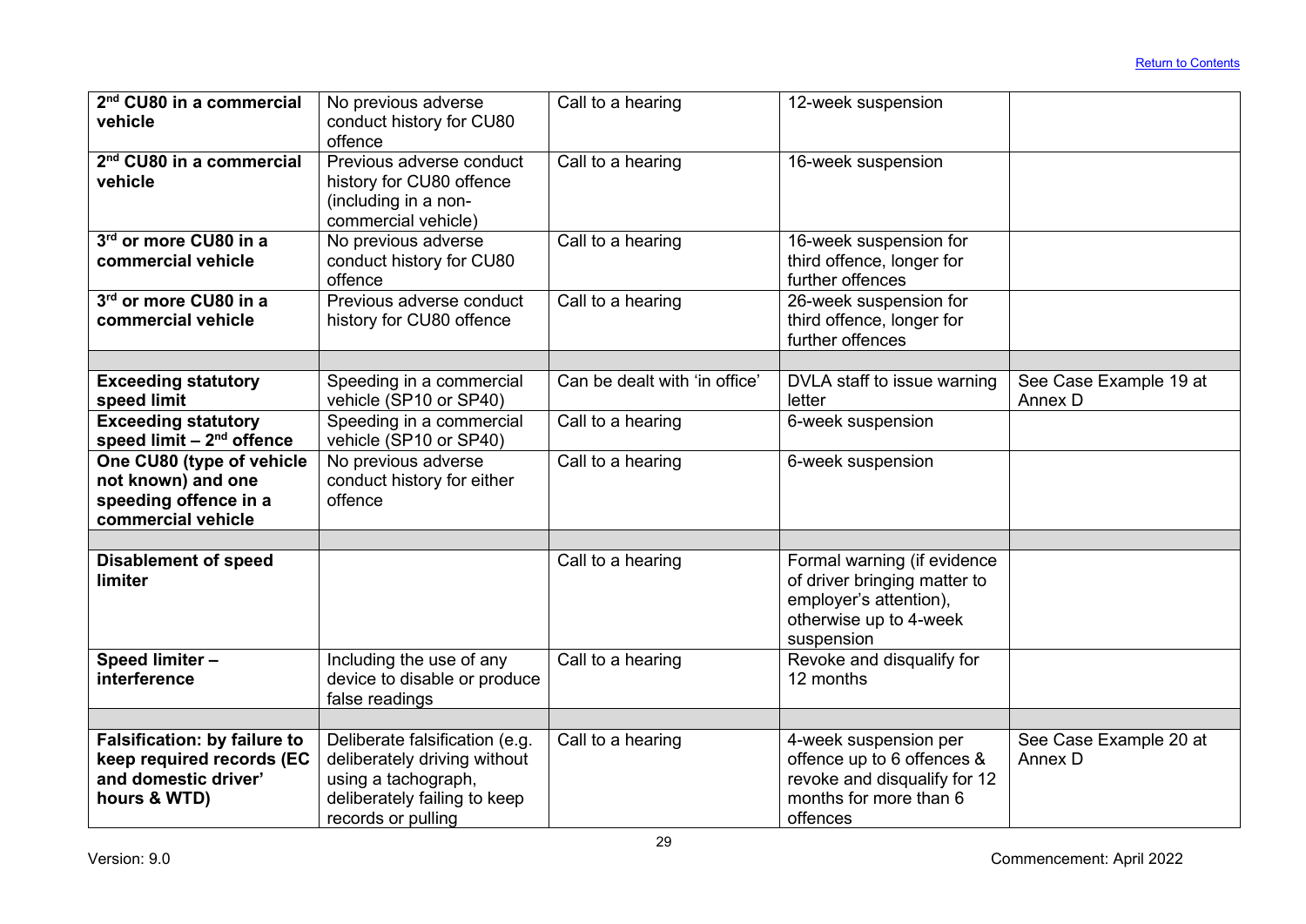| | | | | |
|---|---|---|---|---|
| **2nd CU80 in a commercial vehicle** | No previous adverse conduct history for CU80 offence | Call to a hearing | 12-week suspension | |
| **2nd CU80 in a commercial vehicle** | Previous adverse conduct history for CU80 offence (including in a non-commercial vehicle) | Call to a hearing | 16-week suspension | |
| **3rd or more CU80 in a commercial vehicle** | No previous adverse conduct history for CU80 offence | Call to a hearing | 16-week suspension for third offence, longer for further offences | |
| **3rd or more CU80 in a commercial vehicle** | Previous adverse conduct history for CU80 offence | Call to a hearing | 26-week suspension for third offence, longer for further offences | |
| | | | | |
| **Exceeding statutory speed limit** | Speeding in a commercial vehicle (SP10 or SP40) | Can be dealt with 'in office' | DVLA staff to issue warning letter | See Case Example 19 at Annex D |
| **Exceeding statutory speed limit – 2nd offence** | Speeding in a commercial vehicle (SP10 or SP40) | Call to a hearing | 6-week suspension | |
| **One CU80 (type of vehicle not known) and one speeding offence in a commercial vehicle** | No previous adverse conduct history for either offence | Call to a hearing | 6-week suspension | |
| | | | | |
| **Disablement of speed limiter** | | Call to a hearing | Formal warning (if evidence of driver bringing matter to employer's attention), otherwise up to 4-week suspension | |
| **Speed limiter – interference** | Including the use of any device to disable or produce false readings | Call to a hearing | Revoke and disqualify for 12 months | |
| | | | | |
| **Falsification: by failure to keep required records (EC and domestic driver' hours & WTD)** | Deliberate falsification (e.g. deliberately driving without using a tachograph, deliberately failing to keep records or pulling | Call to a hearing | 4-week suspension per offence up to 6 offences & revoke and disqualify for 12 months for more than 6 offences | See Case Example 20 at Annex D |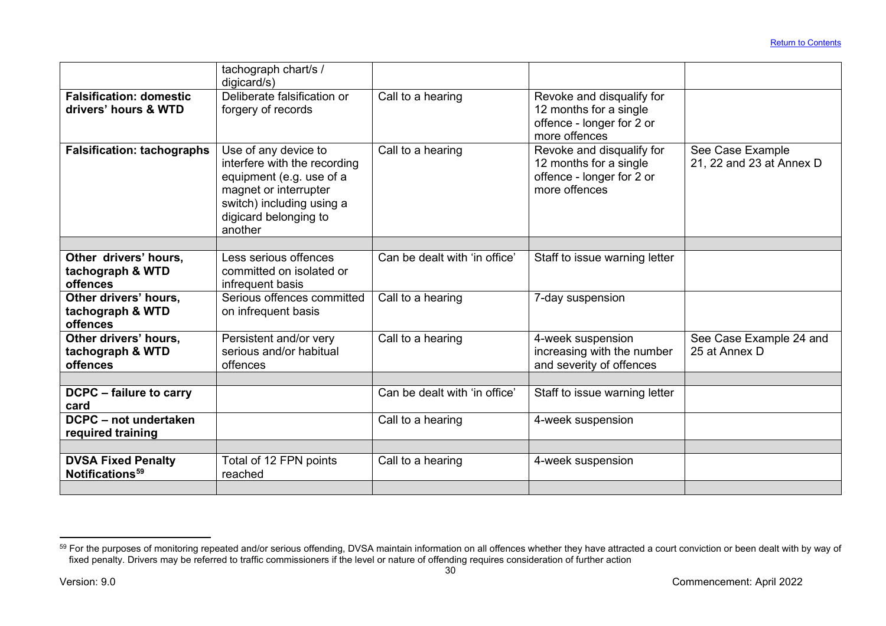[Return to Contents](#)

| | | | | |
|---|---|---|---|---|
| | tachograph chart/s / digicard/s) | | | |
| **Falsification: domestic drivers' hours & WTD** | Deliberate falsification or forgery of records | Call to a hearing | Revoke and disqualify for 12 months for a single offence - longer for 2 or more offences | |
| **Falsification: tachographs** | Use of any device to interfere with the recording equipment (e.g. use of a magnet or interrupter switch) including using a digicard belonging to another | Call to a hearing | Revoke and disqualify for 12 months for a single offence - longer for 2 or more offences | See Case Example 21, 22 and 23 at Annex D |
| | | | | |
| **Other drivers' hours, tachograph & WTD offences** | Less serious offences committed on isolated or infrequent basis | Can be dealt with 'in office' | Staff to issue warning letter | |
| **Other drivers' hours, tachograph & WTD offences** | Serious offences committed on infrequent basis | Call to a hearing | 7-day suspension | |
| **Other drivers' hours, tachograph & WTD offences** | Persistent and/or very serious and/or habitual offences | Call to a hearing | 4-week suspension increasing with the number and severity of offences | See Case Example 24 and 25 at Annex D |
| | | | | |
| **DCPC – failure to carry card** | | Can be dealt with 'in office' | Staff to issue warning letter | |
| **DCPC – not undertaken required training** | | Call to a hearing | 4-week suspension | |
| | | | | |
| **DVSA Fixed Penalty Notifications**[59] | Total of 12 FPN points reached | Call to a hearing | 4-week suspension | |
| | | | | |

[59] For the purposes of monitoring repeated and/or serious offending, DVSA maintain information on all offences whether they have attracted a court conviction or been dealt with by way of fixed penalty. Drivers may be referred to traffic commissioners if the level or nature of offending requires consideration of further action

Version: 9.0 Commencement: April 2022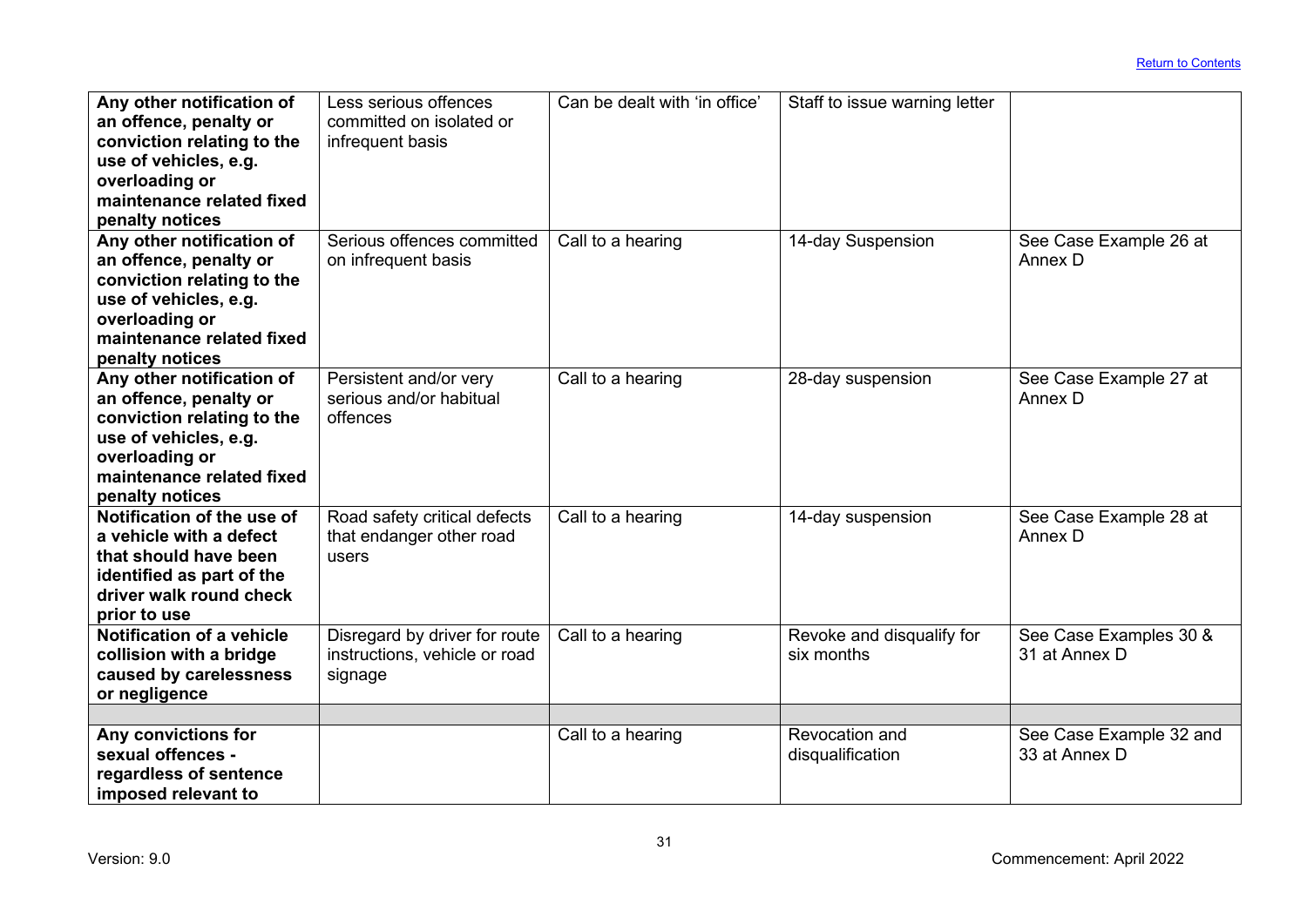| | | | | |
|---|---|---|---|---|
| **Any other notification of an offence, penalty or conviction relating to the use of vehicles, e.g. overloading or maintenance related fixed penalty notices** | Less serious offences committed on isolated or infrequent basis | Can be dealt with 'in office' | Staff to issue warning letter | |
| **Any other notification of an offence, penalty or conviction relating to the use of vehicles, e.g. overloading or maintenance related fixed penalty notices** | Serious offences committed on infrequent basis | Call to a hearing | 14-day Suspension | See Case Example 26 at Annex D |
| **Any other notification of an offence, penalty or conviction relating to the use of vehicles, e.g. overloading or maintenance related fixed penalty notices** | Persistent and/or very serious and/or habitual offences | Call to a hearing | 28-day suspension | See Case Example 27 at Annex D |
| **Notification of the use of a vehicle with a defect that should have been identified as part of the driver walk round check prior to use** | Road safety critical defects that endanger other road users | Call to a hearing | 14-day suspension | See Case Example 28 at Annex D |
| **Notification of a vehicle collision with a bridge caused by carelessness or negligence** | Disregard by driver for route instructions, vehicle or road signage | Call to a hearing | Revoke and disqualify for six months | See Case Examples 30 & 31 at Annex D |
| | | | | |
| **Any convictions for sexual offences - regardless of sentence imposed relevant to** | | Call to a hearing | Revocation and disqualification | See Case Example 32 and 33 at Annex D |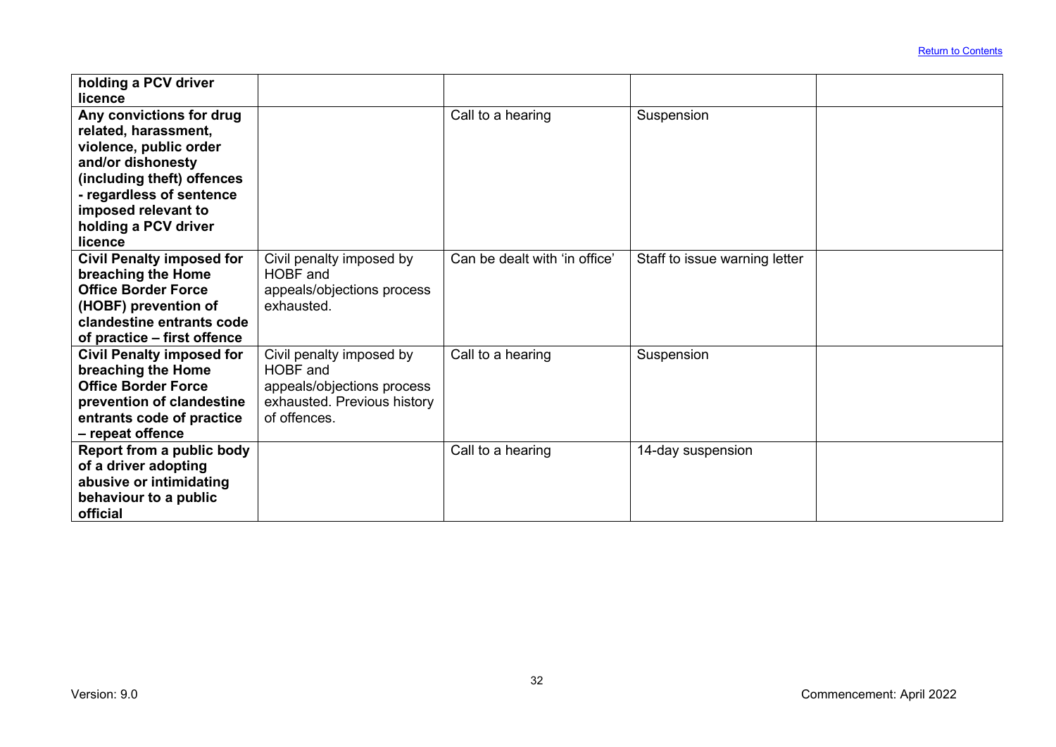| | | | | |
|---|---|---|---|---|
| **holding a PCV driver licence** | | | | |
| **Any convictions for drug related, harassment, violence, public order and/or dishonesty (including theft) offences - regardless of sentence imposed relevant to holding a PCV driver licence** | | Call to a hearing | Suspension | |
| **Civil Penalty imposed for breaching the Home Office Border Force (HOBF) prevention of clandestine entrants code of practice – first offence** | Civil penalty imposed by HOBF and appeals/objections process exhausted. | Can be dealt with 'in office' | Staff to issue warning letter | |
| **Civil Penalty imposed for breaching the Home Office Border Force prevention of clandestine entrants code of practice – repeat offence** | Civil penalty imposed by HOBF and appeals/objections process exhausted. Previous history of offences. | Call to a hearing | Suspension | |
| **Report from a public body of a driver adopting abusive or intimidating behaviour to a public official** | | Call to a hearing | 14-day suspension | |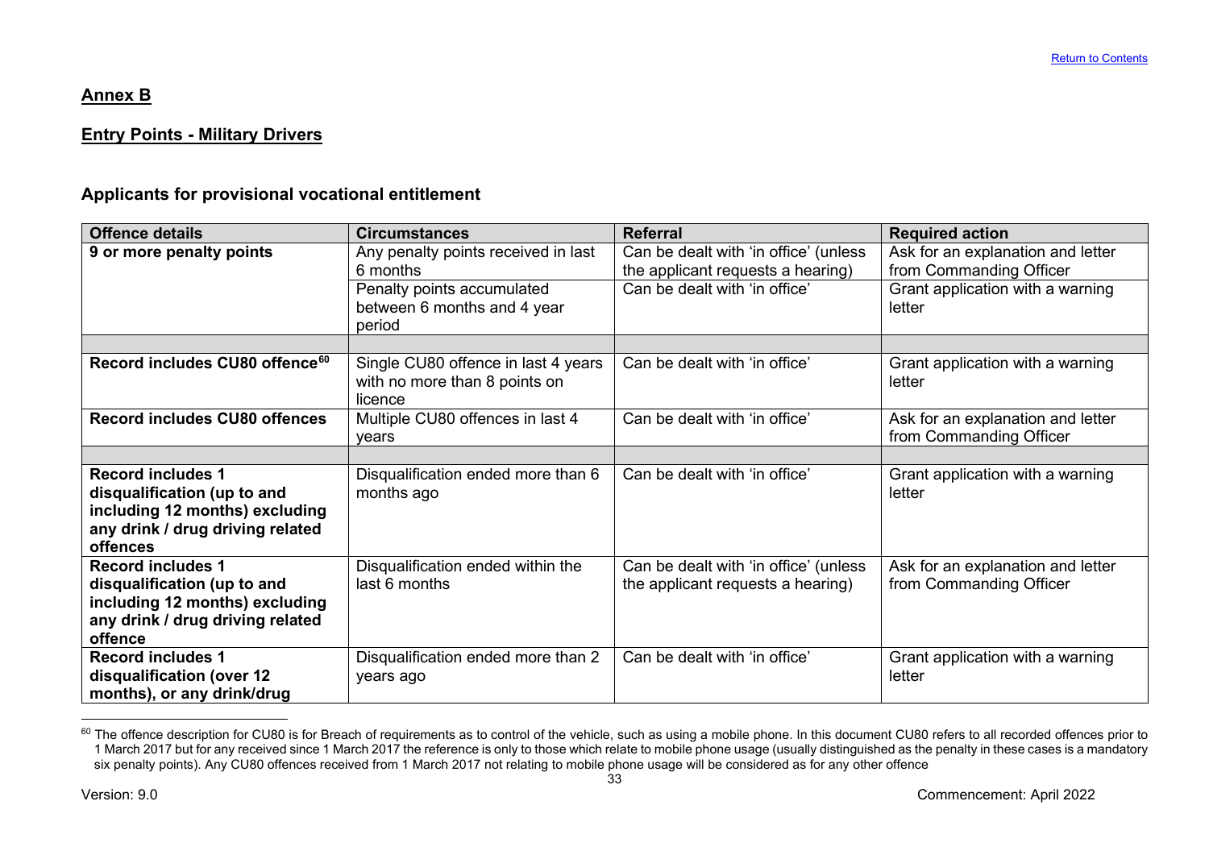## Annex B

## Entry Points - Military Drivers

### Applicants for provisional vocational entitlement

| Offence details | Circumstances | Referral | Required action |
|---|---|---|---|
| **9 or more penalty points** | Any penalty points received in last 6 months | Can be dealt with 'in office' (unless the applicant requests a hearing) | Ask for an explanation and letter from Commanding Officer |
| | Penalty points accumulated between 6 months and 4 year period | Can be dealt with 'in office' | Grant application with a warning letter |
| | | | |
| **Record includes CU80 offence[60]** | Single CU80 offence in last 4 years with no more than 8 points on licence | Can be dealt with 'in office' | Grant application with a warning letter |
| **Record includes CU80 offences** | Multiple CU80 offences in last 4 years | Can be dealt with 'in office' | Ask for an explanation and letter from Commanding Officer |
| | | | |
| **Record includes 1 disqualification (up to and including 12 months) excluding any drink / drug driving related offences** | Disqualification ended more than 6 months ago | Can be dealt with 'in office' | Grant application with a warning letter |
| **Record includes 1 disqualification (up to and including 12 months) excluding any drink / drug driving related offence** | Disqualification ended within the last 6 months | Can be dealt with 'in office' (unless the applicant requests a hearing) | Ask for an explanation and letter from Commanding Officer |
| **Record includes 1 disqualification (over 12 months), or any drink/drug** | Disqualification ended more than 2 years ago | Can be dealt with 'in office' | Grant application with a warning letter |

[60] The offence description for CU80 is for Breach of requirements as to control of the vehicle, such as using a mobile phone. In this document CU80 refers to all recorded offences prior to 1 March 2017 but for any received since 1 March 2017 the reference is only to those which relate to mobile phone usage (usually distinguished as the penalty in these cases is a mandatory six penalty points). Any CU80 offences received from 1 March 2017 not relating to mobile phone usage will be considered as for any other offence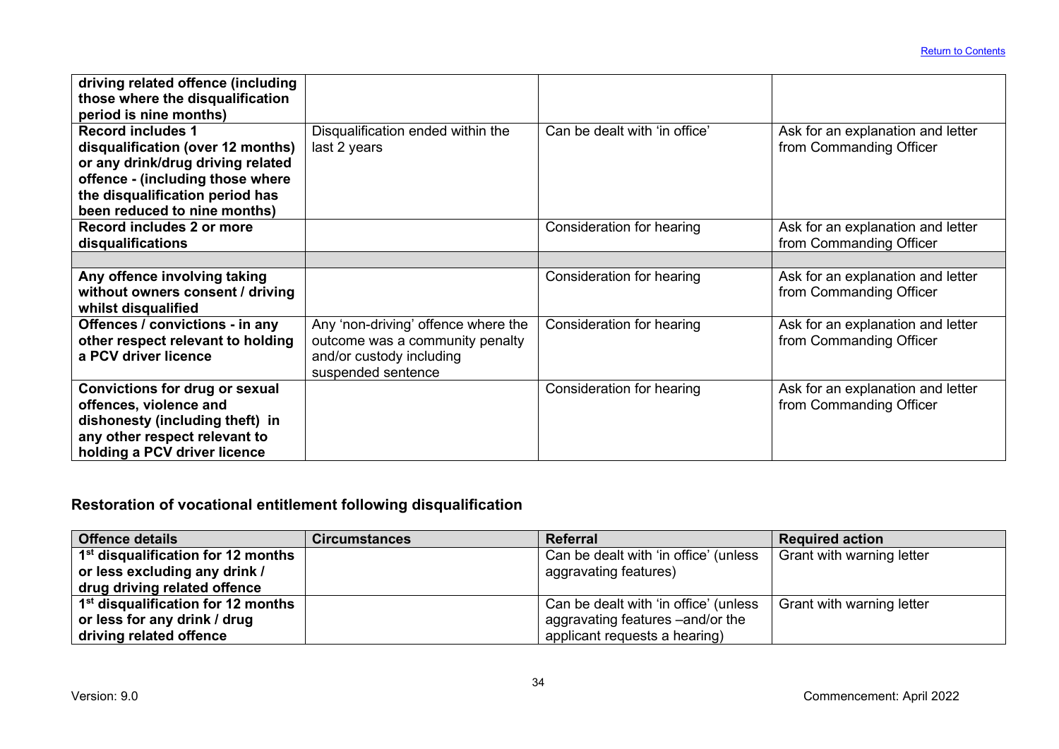| | | | |
|---|---|---|---|
| **driving related offence (including those where the disqualification period is nine months)** | | | |
| **Record includes 1 disqualification (over 12 months) or any drink/drug driving related offence - (including those where the disqualification period has been reduced to nine months)** | Disqualification ended within the last 2 years | Can be dealt with 'in office' | Ask for an explanation and letter from Commanding Officer |
| **Record includes 2 or more disqualifications** | | Consideration for hearing | Ask for an explanation and letter from Commanding Officer |
| | | | |
| **Any offence involving taking without owners consent / driving whilst disqualified** | | Consideration for hearing | Ask for an explanation and letter from Commanding Officer |
| **Offences / convictions - in any other respect relevant to holding a PCV driver licence** | Any 'non-driving' offence where the outcome was a community penalty and/or custody including suspended sentence | Consideration for hearing | Ask for an explanation and letter from Commanding Officer |
| **Convictions for drug or sexual offences, violence and dishonesty (including theft) in any other respect relevant to holding a PCV driver licence** | | Consideration for hearing | Ask for an explanation and letter from Commanding Officer |

## Restoration of vocational entitlement following disqualification

| Offence details | Circumstances | Referral | Required action |
|---|---|---|---|
| **1st disqualification for 12 months or less excluding any drink / drug driving related offence** | | Can be dealt with 'in office' (unless aggravating features) | Grant with warning letter |
| **1st disqualification for 12 months or less for any drink / drug driving related offence** | | Can be dealt with 'in office' (unless aggravating features –and/or the applicant requests a hearing) | Grant with warning letter |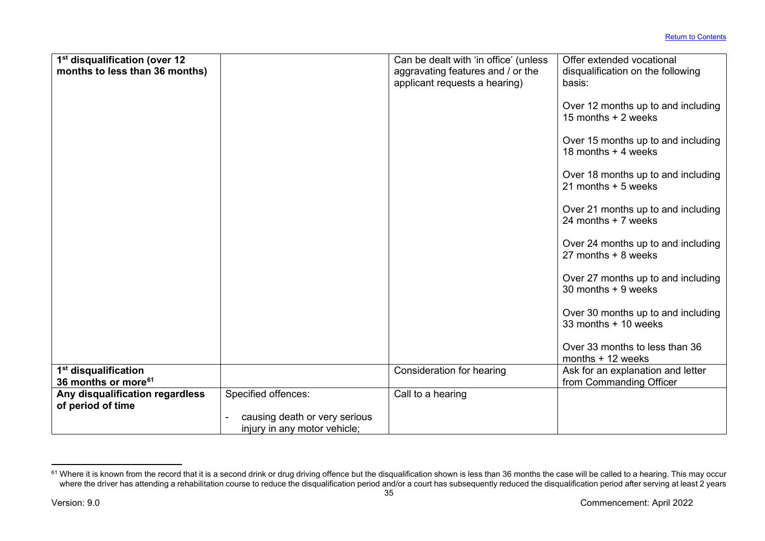| | | | |
|---|---|---|---|
| **1st disqualification (over 12 months to less than 36 months)** | | Can be dealt with 'in office' (unless aggravating features and / or the applicant requests a hearing) | Offer extended vocational disqualification on the following basis:<br><br>Over 12 months up to and including 15 months + 2 weeks<br><br>Over 15 months up to and including 18 months + 4 weeks<br><br>Over 18 months up to and including 21 months + 5 weeks<br><br>Over 21 months up to and including 24 months + 7 weeks<br><br>Over 24 months up to and including 27 months + 8 weeks<br><br>Over 27 months up to and including 30 months + 9 weeks<br><br>Over 30 months up to and including 33 months + 10 weeks<br><br>Over 33 months to less than 36 months + 12 weeks |
| **1st disqualification 36 months or more**[61] | | Consideration for hearing | Ask for an explanation and letter from Commanding Officer |
| **Any disqualification regardless of period of time** | Specified offences:<br><br>- causing death or very serious injury in any motor vehicle; | Call to a hearing | |

[61] Where it is known from the record that it is a second drink or drug driving offence but the disqualification shown is less than 36 months the case will be called to a hearing. This may occur where the driver has attending a rehabilitation course to reduce the disqualification period and/or a court has subsequently reduced the disqualification period after serving at least 2 years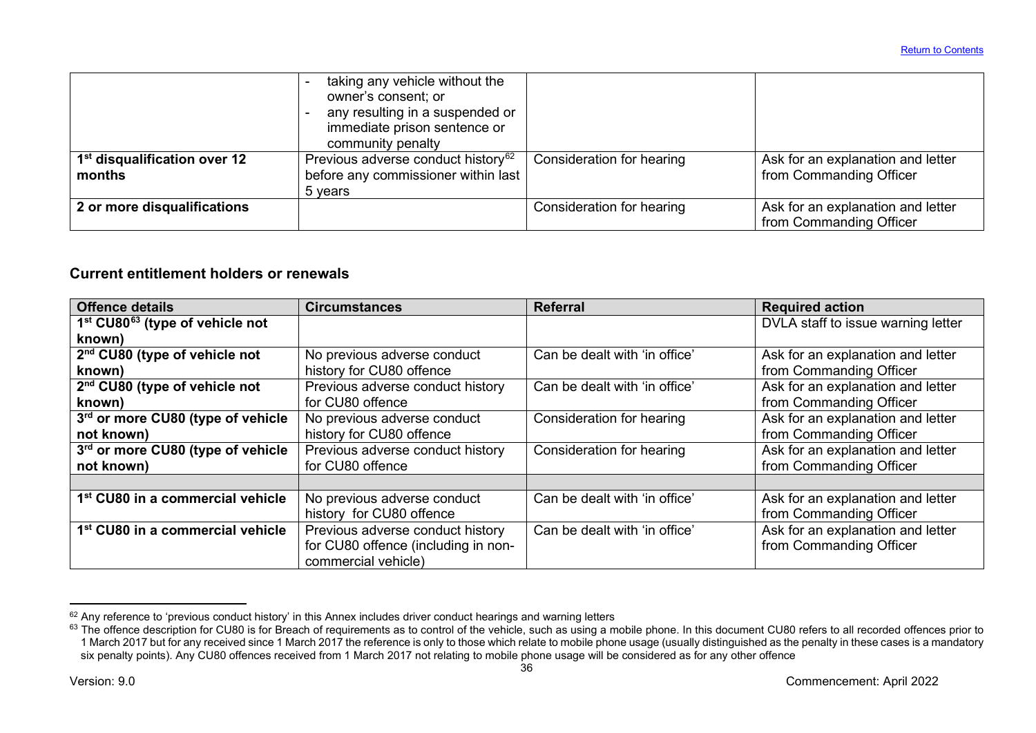|  |  |  |  |
|---|---|---|---|
|  | - taking any vehicle without the owner's consent; or<br>- any resulting in a suspended or immediate prison sentence or community penalty |  |  |
| **1st disqualification over 12 months** | Previous adverse conduct history[62] before any commissioner within last 5 years | Consideration for hearing | Ask for an explanation and letter from Commanding Officer |
| **2 or more disqualifications** |  | Consideration for hearing | Ask for an explanation and letter from Commanding Officer |

### Current entitlement holders or renewals

| Offence details | Circumstances | Referral | Required action |
|---|---|---|---|
| **1st CU80[63] (type of vehicle not known)** |  |  | DVLA staff to issue warning letter |
| **2nd CU80 (type of vehicle not known)** | No previous adverse conduct history for CU80 offence | Can be dealt with 'in office' | Ask for an explanation and letter from Commanding Officer |
| **2nd CU80 (type of vehicle not known)** | Previous adverse conduct history for CU80 offence | Can be dealt with 'in office' | Ask for an explanation and letter from Commanding Officer |
| **3rd or more CU80 (type of vehicle not known)** | No previous adverse conduct history for CU80 offence | Consideration for hearing | Ask for an explanation and letter from Commanding Officer |
| **3rd or more CU80 (type of vehicle not known)** | Previous adverse conduct history for CU80 offence | Consideration for hearing | Ask for an explanation and letter from Commanding Officer |
|  |  |  |  |
| **1st CU80 in a commercial vehicle** | No previous adverse conduct history for CU80 offence | Can be dealt with 'in office' | Ask for an explanation and letter from Commanding Officer |
| **1st CU80 in a commercial vehicle** | Previous adverse conduct history for CU80 offence (including in non-commercial vehicle) | Can be dealt with 'in office' | Ask for an explanation and letter from Commanding Officer |

[62] Any reference to 'previous conduct history' in this Annex includes driver conduct hearings and warning letters

[63] The offence description for CU80 is for Breach of requirements as to control of the vehicle, such as using a mobile phone. In this document CU80 refers to all recorded offences prior to 1 March 2017 but for any received since 1 March 2017 the reference is only to those which relate to mobile phone usage (usually distinguished as the penalty in these cases is a mandatory six penalty points). Any CU80 offences received from 1 March 2017 not relating to mobile phone usage will be considered as for any other offence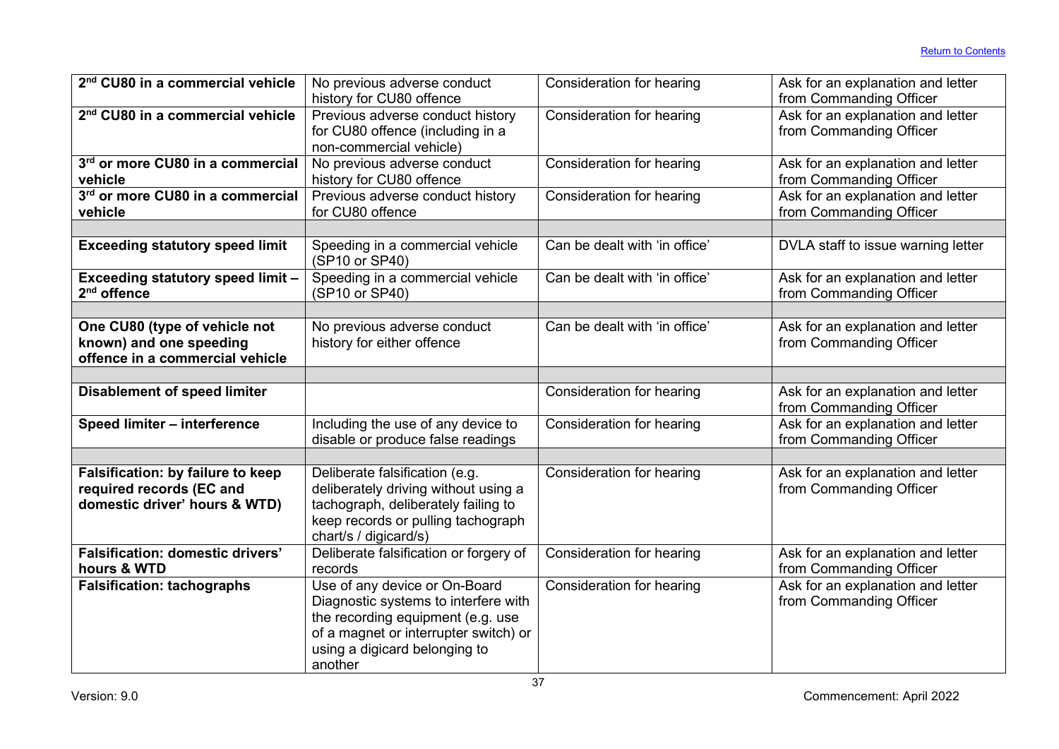| | | | |
|---|---|---|---|
| **2nd CU80 in a commercial vehicle** | No previous adverse conduct history for CU80 offence | Consideration for hearing | Ask for an explanation and letter from Commanding Officer |
| **2nd CU80 in a commercial vehicle** | Previous adverse conduct history for CU80 offence (including in a non-commercial vehicle) | Consideration for hearing | Ask for an explanation and letter from Commanding Officer |
| **3rd or more CU80 in a commercial vehicle** | No previous adverse conduct history for CU80 offence | Consideration for hearing | Ask for an explanation and letter from Commanding Officer |
| **3rd or more CU80 in a commercial vehicle** | Previous adverse conduct history for CU80 offence | Consideration for hearing | Ask for an explanation and letter from Commanding Officer |
| | | | |
| **Exceeding statutory speed limit** | Speeding in a commercial vehicle (SP10 or SP40) | Can be dealt with 'in office' | DVLA staff to issue warning letter |
| **Exceeding statutory speed limit – 2nd offence** | Speeding in a commercial vehicle (SP10 or SP40) | Can be dealt with 'in office' | Ask for an explanation and letter from Commanding Officer |
| | | | |
| **One CU80 (type of vehicle not known) and one speeding offence in a commercial vehicle** | No previous adverse conduct history for either offence | Can be dealt with 'in office' | Ask for an explanation and letter from Commanding Officer |
| | | | |
| **Disablement of speed limiter** | | Consideration for hearing | Ask for an explanation and letter from Commanding Officer |
| **Speed limiter – interference** | Including the use of any device to disable or produce false readings | Consideration for hearing | Ask for an explanation and letter from Commanding Officer |
| | | | |
| **Falsification: by failure to keep required records (EC and domestic driver' hours & WTD)** | Deliberate falsification (e.g. deliberately driving without using a tachograph, deliberately failing to keep records or pulling tachograph chart/s / digicard/s) | Consideration for hearing | Ask for an explanation and letter from Commanding Officer |
| **Falsification: domestic drivers' hours & WTD** | Deliberate falsification or forgery of records | Consideration for hearing | Ask for an explanation and letter from Commanding Officer |
| **Falsification: tachographs** | Use of any device or On-Board Diagnostic systems to interfere with the recording equipment (e.g. use of a magnet or interrupter switch) or using a digicard belonging to another | Consideration for hearing | Ask for an explanation and letter from Commanding Officer |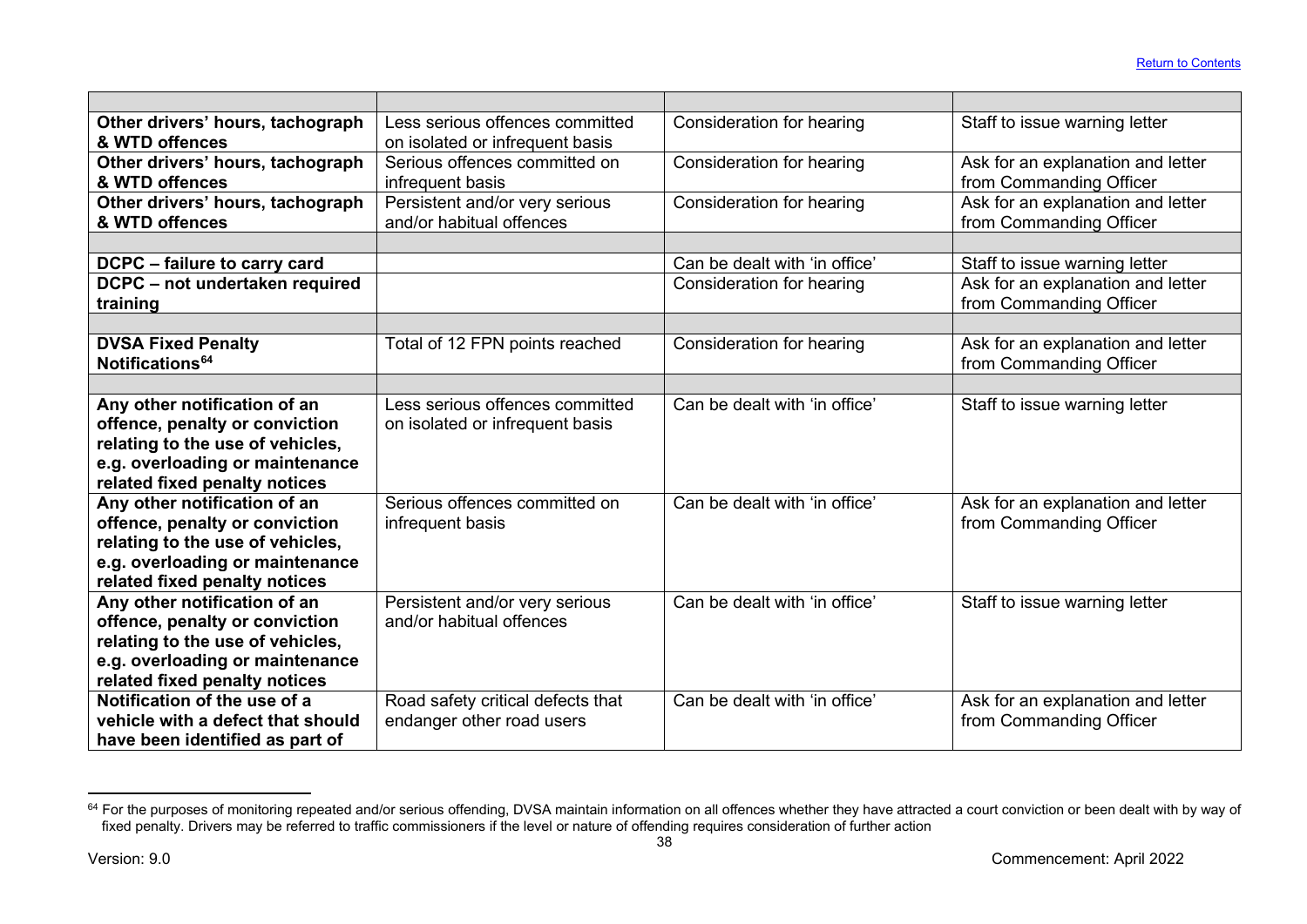| | | | |
|---|---|---|---|
| **Other drivers' hours, tachograph & WTD offences** | Less serious offences committed on isolated or infrequent basis | Consideration for hearing | Staff to issue warning letter |
| **Other drivers' hours, tachograph & WTD offences** | Serious offences committed on infrequent basis | Consideration for hearing | Ask for an explanation and letter from Commanding Officer |
| **Other drivers' hours, tachograph & WTD offences** | Persistent and/or very serious and/or habitual offences | Consideration for hearing | Ask for an explanation and letter from Commanding Officer |
| | | | |
| **DCPC – failure to carry card** | | Can be dealt with 'in office' | Staff to issue warning letter |
| **DCPC – not undertaken required training** | | Consideration for hearing | Ask for an explanation and letter from Commanding Officer |
| | | | |
| **DVSA Fixed Penalty Notifications[64]** | Total of 12 FPN points reached | Consideration for hearing | Ask for an explanation and letter from Commanding Officer |
| | | | |
| **Any other notification of an offence, penalty or conviction relating to the use of vehicles, e.g. overloading or maintenance related fixed penalty notices** | Less serious offences committed on isolated or infrequent basis | Can be dealt with 'in office' | Staff to issue warning letter |
| **Any other notification of an offence, penalty or conviction relating to the use of vehicles, e.g. overloading or maintenance related fixed penalty notices** | Serious offences committed on infrequent basis | Can be dealt with 'in office' | Ask for an explanation and letter from Commanding Officer |
| **Any other notification of an offence, penalty or conviction relating to the use of vehicles, e.g. overloading or maintenance related fixed penalty notices** | Persistent and/or very serious and/or habitual offences | Can be dealt with 'in office' | Staff to issue warning letter |
| **Notification of the use of a vehicle with a defect that should have been identified as part of** | Road safety critical defects that endanger other road users | Can be dealt with 'in office' | Ask for an explanation and letter from Commanding Officer |

[64] For the purposes of monitoring repeated and/or serious offending, DVSA maintain information on all offences whether they have attracted a court conviction or been dealt with by way of fixed penalty. Drivers may be referred to traffic commissioners if the level or nature of offending requires consideration of further action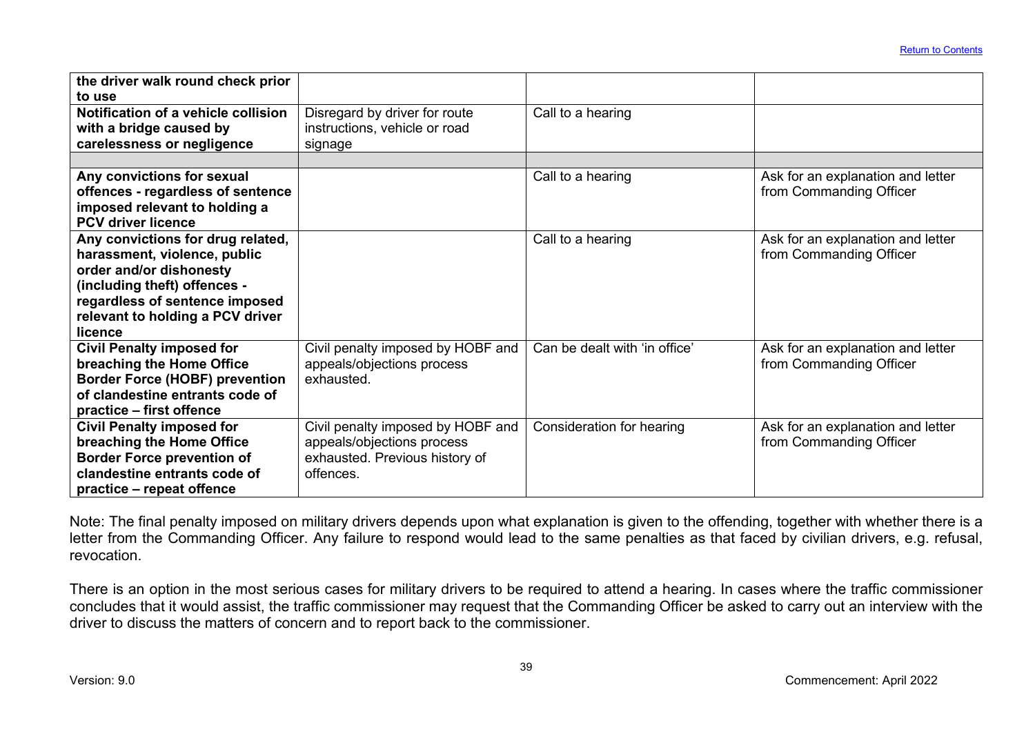| | | | |
|---|---|---|---|
| **the driver walk round check prior to use** | | | |
| **Notification of a vehicle collision with a bridge caused by carelessness or negligence** | Disregard by driver for route instructions, vehicle or road signage | Call to a hearing | |
| | | | |
| **Any convictions for sexual offences - regardless of sentence imposed relevant to holding a PCV driver licence** | | Call to a hearing | Ask for an explanation and letter from Commanding Officer |
| **Any convictions for drug related, harassment, violence, public order and/or dishonesty (including theft) offences - regardless of sentence imposed relevant to holding a PCV driver licence** | | Call to a hearing | Ask for an explanation and letter from Commanding Officer |
| **Civil Penalty imposed for breaching the Home Office Border Force (HOBF) prevention of clandestine entrants code of practice – first offence** | Civil penalty imposed by HOBF and appeals/objections process exhausted. | Can be dealt with 'in office' | Ask for an explanation and letter from Commanding Officer |
| **Civil Penalty imposed for breaching the Home Office Border Force prevention of clandestine entrants code of practice – repeat offence** | Civil penalty imposed by HOBF and appeals/objections process exhausted. Previous history of offences. | Consideration for hearing | Ask for an explanation and letter from Commanding Officer |

Note: The final penalty imposed on military drivers depends upon what explanation is given to the offending, together with whether there is a letter from the Commanding Officer. Any failure to respond would lead to the same penalties as that faced by civilian drivers, e.g. refusal, revocation.

There is an option in the most serious cases for military drivers to be required to attend a hearing. In cases where the traffic commissioner concludes that it would assist, the traffic commissioner may request that the Commanding Officer be asked to carry out an interview with the driver to discuss the matters of concern and to report back to the commissioner.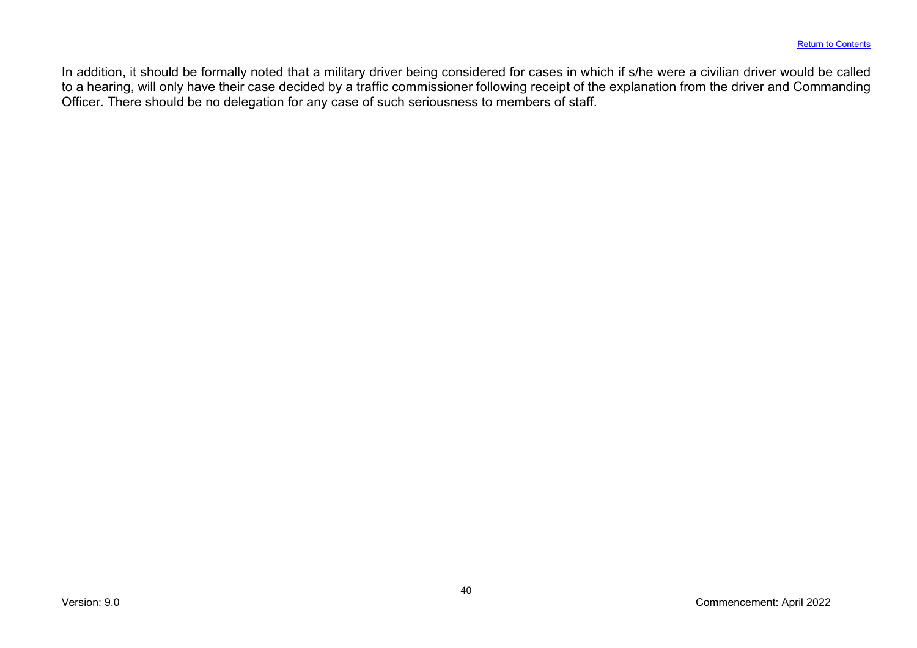In addition, it should be formally noted that a military driver being considered for cases in which if s/he were a civilian driver would be called to a hearing, will only have their case decided by a traffic commissioner following receipt of the explanation from the driver and Commanding Officer. There should be no delegation for any case of such seriousness to members of staff.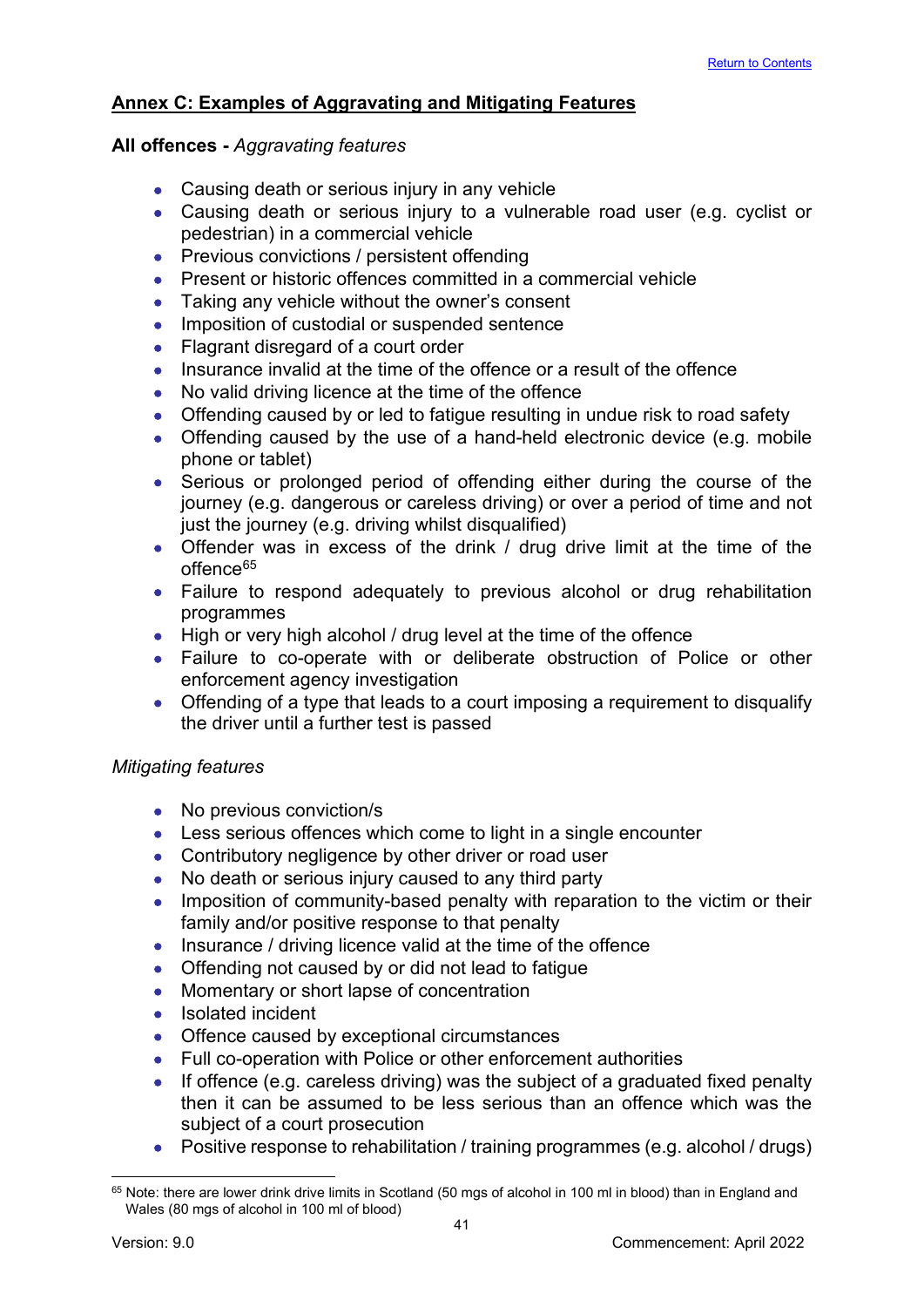## Annex C: Examples of Aggravating and Mitigating Features

**All offences -** *Aggravating features*

- Causing death or serious injury in any vehicle
- Causing death or serious injury to a vulnerable road user (e.g. cyclist or pedestrian) in a commercial vehicle
- Previous convictions / persistent offending
- Present or historic offences committed in a commercial vehicle
- Taking any vehicle without the owner's consent
- Imposition of custodial or suspended sentence
- Flagrant disregard of a court order
- Insurance invalid at the time of the offence or a result of the offence
- No valid driving licence at the time of the offence
- Offending caused by or led to fatigue resulting in undue risk to road safety
- Offending caused by the use of a hand-held electronic device (e.g. mobile phone or tablet)
- Serious or prolonged period of offending either during the course of the journey (e.g. dangerous or careless driving) or over a period of time and not just the journey (e.g. driving whilst disqualified)
- Offender was in excess of the drink / drug drive limit at the time of the offence[65]
- Failure to respond adequately to previous alcohol or drug rehabilitation programmes
- High or very high alcohol / drug level at the time of the offence
- Failure to co-operate with or deliberate obstruction of Police or other enforcement agency investigation
- Offending of a type that leads to a court imposing a requirement to disqualify the driver until a further test is passed

*Mitigating features*

- No previous conviction/s
- Less serious offences which come to light in a single encounter
- Contributory negligence by other driver or road user
- No death or serious injury caused to any third party
- Imposition of community-based penalty with reparation to the victim or their family and/or positive response to that penalty
- Insurance / driving licence valid at the time of the offence
- Offending not caused by or did not lead to fatigue
- Momentary or short lapse of concentration
- Isolated incident
- Offence caused by exceptional circumstances
- Full co-operation with Police or other enforcement authorities
- If offence (e.g. careless driving) was the subject of a graduated fixed penalty then it can be assumed to be less serious than an offence which was the subject of a court prosecution
- Positive response to rehabilitation / training programmes (e.g. alcohol / drugs)

[65] Note: there are lower drink drive limits in Scotland (50 mgs of alcohol in 100 ml in blood) than in England and Wales (80 mgs of alcohol in 100 ml of blood)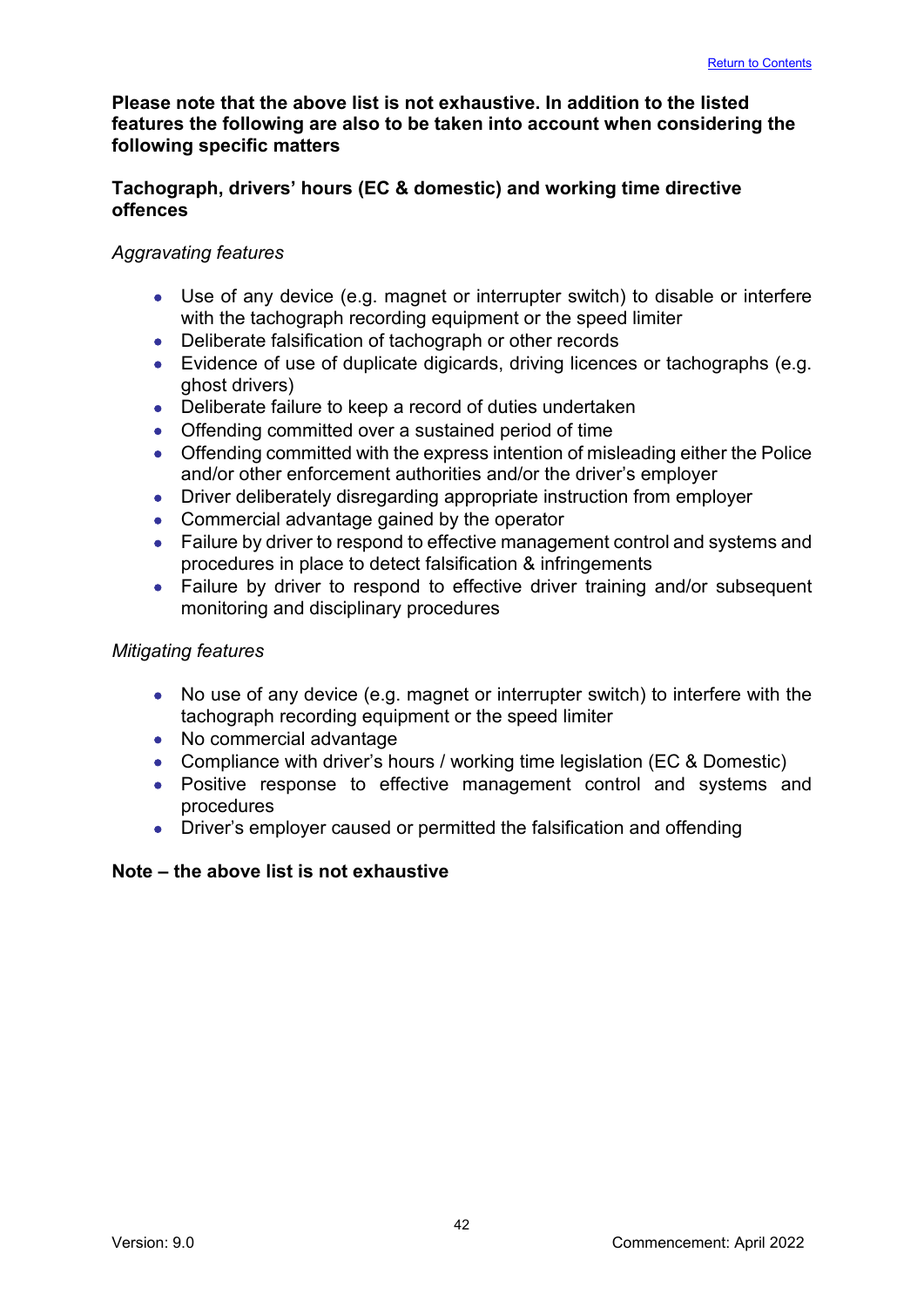**Please note that the above list is not exhaustive. In addition to the listed features the following are also to be taken into account when considering the following specific matters**

**Tachograph, drivers' hours (EC & domestic) and working time directive offences**

*Aggravating features*

- Use of any device (e.g. magnet or interrupter switch) to disable or interfere with the tachograph recording equipment or the speed limiter
- Deliberate falsification of tachograph or other records
- Evidence of use of duplicate digicards, driving licences or tachographs (e.g. ghost drivers)
- Deliberate failure to keep a record of duties undertaken
- Offending committed over a sustained period of time
- Offending committed with the express intention of misleading either the Police and/or other enforcement authorities and/or the driver's employer
- Driver deliberately disregarding appropriate instruction from employer
- Commercial advantage gained by the operator
- Failure by driver to respond to effective management control and systems and procedures in place to detect falsification & infringements
- Failure by driver to respond to effective driver training and/or subsequent monitoring and disciplinary procedures

*Mitigating features*

- No use of any device (e.g. magnet or interrupter switch) to interfere with the tachograph recording equipment or the speed limiter
- No commercial advantage
- Compliance with driver's hours / working time legislation (EC & Domestic)
- Positive response to effective management control and systems and procedures
- Driver's employer caused or permitted the falsification and offending

**Note – the above list is not exhaustive**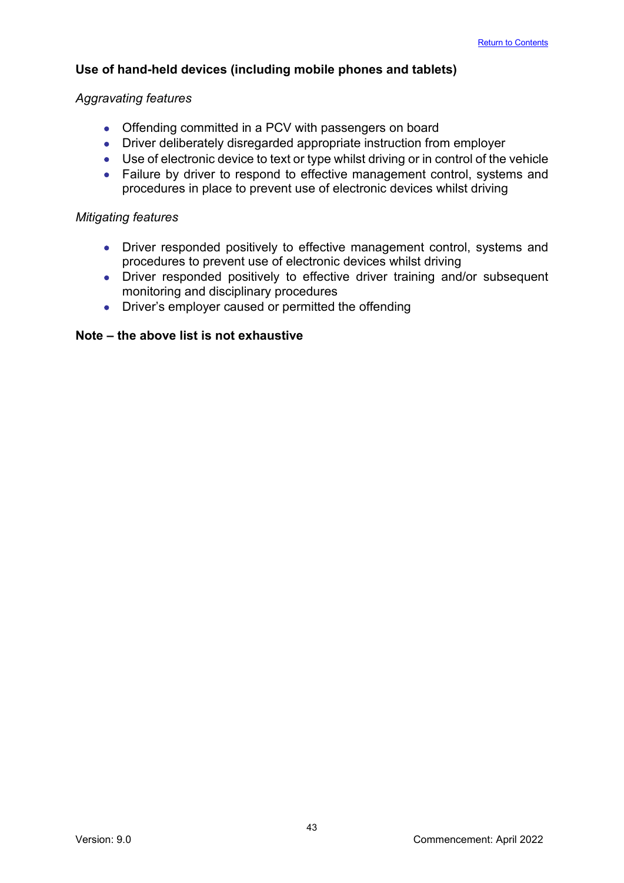### Use of hand-held devices (including mobile phones and tablets)

*Aggravating features*

- Offending committed in a PCV with passengers on board
- Driver deliberately disregarded appropriate instruction from employer
- Use of electronic device to text or type whilst driving or in control of the vehicle
- Failure by driver to respond to effective management control, systems and procedures in place to prevent use of electronic devices whilst driving

*Mitigating features*

- Driver responded positively to effective management control, systems and procedures to prevent use of electronic devices whilst driving
- Driver responded positively to effective driver training and/or subsequent monitoring and disciplinary procedures
- Driver's employer caused or permitted the offending

**Note – the above list is not exhaustive**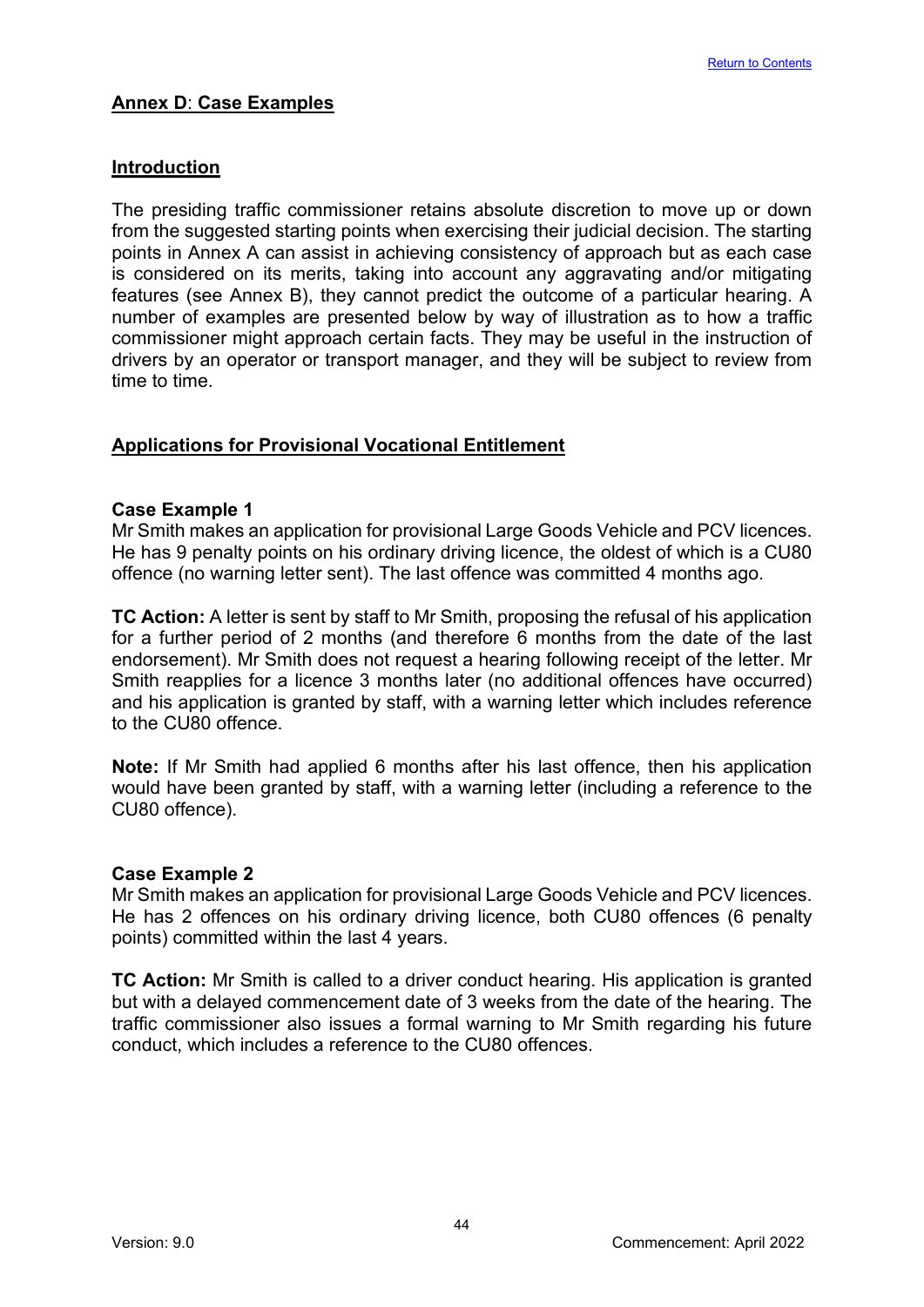## Annex D: Case Examples

### Introduction

The presiding traffic commissioner retains absolute discretion to move up or down from the suggested starting points when exercising their judicial decision. The starting points in Annex A can assist in achieving consistency of approach but as each case is considered on its merits, taking into account any aggravating and/or mitigating features (see Annex B), they cannot predict the outcome of a particular hearing. A number of examples are presented below by way of illustration as to how a traffic commissioner might approach certain facts. They may be useful in the instruction of drivers by an operator or transport manager, and they will be subject to review from time to time.

### Applications for Provisional Vocational Entitlement

**Case Example 1**
Mr Smith makes an application for provisional Large Goods Vehicle and PCV licences. He has 9 penalty points on his ordinary driving licence, the oldest of which is a CU80 offence (no warning letter sent). The last offence was committed 4 months ago.

**TC Action:** A letter is sent by staff to Mr Smith, proposing the refusal of his application for a further period of 2 months (and therefore 6 months from the date of the last endorsement). Mr Smith does not request a hearing following receipt of the letter. Mr Smith reapplies for a licence 3 months later (no additional offences have occurred) and his application is granted by staff, with a warning letter which includes reference to the CU80 offence.

**Note:** If Mr Smith had applied 6 months after his last offence, then his application would have been granted by staff, with a warning letter (including a reference to the CU80 offence).

**Case Example 2**
Mr Smith makes an application for provisional Large Goods Vehicle and PCV licences. He has 2 offences on his ordinary driving licence, both CU80 offences (6 penalty points) committed within the last 4 years.

**TC Action:** Mr Smith is called to a driver conduct hearing. His application is granted but with a delayed commencement date of 3 weeks from the date of the hearing. The traffic commissioner also issues a formal warning to Mr Smith regarding his future conduct, which includes a reference to the CU80 offences.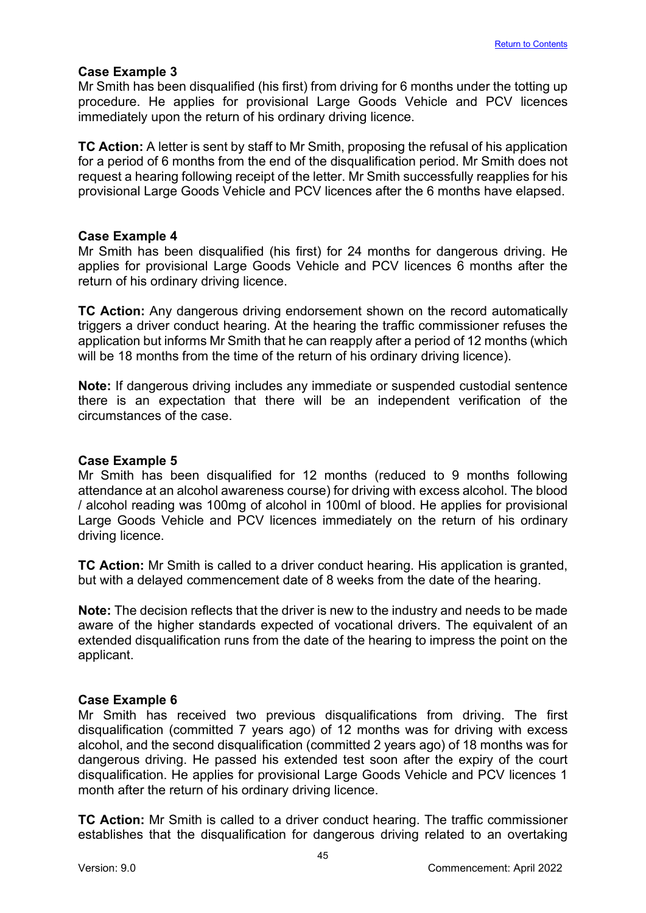**Case Example 3**
Mr Smith has been disqualified (his first) from driving for 6 months under the totting up procedure. He applies for provisional Large Goods Vehicle and PCV licences immediately upon the return of his ordinary driving licence.

**TC Action:** A letter is sent by staff to Mr Smith, proposing the refusal of his application for a period of 6 months from the end of the disqualification period. Mr Smith does not request a hearing following receipt of the letter. Mr Smith successfully reapplies for his provisional Large Goods Vehicle and PCV licences after the 6 months have elapsed.

**Case Example 4**
Mr Smith has been disqualified (his first) for 24 months for dangerous driving. He applies for provisional Large Goods Vehicle and PCV licences 6 months after the return of his ordinary driving licence.

**TC Action:** Any dangerous driving endorsement shown on the record automatically triggers a driver conduct hearing. At the hearing the traffic commissioner refuses the application but informs Mr Smith that he can reapply after a period of 12 months (which will be 18 months from the time of the return of his ordinary driving licence).

**Note:** If dangerous driving includes any immediate or suspended custodial sentence there is an expectation that there will be an independent verification of the circumstances of the case.

**Case Example 5**
Mr Smith has been disqualified for 12 months (reduced to 9 months following attendance at an alcohol awareness course) for driving with excess alcohol. The blood / alcohol reading was 100mg of alcohol in 100ml of blood. He applies for provisional Large Goods Vehicle and PCV licences immediately on the return of his ordinary driving licence.

**TC Action:** Mr Smith is called to a driver conduct hearing. His application is granted, but with a delayed commencement date of 8 weeks from the date of the hearing.

**Note:** The decision reflects that the driver is new to the industry and needs to be made aware of the higher standards expected of vocational drivers. The equivalent of an extended disqualification runs from the date of the hearing to impress the point on the applicant.

**Case Example 6**
Mr Smith has received two previous disqualifications from driving. The first disqualification (committed 7 years ago) of 12 months was for driving with excess alcohol, and the second disqualification (committed 2 years ago) of 18 months was for dangerous driving. He passed his extended test soon after the expiry of the court disqualification. He applies for provisional Large Goods Vehicle and PCV licences 1 month after the return of his ordinary driving licence.

**TC Action:** Mr Smith is called to a driver conduct hearing. The traffic commissioner establishes that the disqualification for dangerous driving related to an overtaking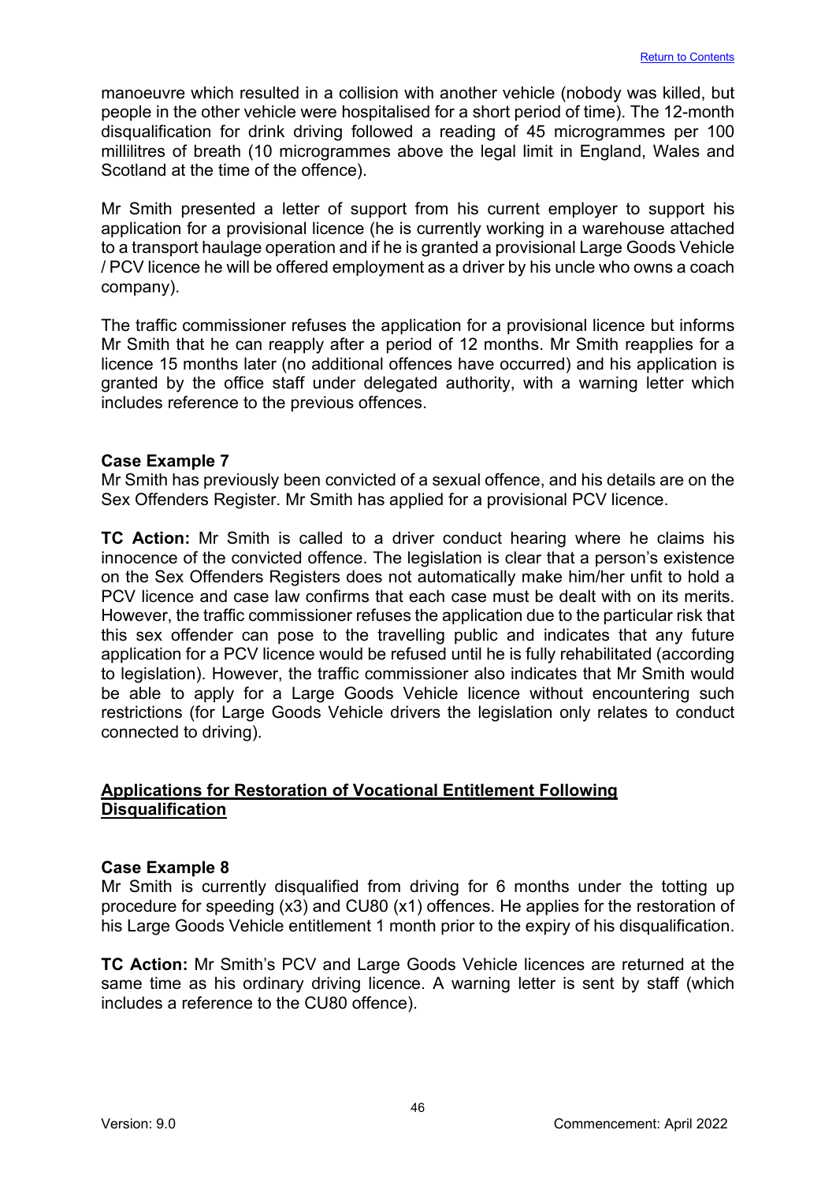manoeuvre which resulted in a collision with another vehicle (nobody was killed, but people in the other vehicle were hospitalised for a short period of time). The 12-month disqualification for drink driving followed a reading of 45 microgrammes per 100 millilitres of breath (10 microgrammes above the legal limit in England, Wales and Scotland at the time of the offence).

Mr Smith presented a letter of support from his current employer to support his application for a provisional licence (he is currently working in a warehouse attached to a transport haulage operation and if he is granted a provisional Large Goods Vehicle / PCV licence he will be offered employment as a driver by his uncle who owns a coach company).

The traffic commissioner refuses the application for a provisional licence but informs Mr Smith that he can reapply after a period of 12 months. Mr Smith reapplies for a licence 15 months later (no additional offences have occurred) and his application is granted by the office staff under delegated authority, with a warning letter which includes reference to the previous offences.

**Case Example 7**
Mr Smith has previously been convicted of a sexual offence, and his details are on the Sex Offenders Register. Mr Smith has applied for a provisional PCV licence.

**TC Action:** Mr Smith is called to a driver conduct hearing where he claims his innocence of the convicted offence. The legislation is clear that a person's existence on the Sex Offenders Registers does not automatically make him/her unfit to hold a PCV licence and case law confirms that each case must be dealt with on its merits. However, the traffic commissioner refuses the application due to the particular risk that this sex offender can pose to the travelling public and indicates that any future application for a PCV licence would be refused until he is fully rehabilitated (according to legislation). However, the traffic commissioner also indicates that Mr Smith would be able to apply for a Large Goods Vehicle licence without encountering such restrictions (for Large Goods Vehicle drivers the legislation only relates to conduct connected to driving).

## Applications for Restoration of Vocational Entitlement Following Disqualification

**Case Example 8**
Mr Smith is currently disqualified from driving for 6 months under the totting up procedure for speeding (x3) and CU80 (x1) offences. He applies for the restoration of his Large Goods Vehicle entitlement 1 month prior to the expiry of his disqualification.

**TC Action:** Mr Smith's PCV and Large Goods Vehicle licences are returned at the same time as his ordinary driving licence. A warning letter is sent by staff (which includes a reference to the CU80 offence).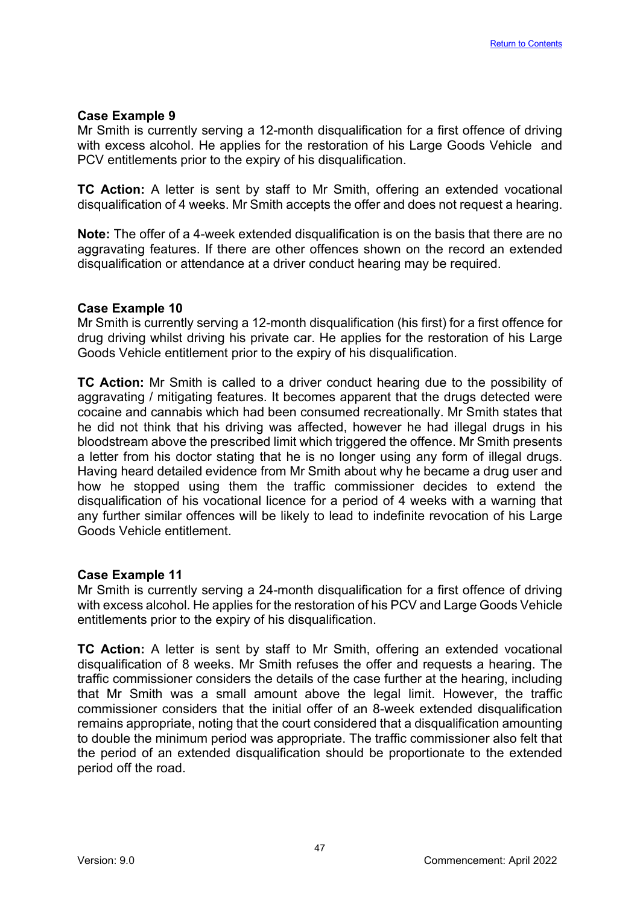**Case Example 9**
Mr Smith is currently serving a 12-month disqualification for a first offence of driving with excess alcohol. He applies for the restoration of his Large Goods Vehicle and PCV entitlements prior to the expiry of his disqualification.

**TC Action:** A letter is sent by staff to Mr Smith, offering an extended vocational disqualification of 4 weeks. Mr Smith accepts the offer and does not request a hearing.

**Note:** The offer of a 4-week extended disqualification is on the basis that there are no aggravating features. If there are other offences shown on the record an extended disqualification or attendance at a driver conduct hearing may be required.

**Case Example 10**
Mr Smith is currently serving a 12-month disqualification (his first) for a first offence for drug driving whilst driving his private car. He applies for the restoration of his Large Goods Vehicle entitlement prior to the expiry of his disqualification.

**TC Action:** Mr Smith is called to a driver conduct hearing due to the possibility of aggravating / mitigating features. It becomes apparent that the drugs detected were cocaine and cannabis which had been consumed recreationally. Mr Smith states that he did not think that his driving was affected, however he had illegal drugs in his bloodstream above the prescribed limit which triggered the offence. Mr Smith presents a letter from his doctor stating that he is no longer using any form of illegal drugs. Having heard detailed evidence from Mr Smith about why he became a drug user and how he stopped using them the traffic commissioner decides to extend the disqualification of his vocational licence for a period of 4 weeks with a warning that any further similar offences will be likely to lead to indefinite revocation of his Large Goods Vehicle entitlement.

**Case Example 11**
Mr Smith is currently serving a 24-month disqualification for a first offence of driving with excess alcohol. He applies for the restoration of his PCV and Large Goods Vehicle entitlements prior to the expiry of his disqualification.

**TC Action:** A letter is sent by staff to Mr Smith, offering an extended vocational disqualification of 8 weeks. Mr Smith refuses the offer and requests a hearing. The traffic commissioner considers the details of the case further at the hearing, including that Mr Smith was a small amount above the legal limit. However, the traffic commissioner considers that the initial offer of an 8-week extended disqualification remains appropriate, noting that the court considered that a disqualification amounting to double the minimum period was appropriate. The traffic commissioner also felt that the period of an extended disqualification should be proportionate to the extended period off the road.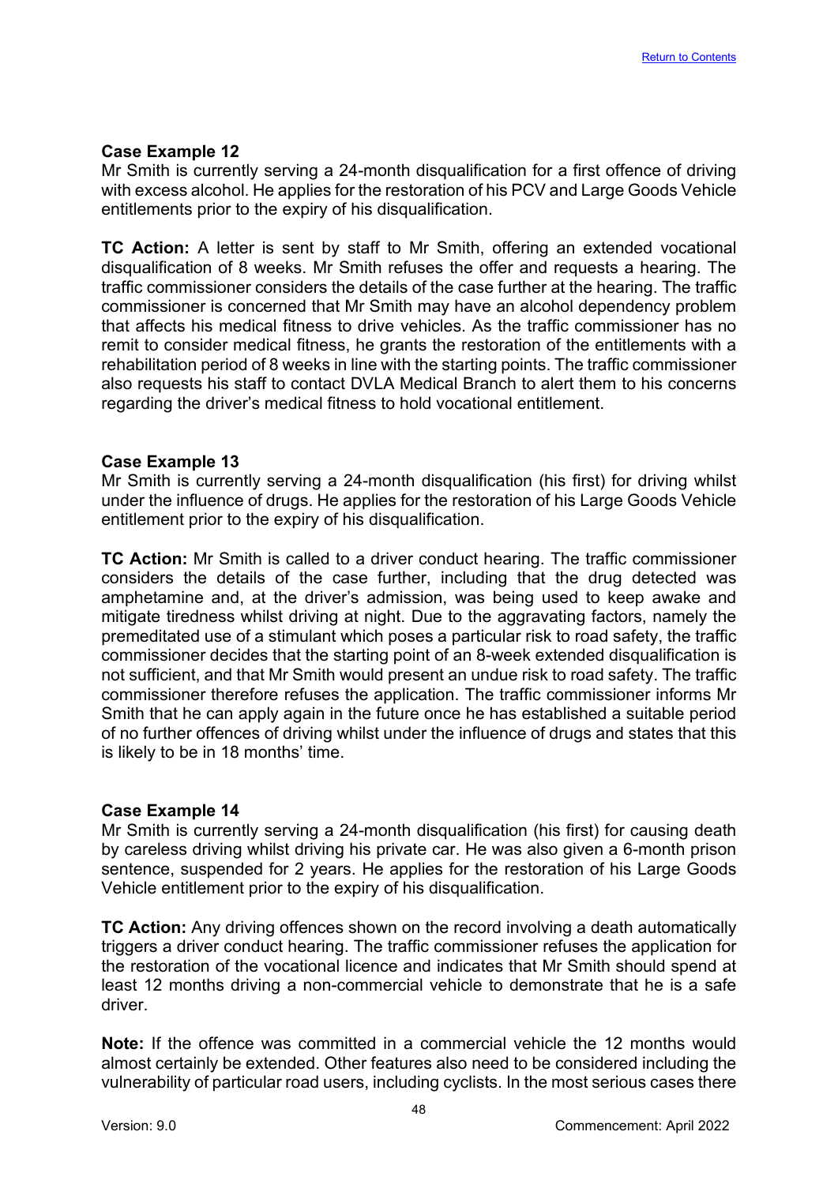**Case Example 12**
Mr Smith is currently serving a 24-month disqualification for a first offence of driving with excess alcohol. He applies for the restoration of his PCV and Large Goods Vehicle entitlements prior to the expiry of his disqualification.

**TC Action:** A letter is sent by staff to Mr Smith, offering an extended vocational disqualification of 8 weeks. Mr Smith refuses the offer and requests a hearing. The traffic commissioner considers the details of the case further at the hearing. The traffic commissioner is concerned that Mr Smith may have an alcohol dependency problem that affects his medical fitness to drive vehicles. As the traffic commissioner has no remit to consider medical fitness, he grants the restoration of the entitlements with a rehabilitation period of 8 weeks in line with the starting points. The traffic commissioner also requests his staff to contact DVLA Medical Branch to alert them to his concerns regarding the driver's medical fitness to hold vocational entitlement.

**Case Example 13**
Mr Smith is currently serving a 24-month disqualification (his first) for driving whilst under the influence of drugs. He applies for the restoration of his Large Goods Vehicle entitlement prior to the expiry of his disqualification.

**TC Action:** Mr Smith is called to a driver conduct hearing. The traffic commissioner considers the details of the case further, including that the drug detected was amphetamine and, at the driver's admission, was being used to keep awake and mitigate tiredness whilst driving at night. Due to the aggravating factors, namely the premeditated use of a stimulant which poses a particular risk to road safety, the traffic commissioner decides that the starting point of an 8-week extended disqualification is not sufficient, and that Mr Smith would present an undue risk to road safety. The traffic commissioner therefore refuses the application. The traffic commissioner informs Mr Smith that he can apply again in the future once he has established a suitable period of no further offences of driving whilst under the influence of drugs and states that this is likely to be in 18 months' time.

**Case Example 14**
Mr Smith is currently serving a 24-month disqualification (his first) for causing death by careless driving whilst driving his private car. He was also given a 6-month prison sentence, suspended for 2 years. He applies for the restoration of his Large Goods Vehicle entitlement prior to the expiry of his disqualification.

**TC Action:** Any driving offences shown on the record involving a death automatically triggers a driver conduct hearing. The traffic commissioner refuses the application for the restoration of the vocational licence and indicates that Mr Smith should spend at least 12 months driving a non-commercial vehicle to demonstrate that he is a safe driver.

**Note:** If the offence was committed in a commercial vehicle the 12 months would almost certainly be extended. Other features also need to be considered including the vulnerability of particular road users, including cyclists. In the most serious cases there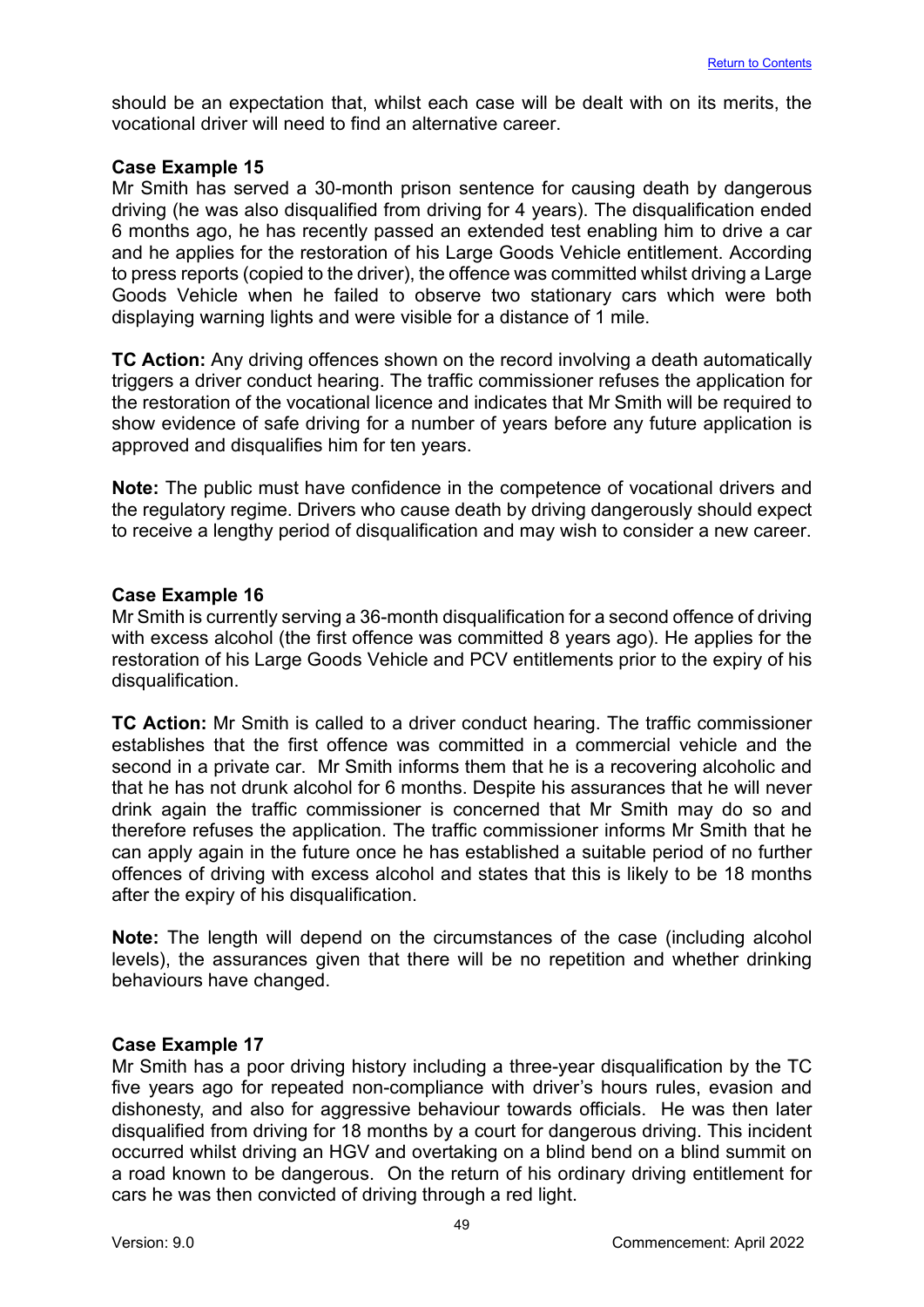should be an expectation that, whilst each case will be dealt with on its merits, the vocational driver will need to find an alternative career.

**Case Example 15**
Mr Smith has served a 30-month prison sentence for causing death by dangerous driving (he was also disqualified from driving for 4 years). The disqualification ended 6 months ago, he has recently passed an extended test enabling him to drive a car and he applies for the restoration of his Large Goods Vehicle entitlement. According to press reports (copied to the driver), the offence was committed whilst driving a Large Goods Vehicle when he failed to observe two stationary cars which were both displaying warning lights and were visible for a distance of 1 mile.

**TC Action:** Any driving offences shown on the record involving a death automatically triggers a driver conduct hearing. The traffic commissioner refuses the application for the restoration of the vocational licence and indicates that Mr Smith will be required to show evidence of safe driving for a number of years before any future application is approved and disqualifies him for ten years.

**Note:** The public must have confidence in the competence of vocational drivers and the regulatory regime. Drivers who cause death by driving dangerously should expect to receive a lengthy period of disqualification and may wish to consider a new career.

**Case Example 16**
Mr Smith is currently serving a 36-month disqualification for a second offence of driving with excess alcohol (the first offence was committed 8 years ago). He applies for the restoration of his Large Goods Vehicle and PCV entitlements prior to the expiry of his disqualification.

**TC Action:** Mr Smith is called to a driver conduct hearing. The traffic commissioner establishes that the first offence was committed in a commercial vehicle and the second in a private car. Mr Smith informs them that he is a recovering alcoholic and that he has not drunk alcohol for 6 months. Despite his assurances that he will never drink again the traffic commissioner is concerned that Mr Smith may do so and therefore refuses the application. The traffic commissioner informs Mr Smith that he can apply again in the future once he has established a suitable period of no further offences of driving with excess alcohol and states that this is likely to be 18 months after the expiry of his disqualification.

**Note:** The length will depend on the circumstances of the case (including alcohol levels), the assurances given that there will be no repetition and whether drinking behaviours have changed.

**Case Example 17**
Mr Smith has a poor driving history including a three-year disqualification by the TC five years ago for repeated non-compliance with driver's hours rules, evasion and dishonesty, and also for aggressive behaviour towards officials. He was then later disqualified from driving for 18 months by a court for dangerous driving. This incident occurred whilst driving an HGV and overtaking on a blind bend on a blind summit on a road known to be dangerous. On the return of his ordinary driving entitlement for cars he was then convicted of driving through a red light.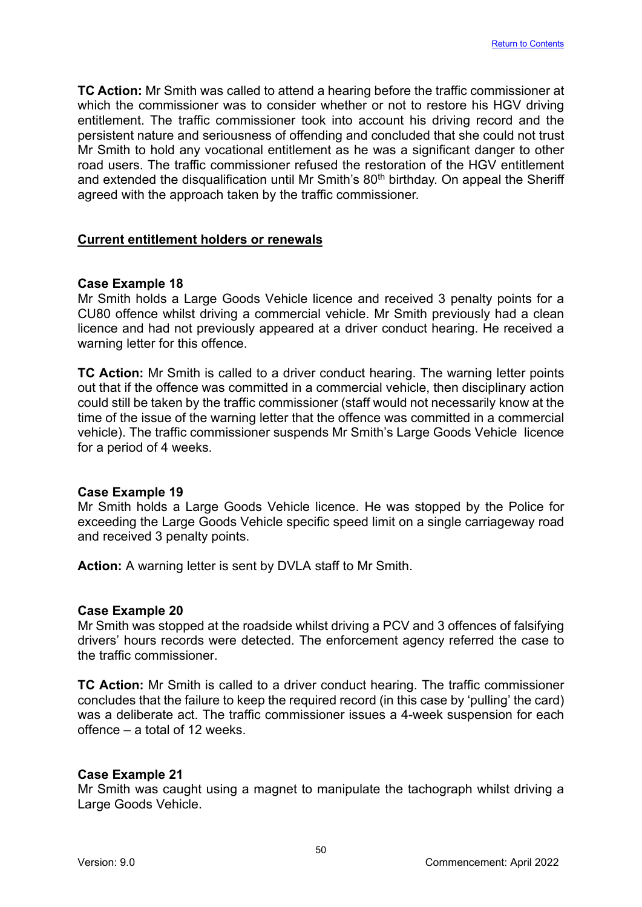**TC Action:** Mr Smith was called to attend a hearing before the traffic commissioner at which the commissioner was to consider whether or not to restore his HGV driving entitlement. The traffic commissioner took into account his driving record and the persistent nature and seriousness of offending and concluded that she could not trust Mr Smith to hold any vocational entitlement as he was a significant danger to other road users. The traffic commissioner refused the restoration of the HGV entitlement and extended the disqualification until Mr Smith's 80th birthday. On appeal the Sheriff agreed with the approach taken by the traffic commissioner.

## Current entitlement holders or renewals

**Case Example 18**
Mr Smith holds a Large Goods Vehicle licence and received 3 penalty points for a CU80 offence whilst driving a commercial vehicle. Mr Smith previously had a clean licence and had not previously appeared at a driver conduct hearing. He received a warning letter for this offence.

**TC Action:** Mr Smith is called to a driver conduct hearing. The warning letter points out that if the offence was committed in a commercial vehicle, then disciplinary action could still be taken by the traffic commissioner (staff would not necessarily know at the time of the issue of the warning letter that the offence was committed in a commercial vehicle). The traffic commissioner suspends Mr Smith's Large Goods Vehicle licence for a period of 4 weeks.

**Case Example 19**
Mr Smith holds a Large Goods Vehicle licence. He was stopped by the Police for exceeding the Large Goods Vehicle specific speed limit on a single carriageway road and received 3 penalty points.

**Action:** A warning letter is sent by DVLA staff to Mr Smith.

**Case Example 20**
Mr Smith was stopped at the roadside whilst driving a PCV and 3 offences of falsifying drivers' hours records were detected. The enforcement agency referred the case to the traffic commissioner.

**TC Action:** Mr Smith is called to a driver conduct hearing. The traffic commissioner concludes that the failure to keep the required record (in this case by 'pulling' the card) was a deliberate act. The traffic commissioner issues a 4-week suspension for each offence – a total of 12 weeks.

**Case Example 21**
Mr Smith was caught using a magnet to manipulate the tachograph whilst driving a Large Goods Vehicle.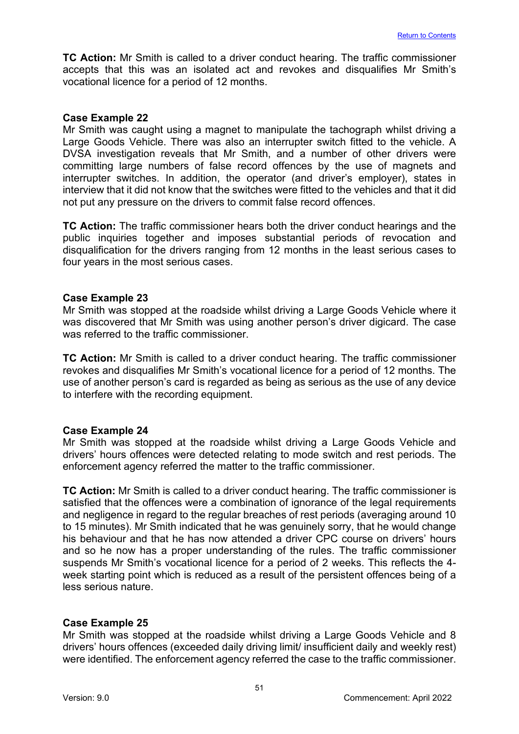**TC Action:** Mr Smith is called to a driver conduct hearing. The traffic commissioner accepts that this was an isolated act and revokes and disqualifies Mr Smith's vocational licence for a period of 12 months.

**Case Example 22**
Mr Smith was caught using a magnet to manipulate the tachograph whilst driving a Large Goods Vehicle. There was also an interrupter switch fitted to the vehicle. A DVSA investigation reveals that Mr Smith, and a number of other drivers were committing large numbers of false record offences by the use of magnets and interrupter switches. In addition, the operator (and driver's employer), states in interview that it did not know that the switches were fitted to the vehicles and that it did not put any pressure on the drivers to commit false record offences.

**TC Action:** The traffic commissioner hears both the driver conduct hearings and the public inquiries together and imposes substantial periods of revocation and disqualification for the drivers ranging from 12 months in the least serious cases to four years in the most serious cases.

**Case Example 23**
Mr Smith was stopped at the roadside whilst driving a Large Goods Vehicle where it was discovered that Mr Smith was using another person's driver digicard. The case was referred to the traffic commissioner.

**TC Action:** Mr Smith is called to a driver conduct hearing. The traffic commissioner revokes and disqualifies Mr Smith's vocational licence for a period of 12 months. The use of another person's card is regarded as being as serious as the use of any device to interfere with the recording equipment.

**Case Example 24**
Mr Smith was stopped at the roadside whilst driving a Large Goods Vehicle and drivers' hours offences were detected relating to mode switch and rest periods. The enforcement agency referred the matter to the traffic commissioner.

**TC Action:** Mr Smith is called to a driver conduct hearing. The traffic commissioner is satisfied that the offences were a combination of ignorance of the legal requirements and negligence in regard to the regular breaches of rest periods (averaging around 10 to 15 minutes). Mr Smith indicated that he was genuinely sorry, that he would change his behaviour and that he has now attended a driver CPC course on drivers' hours and so he now has a proper understanding of the rules. The traffic commissioner suspends Mr Smith's vocational licence for a period of 2 weeks. This reflects the 4-week starting point which is reduced as a result of the persistent offences being of a less serious nature.

**Case Example 25**
Mr Smith was stopped at the roadside whilst driving a Large Goods Vehicle and 8 drivers' hours offences (exceeded daily driving limit/ insufficient daily and weekly rest) were identified. The enforcement agency referred the case to the traffic commissioner.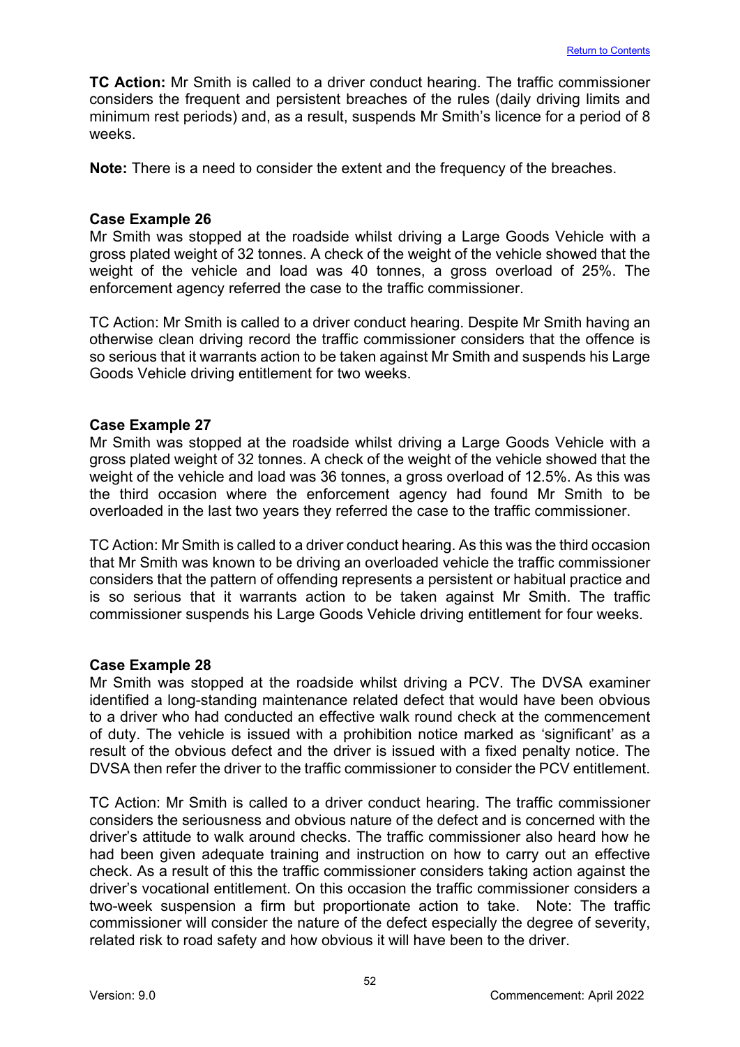**TC Action:** Mr Smith is called to a driver conduct hearing. The traffic commissioner considers the frequent and persistent breaches of the rules (daily driving limits and minimum rest periods) and, as a result, suspends Mr Smith's licence for a period of 8 weeks.

**Note:** There is a need to consider the extent and the frequency of the breaches.

**Case Example 26**

Mr Smith was stopped at the roadside whilst driving a Large Goods Vehicle with a gross plated weight of 32 tonnes. A check of the weight of the vehicle showed that the weight of the vehicle and load was 40 tonnes, a gross overload of 25%. The enforcement agency referred the case to the traffic commissioner.

TC Action: Mr Smith is called to a driver conduct hearing. Despite Mr Smith having an otherwise clean driving record the traffic commissioner considers that the offence is so serious that it warrants action to be taken against Mr Smith and suspends his Large Goods Vehicle driving entitlement for two weeks.

**Case Example 27**

Mr Smith was stopped at the roadside whilst driving a Large Goods Vehicle with a gross plated weight of 32 tonnes. A check of the weight of the vehicle showed that the weight of the vehicle and load was 36 tonnes, a gross overload of 12.5%. As this was the third occasion where the enforcement agency had found Mr Smith to be overloaded in the last two years they referred the case to the traffic commissioner.

TC Action: Mr Smith is called to a driver conduct hearing. As this was the third occasion that Mr Smith was known to be driving an overloaded vehicle the traffic commissioner considers that the pattern of offending represents a persistent or habitual practice and is so serious that it warrants action to be taken against Mr Smith. The traffic commissioner suspends his Large Goods Vehicle driving entitlement for four weeks.

**Case Example 28**

Mr Smith was stopped at the roadside whilst driving a PCV. The DVSA examiner identified a long-standing maintenance related defect that would have been obvious to a driver who had conducted an effective walk round check at the commencement of duty. The vehicle is issued with a prohibition notice marked as 'significant' as a result of the obvious defect and the driver is issued with a fixed penalty notice. The DVSA then refer the driver to the traffic commissioner to consider the PCV entitlement.

TC Action: Mr Smith is called to a driver conduct hearing. The traffic commissioner considers the seriousness and obvious nature of the defect and is concerned with the driver's attitude to walk around checks. The traffic commissioner also heard how he had been given adequate training and instruction on how to carry out an effective check. As a result of this the traffic commissioner considers taking action against the driver's vocational entitlement. On this occasion the traffic commissioner considers a two-week suspension a firm but proportionate action to take. Note: The traffic commissioner will consider the nature of the defect especially the degree of severity, related risk to road safety and how obvious it will have been to the driver.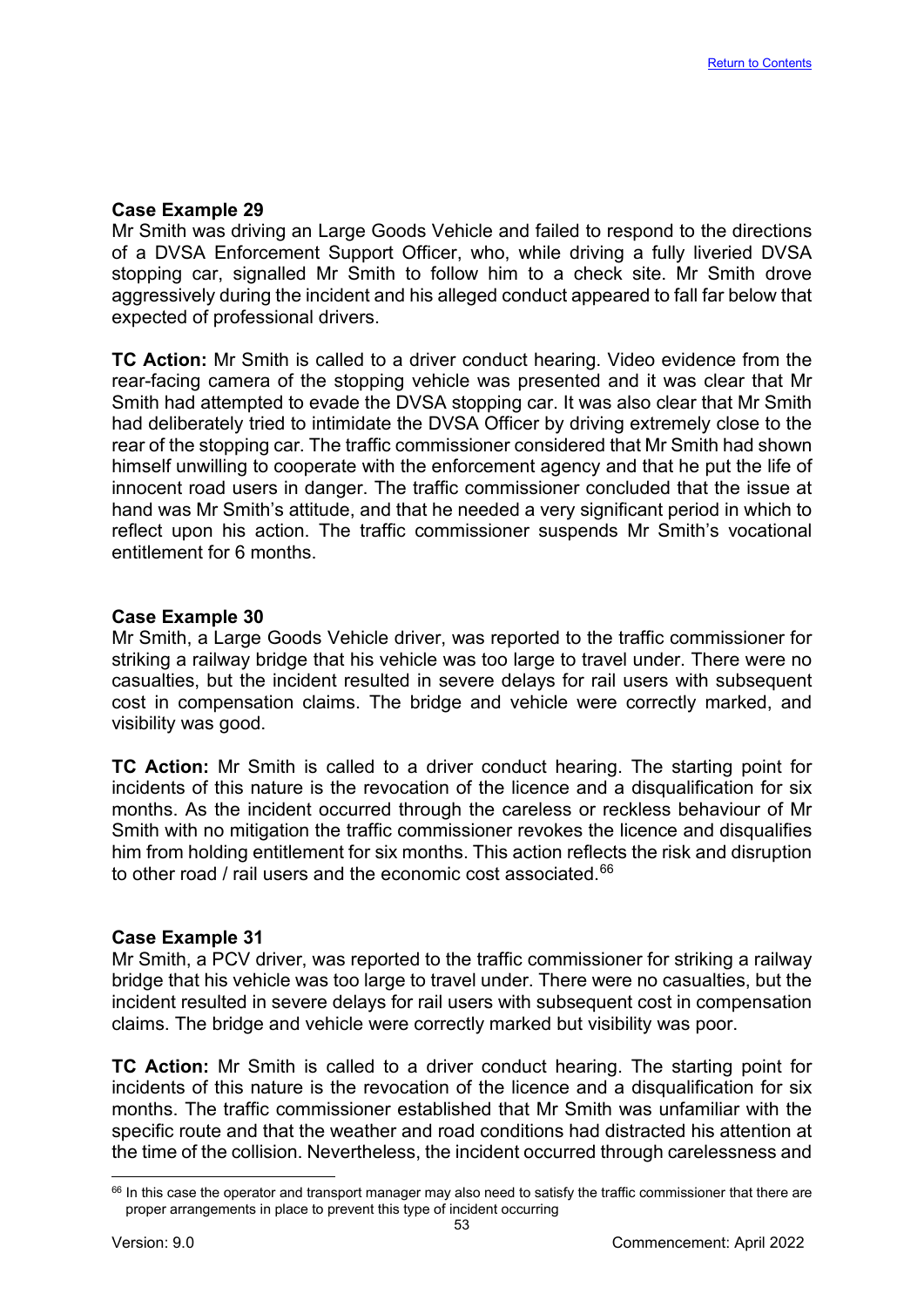**Case Example 29**
Mr Smith was driving an Large Goods Vehicle and failed to respond to the directions of a DVSA Enforcement Support Officer, who, while driving a fully liveried DVSA stopping car, signalled Mr Smith to follow him to a check site. Mr Smith drove aggressively during the incident and his alleged conduct appeared to fall far below that expected of professional drivers.

**TC Action:** Mr Smith is called to a driver conduct hearing. Video evidence from the rear-facing camera of the stopping vehicle was presented and it was clear that Mr Smith had attempted to evade the DVSA stopping car. It was also clear that Mr Smith had deliberately tried to intimidate the DVSA Officer by driving extremely close to the rear of the stopping car. The traffic commissioner considered that Mr Smith had shown himself unwilling to cooperate with the enforcement agency and that he put the life of innocent road users in danger. The traffic commissioner concluded that the issue at hand was Mr Smith's attitude, and that he needed a very significant period in which to reflect upon his action. The traffic commissioner suspends Mr Smith's vocational entitlement for 6 months.

**Case Example 30**
Mr Smith, a Large Goods Vehicle driver, was reported to the traffic commissioner for striking a railway bridge that his vehicle was too large to travel under. There were no casualties, but the incident resulted in severe delays for rail users with subsequent cost in compensation claims. The bridge and vehicle were correctly marked, and visibility was good.

**TC Action:** Mr Smith is called to a driver conduct hearing. The starting point for incidents of this nature is the revocation of the licence and a disqualification for six months. As the incident occurred through the careless or reckless behaviour of Mr Smith with no mitigation the traffic commissioner revokes the licence and disqualifies him from holding entitlement for six months. This action reflects the risk and disruption to other road / rail users and the economic cost associated.[66]

**Case Example 31**
Mr Smith, a PCV driver, was reported to the traffic commissioner for striking a railway bridge that his vehicle was too large to travel under. There were no casualties, but the incident resulted in severe delays for rail users with subsequent cost in compensation claims. The bridge and vehicle were correctly marked but visibility was poor.

**TC Action:** Mr Smith is called to a driver conduct hearing. The starting point for incidents of this nature is the revocation of the licence and a disqualification for six months. The traffic commissioner established that Mr Smith was unfamiliar with the specific route and that the weather and road conditions had distracted his attention at the time of the collision. Nevertheless, the incident occurred through carelessness and

---

[66] In this case the operator and transport manager may also need to satisfy the traffic commissioner that there are proper arrangements in place to prevent this type of incident occurring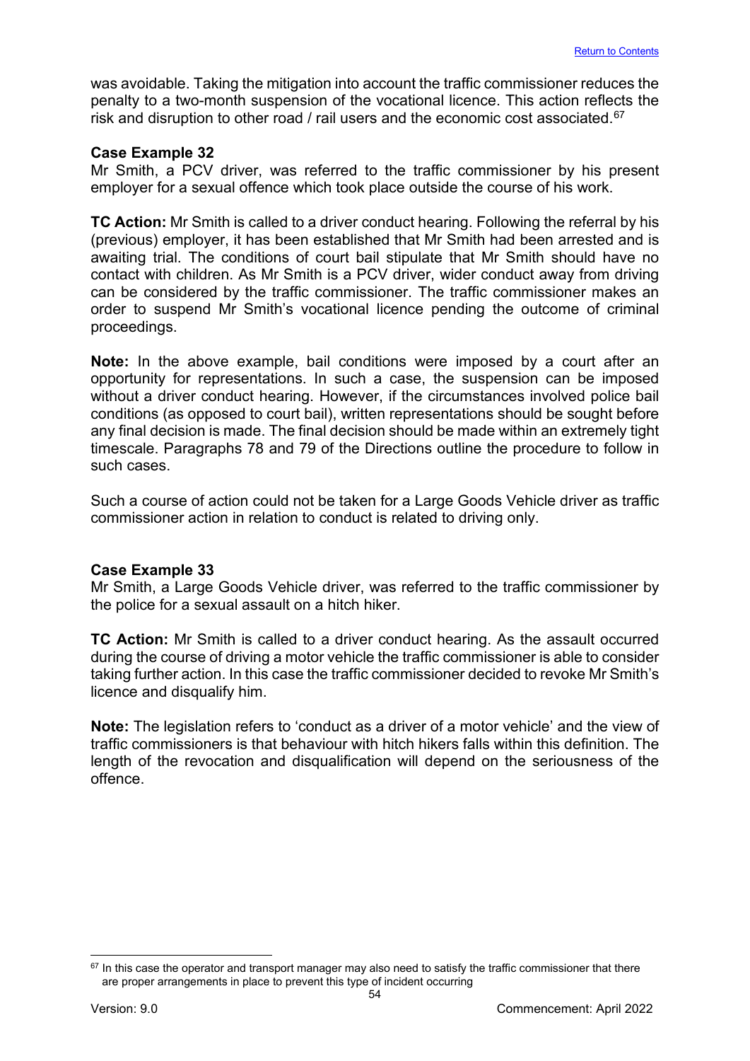was avoidable. Taking the mitigation into account the traffic commissioner reduces the penalty to a two-month suspension of the vocational licence. This action reflects the risk and disruption to other road / rail users and the economic cost associated.[67]

**Case Example 32**
Mr Smith, a PCV driver, was referred to the traffic commissioner by his present employer for a sexual offence which took place outside the course of his work.

**TC Action:** Mr Smith is called to a driver conduct hearing. Following the referral by his (previous) employer, it has been established that Mr Smith had been arrested and is awaiting trial. The conditions of court bail stipulate that Mr Smith should have no contact with children. As Mr Smith is a PCV driver, wider conduct away from driving can be considered by the traffic commissioner. The traffic commissioner makes an order to suspend Mr Smith's vocational licence pending the outcome of criminal proceedings.

**Note:** In the above example, bail conditions were imposed by a court after an opportunity for representations. In such a case, the suspension can be imposed without a driver conduct hearing. However, if the circumstances involved police bail conditions (as opposed to court bail), written representations should be sought before any final decision is made. The final decision should be made within an extremely tight timescale. Paragraphs 78 and 79 of the Directions outline the procedure to follow in such cases.

Such a course of action could not be taken for a Large Goods Vehicle driver as traffic commissioner action in relation to conduct is related to driving only.

**Case Example 33**
Mr Smith, a Large Goods Vehicle driver, was referred to the traffic commissioner by the police for a sexual assault on a hitch hiker.

**TC Action:** Mr Smith is called to a driver conduct hearing. As the assault occurred during the course of driving a motor vehicle the traffic commissioner is able to consider taking further action. In this case the traffic commissioner decided to revoke Mr Smith's licence and disqualify him.

**Note:** The legislation refers to 'conduct as a driver of a motor vehicle' and the view of traffic commissioners is that behaviour with hitch hikers falls within this definition. The length of the revocation and disqualification will depend on the seriousness of the offence.

[67] In this case the operator and transport manager may also need to satisfy the traffic commissioner that there are proper arrangements in place to prevent this type of incident occurring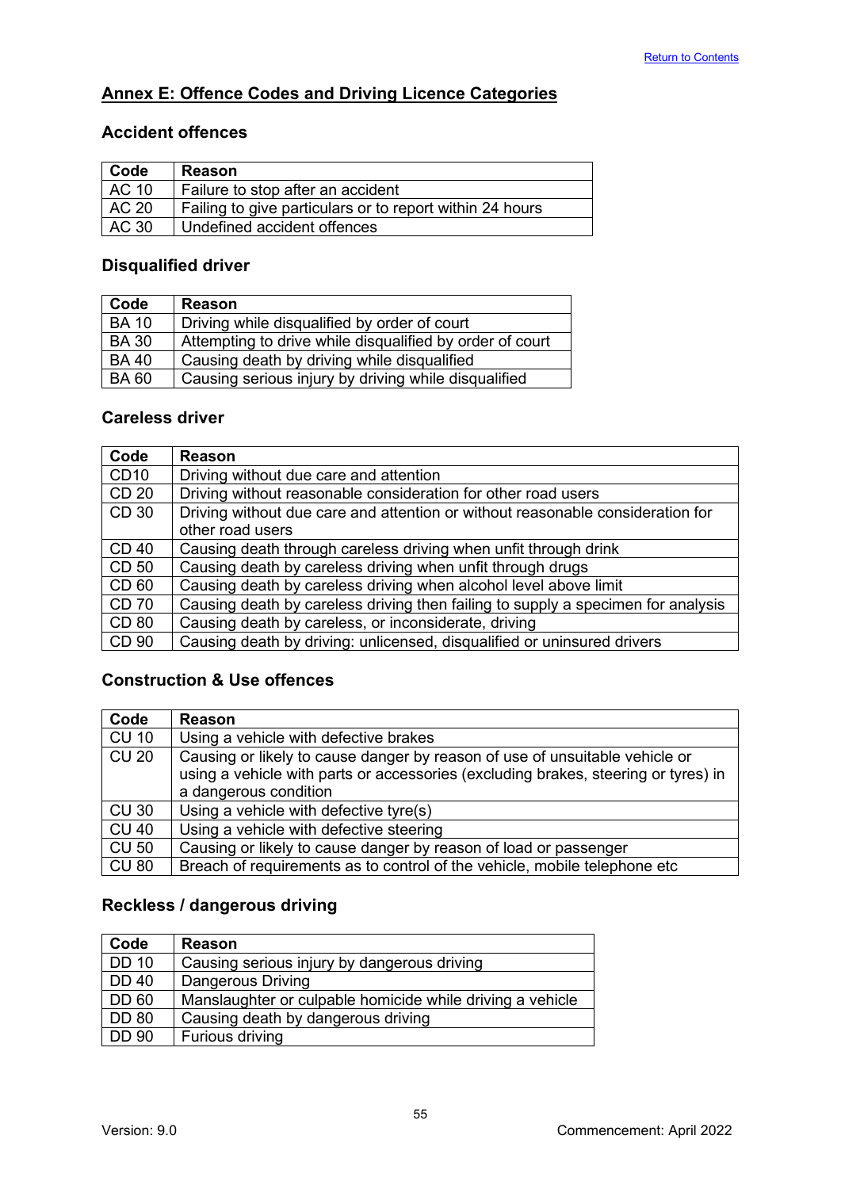## Annex E: Offence Codes and Driving Licence Categories

### Accident offences

| Code | Reason |
|---|---|
| AC 10 | Failure to stop after an accident |
| AC 20 | Failing to give particulars or to report within 24 hours |
| AC 30 | Undefined accident offences |

### Disqualified driver

| Code | Reason |
|---|---|
| BA 10 | Driving while disqualified by order of court |
| BA 30 | Attempting to drive while disqualified by order of court |
| BA 40 | Causing death by driving while disqualified |
| BA 60 | Causing serious injury by driving while disqualified |

### Careless driver

| Code | Reason |
|---|---|
| CD10 | Driving without due care and attention |
| CD 20 | Driving without reasonable consideration for other road users |
| CD 30 | Driving without due care and attention or without reasonable consideration for other road users |
| CD 40 | Causing death through careless driving when unfit through drink |
| CD 50 | Causing death by careless driving when unfit through drugs |
| CD 60 | Causing death by careless driving when alcohol level above limit |
| CD 70 | Causing death by careless driving then failing to supply a specimen for analysis |
| CD 80 | Causing death by careless, or inconsiderate, driving |
| CD 90 | Causing death by driving: unlicensed, disqualified or uninsured drivers |

### Construction & Use offences

| Code | Reason |
|---|---|
| CU 10 | Using a vehicle with defective brakes |
| CU 20 | Causing or likely to cause danger by reason of use of unsuitable vehicle or using a vehicle with parts or accessories (excluding brakes, steering or tyres) in a dangerous condition |
| CU 30 | Using a vehicle with defective tyre(s) |
| CU 40 | Using a vehicle with defective steering |
| CU 50 | Causing or likely to cause danger by reason of load or passenger |
| CU 80 | Breach of requirements as to control of the vehicle, mobile telephone etc |

### Reckless / dangerous driving

| Code | Reason |
|---|---|
| DD 10 | Causing serious injury by dangerous driving |
| DD 40 | Dangerous Driving |
| DD 60 | Manslaughter or culpable homicide while driving a vehicle |
| DD 80 | Causing death by dangerous driving |
| DD 90 | Furious driving |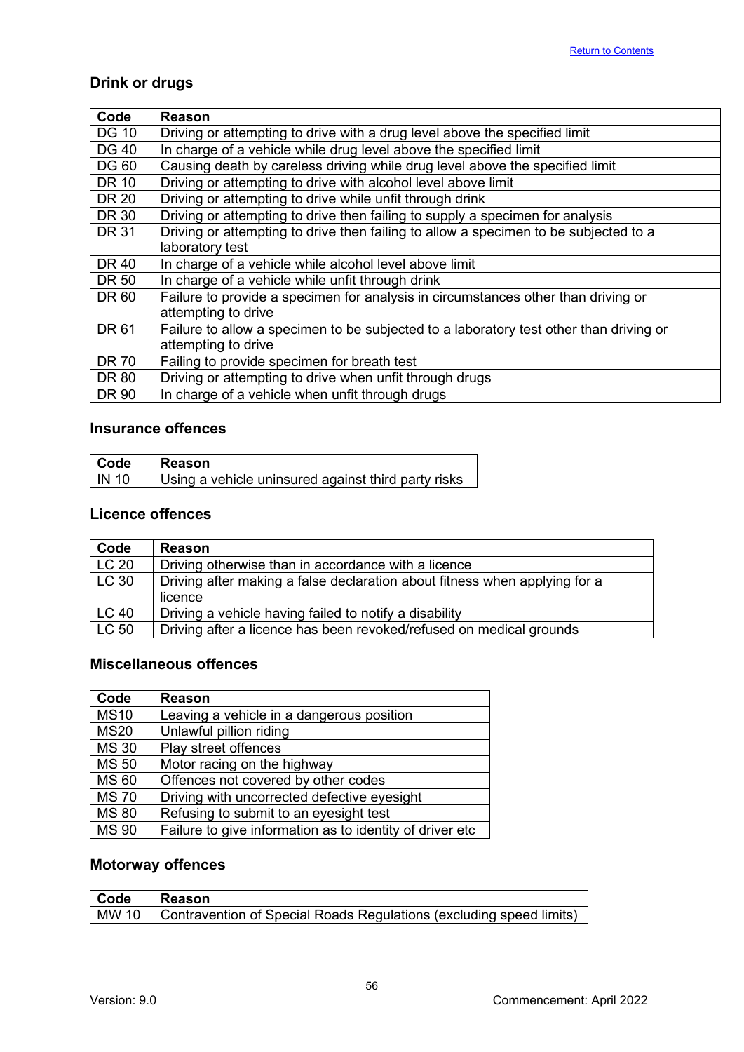## Drink or drugs

| Code | Reason |
|---|---|
| DG 10 | Driving or attempting to drive with a drug level above the specified limit |
| DG 40 | In charge of a vehicle while drug level above the specified limit |
| DG 60 | Causing death by careless driving while drug level above the specified limit |
| DR 10 | Driving or attempting to drive with alcohol level above limit |
| DR 20 | Driving or attempting to drive while unfit through drink |
| DR 30 | Driving or attempting to drive then failing to supply a specimen for analysis |
| DR 31 | Driving or attempting to drive then failing to allow a specimen to be subjected to a laboratory test |
| DR 40 | In charge of a vehicle while alcohol level above limit |
| DR 50 | In charge of a vehicle while unfit through drink |
| DR 60 | Failure to provide a specimen for analysis in circumstances other than driving or attempting to drive |
| DR 61 | Failure to allow a specimen to be subjected to a laboratory test other than driving or attempting to drive |
| DR 70 | Failing to provide specimen for breath test |
| DR 80 | Driving or attempting to drive when unfit through drugs |
| DR 90 | In charge of a vehicle when unfit through drugs |

## Insurance offences

| Code | Reason |
|---|---|
| IN 10 | Using a vehicle uninsured against third party risks |

## Licence offences

| Code | Reason |
|---|---|
| LC 20 | Driving otherwise than in accordance with a licence |
| LC 30 | Driving after making a false declaration about fitness when applying for a licence |
| LC 40 | Driving a vehicle having failed to notify a disability |
| LC 50 | Driving after a licence has been revoked/refused on medical grounds |

## Miscellaneous offences

| Code | Reason |
|---|---|
| MS10 | Leaving a vehicle in a dangerous position |
| MS20 | Unlawful pillion riding |
| MS 30 | Play street offences |
| MS 50 | Motor racing on the highway |
| MS 60 | Offences not covered by other codes |
| MS 70 | Driving with uncorrected defective eyesight |
| MS 80 | Refusing to submit to an eyesight test |
| MS 90 | Failure to give information as to identity of driver etc |

## Motorway offences

| Code | Reason |
|---|---|
| MW 10 | Contravention of Special Roads Regulations (excluding speed limits) |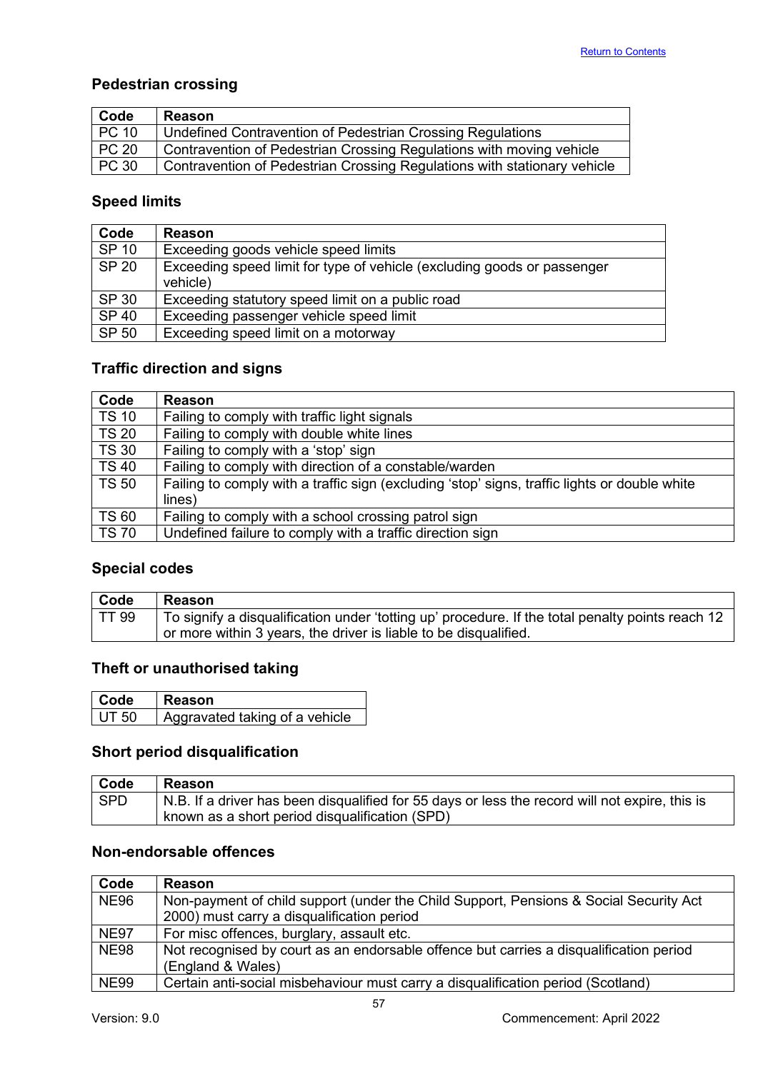Return to Contents

### Pedestrian crossing

| Code | Reason |
|---|---|
| PC 10 | Undefined Contravention of Pedestrian Crossing Regulations |
| PC 20 | Contravention of Pedestrian Crossing Regulations with moving vehicle |
| PC 30 | Contravention of Pedestrian Crossing Regulations with stationary vehicle |

### Speed limits

| Code | Reason |
|---|---|
| SP 10 | Exceeding goods vehicle speed limits |
| SP 20 | Exceeding speed limit for type of vehicle (excluding goods or passenger vehicle) |
| SP 30 | Exceeding statutory speed limit on a public road |
| SP 40 | Exceeding passenger vehicle speed limit |
| SP 50 | Exceeding speed limit on a motorway |

### Traffic direction and signs

| Code | Reason |
|---|---|
| TS 10 | Failing to comply with traffic light signals |
| TS 20 | Failing to comply with double white lines |
| TS 30 | Failing to comply with a 'stop' sign |
| TS 40 | Failing to comply with direction of a constable/warden |
| TS 50 | Failing to comply with a traffic sign (excluding 'stop' signs, traffic lights or double white lines) |
| TS 60 | Failing to comply with a school crossing patrol sign |
| TS 70 | Undefined failure to comply with a traffic direction sign |

### Special codes

| Code | Reason |
|---|---|
| TT 99 | To signify a disqualification under 'totting up' procedure. If the total penalty points reach 12 or more within 3 years, the driver is liable to be disqualified. |

### Theft or unauthorised taking

| Code | Reason |
|---|---|
| UT 50 | Aggravated taking of a vehicle |

### Short period disqualification

| Code | Reason |
|---|---|
| SPD | N.B. If a driver has been disqualified for 55 days or less the record will not expire, this is known as a short period disqualification (SPD) |

### Non-endorsable offences

| Code | Reason |
|---|---|
| NE96 | Non-payment of child support (under the Child Support, Pensions & Social Security Act 2000) must carry a disqualification period |
| NE97 | For misc offences, burglary, assault etc. |
| NE98 | Not recognised by court as an endorsable offence but carries a disqualification period (England & Wales) |
| NE99 | Certain anti-social misbehaviour must carry a disqualification period (Scotland) |

Version: 9.0 Commencement: April 2022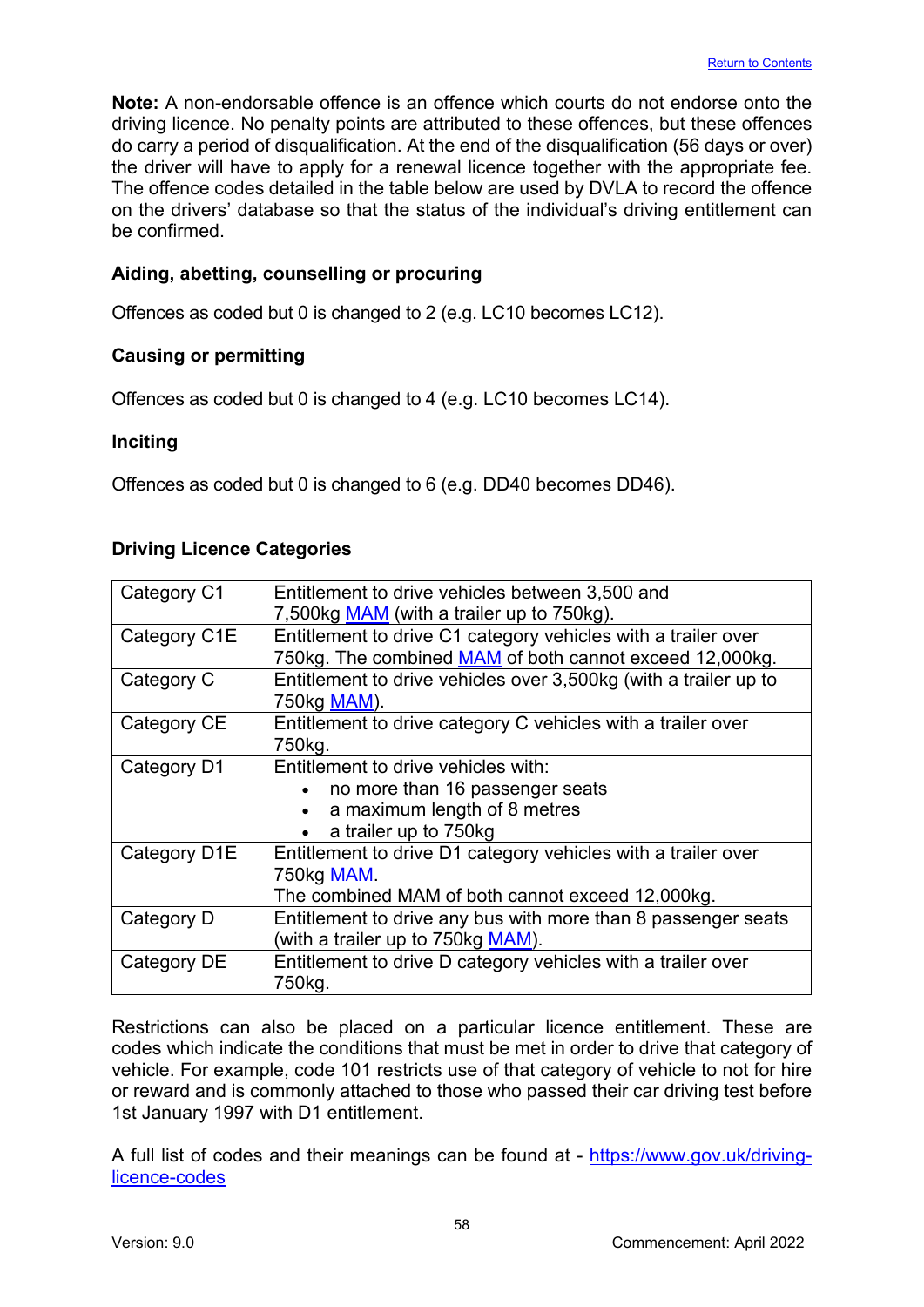**Note:** A non-endorsable offence is an offence which courts do not endorse onto the driving licence. No penalty points are attributed to these offences, but these offences do carry a period of disqualification. At the end of the disqualification (56 days or over) the driver will have to apply for a renewal licence together with the appropriate fee. The offence codes detailed in the table below are used by DVLA to record the offence on the drivers' database so that the status of the individual's driving entitlement can be confirmed.

### Aiding, abetting, counselling or procuring

Offences as coded but 0 is changed to 2 (e.g. LC10 becomes LC12).

### Causing or permitting

Offences as coded but 0 is changed to 4 (e.g. LC10 becomes LC14).

### Inciting

Offences as coded but 0 is changed to 6 (e.g. DD40 becomes DD46).

### Driving Licence Categories

| | |
|---|---|
| Category C1 | Entitlement to drive vehicles between 3,500 and 7,500kg MAM (with a trailer up to 750kg). |
| Category C1E | Entitlement to drive C1 category vehicles with a trailer over 750kg. The combined MAM of both cannot exceed 12,000kg. |
| Category C | Entitlement to drive vehicles over 3,500kg (with a trailer up to 750kg MAM). |
| Category CE | Entitlement to drive category C vehicles with a trailer over 750kg. |
| Category D1 | Entitlement to drive vehicles with:<br>• no more than 16 passenger seats<br>• a maximum length of 8 metres<br>• a trailer up to 750kg |
| Category D1E | Entitlement to drive D1 category vehicles with a trailer over 750kg MAM.<br>The combined MAM of both cannot exceed 12,000kg. |
| Category D | Entitlement to drive any bus with more than 8 passenger seats (with a trailer up to 750kg MAM). |
| Category DE | Entitlement to drive D category vehicles with a trailer over 750kg. |

Restrictions can also be placed on a particular licence entitlement. These are codes which indicate the conditions that must be met in order to drive that category of vehicle. For example, code 101 restricts use of that category of vehicle to not for hire or reward and is commonly attached to those who passed their car driving test before 1st January 1997 with D1 entitlement.

A full list of codes and their meanings can be found at - https://www.gov.uk/driving-licence-codes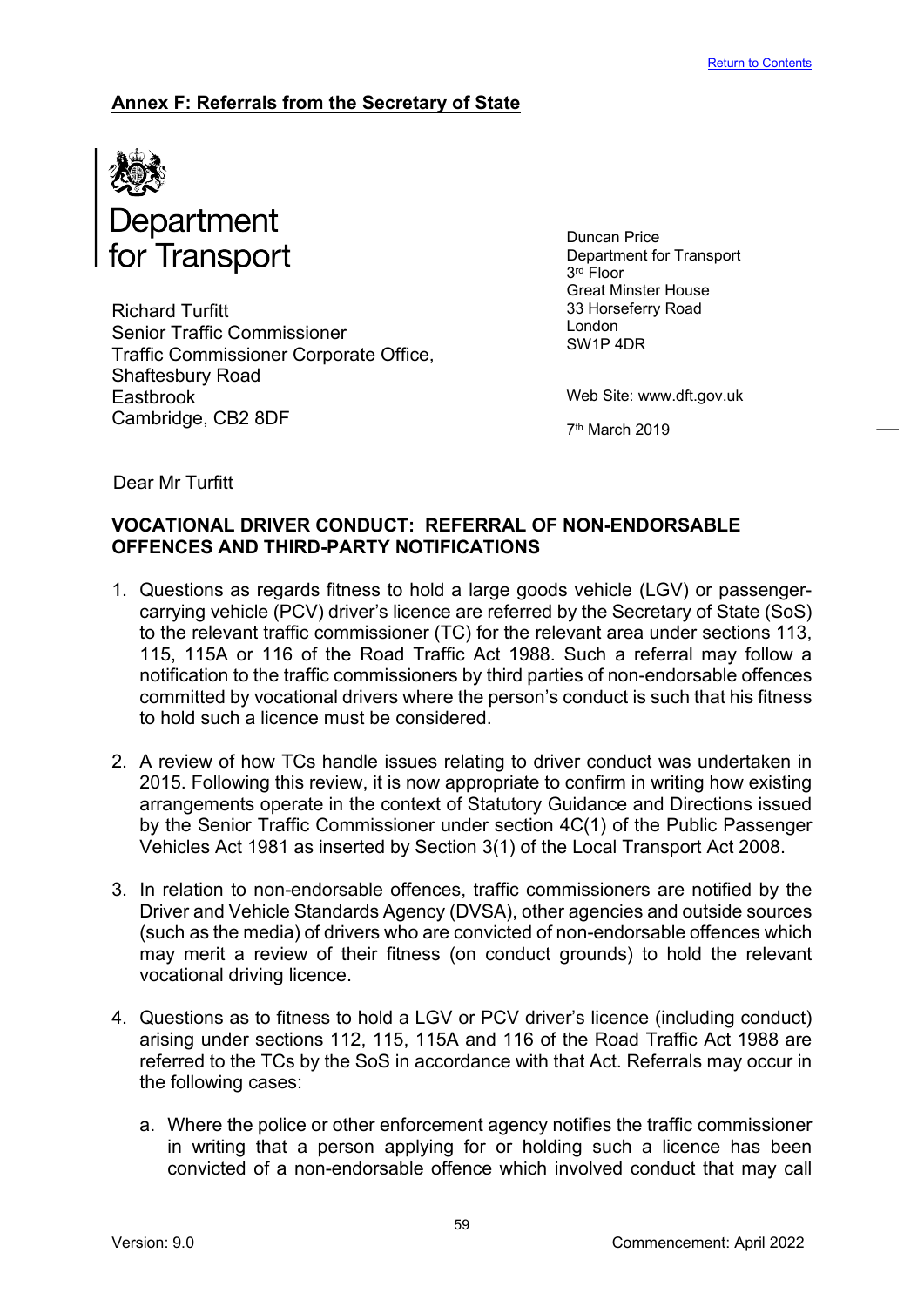## Annex F: Referrals from the Secretary of State

Department for Transport

Richard Turfitt
Senior Traffic Commissioner
Traffic Commissioner Corporate Office,
Shaftesbury Road
Eastbrook
Cambridge, CB2 8DF

Duncan Price
Department for Transport
3rd Floor
Great Minster House
33 Horseferry Road
London
SW1P 4DR

Web Site: www.dft.gov.uk

7th March 2019

Dear Mr Turfitt

**VOCATIONAL DRIVER CONDUCT: REFERRAL OF NON-ENDORSABLE OFFENCES AND THIRD-PARTY NOTIFICATIONS**

1. Questions as regards fitness to hold a large goods vehicle (LGV) or passenger-carrying vehicle (PCV) driver's licence are referred by the Secretary of State (SoS) to the relevant traffic commissioner (TC) for the relevant area under sections 113, 115, 115A or 116 of the Road Traffic Act 1988. Such a referral may follow a notification to the traffic commissioners by third parties of non-endorsable offences committed by vocational drivers where the person's conduct is such that his fitness to hold such a licence must be considered.

2. A review of how TCs handle issues relating to driver conduct was undertaken in 2015. Following this review, it is now appropriate to confirm in writing how existing arrangements operate in the context of Statutory Guidance and Directions issued by the Senior Traffic Commissioner under section 4C(1) of the Public Passenger Vehicles Act 1981 as inserted by Section 3(1) of the Local Transport Act 2008.

3. In relation to non-endorsable offences, traffic commissioners are notified by the Driver and Vehicle Standards Agency (DVSA), other agencies and outside sources (such as the media) of drivers who are convicted of non-endorsable offences which may merit a review of their fitness (on conduct grounds) to hold the relevant vocational driving licence.

4. Questions as to fitness to hold a LGV or PCV driver's licence (including conduct) arising under sections 112, 115, 115A and 116 of the Road Traffic Act 1988 are referred to the TCs by the SoS in accordance with that Act. Referrals may occur in the following cases:

    a. Where the police or other enforcement agency notifies the traffic commissioner in writing that a person applying for or holding such a licence has been convicted of a non-endorsable offence which involved conduct that may call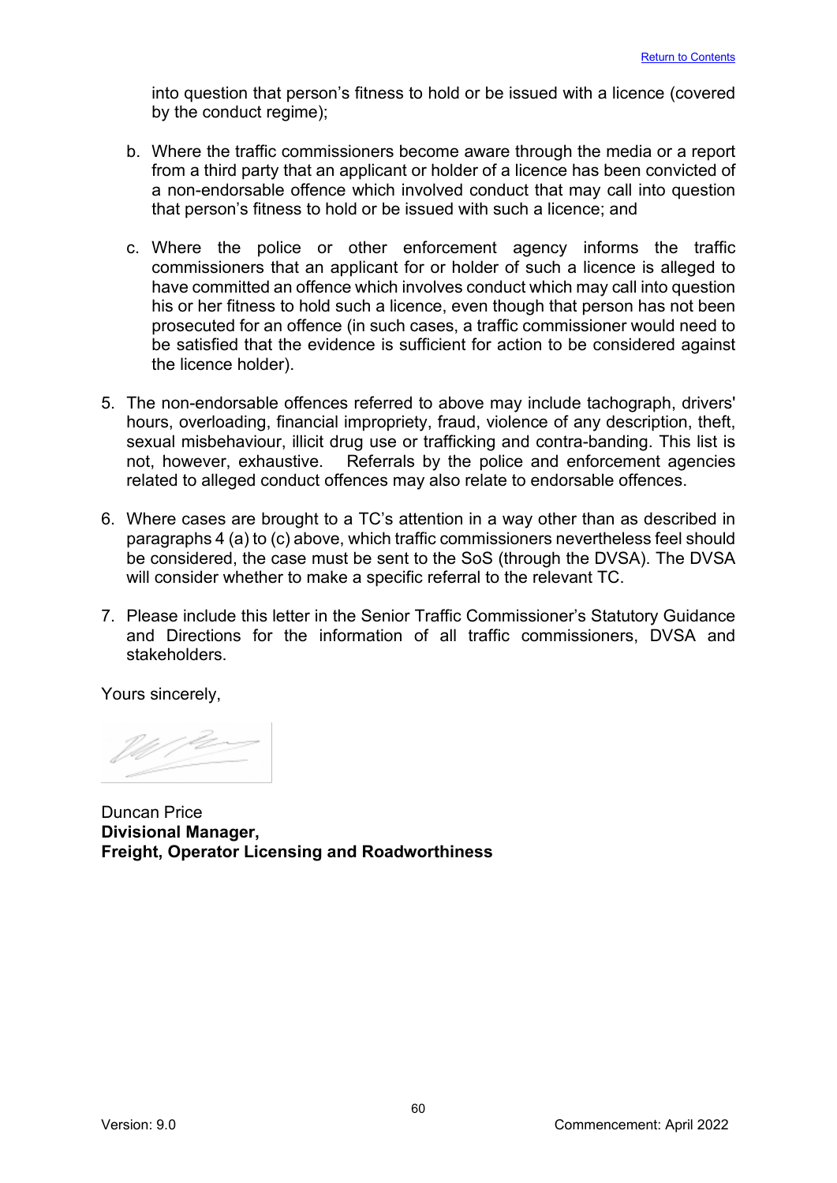into question that person's fitness to hold or be issued with a licence (covered by the conduct regime);

b. Where the traffic commissioners become aware through the media or a report from a third party that an applicant or holder of a licence has been convicted of a non-endorsable offence which involved conduct that may call into question that person's fitness to hold or be issued with such a licence; and

c. Where the police or other enforcement agency informs the traffic commissioners that an applicant for or holder of such a licence is alleged to have committed an offence which involves conduct which may call into question his or her fitness to hold such a licence, even though that person has not been prosecuted for an offence (in such cases, a traffic commissioner would need to be satisfied that the evidence is sufficient for action to be considered against the licence holder).

5. The non-endorsable offences referred to above may include tachograph, drivers' hours, overloading, financial impropriety, fraud, violence of any description, theft, sexual misbehaviour, illicit drug use or trafficking and contra-banding. This list is not, however, exhaustive. Referrals by the police and enforcement agencies related to alleged conduct offences may also relate to endorsable offences.

6. Where cases are brought to a TC's attention in a way other than as described in paragraphs 4 (a) to (c) above, which traffic commissioners nevertheless feel should be considered, the case must be sent to the SoS (through the DVSA). The DVSA will consider whether to make a specific referral to the relevant TC.

7. Please include this letter in the Senior Traffic Commissioner's Statutory Guidance and Directions for the information of all traffic commissioners, DVSA and stakeholders.

Yours sincerely,

Duncan Price
**Divisional Manager,**
**Freight, Operator Licensing and Roadworthiness**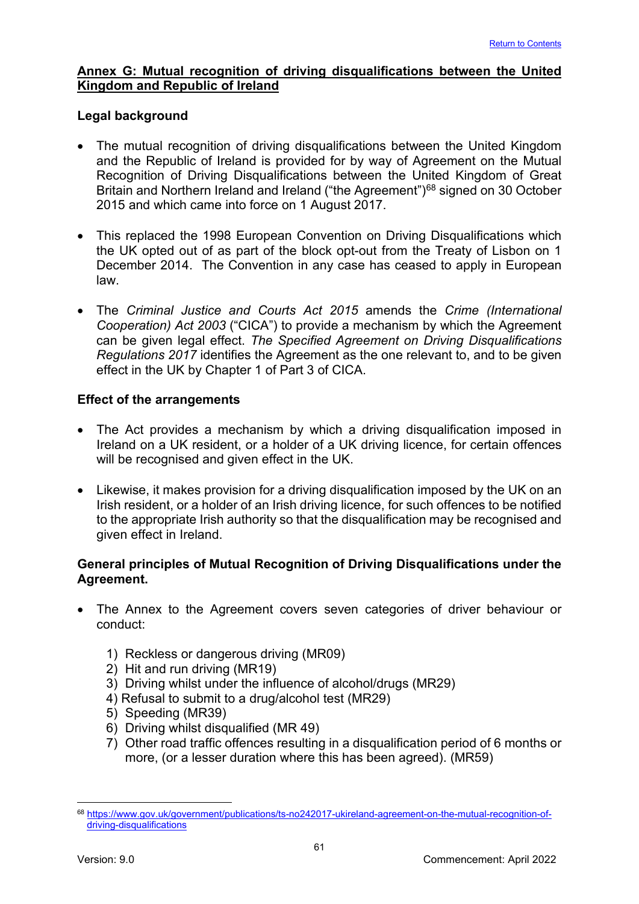## Annex G: Mutual recognition of driving disqualifications between the United Kingdom and Republic of Ireland

### Legal background

- The mutual recognition of driving disqualifications between the United Kingdom and the Republic of Ireland is provided for by way of Agreement on the Mutual Recognition of Driving Disqualifications between the United Kingdom of Great Britain and Northern Ireland and Ireland ("the Agreement")[68] signed on 30 October 2015 and which came into force on 1 August 2017.

- This replaced the 1998 European Convention on Driving Disqualifications which the UK opted out of as part of the block opt-out from the Treaty of Lisbon on 1 December 2014. The Convention in any case has ceased to apply in European law.

- The *Criminal Justice and Courts Act 2015* amends the *Crime (International Cooperation) Act 2003* ("CICA") to provide a mechanism by which the Agreement can be given legal effect. *The Specified Agreement on Driving Disqualifications Regulations 2017* identifies the Agreement as the one relevant to, and to be given effect in the UK by Chapter 1 of Part 3 of CICA.

### Effect of the arrangements

- The Act provides a mechanism by which a driving disqualification imposed in Ireland on a UK resident, or a holder of a UK driving licence, for certain offences will be recognised and given effect in the UK.

- Likewise, it makes provision for a driving disqualification imposed by the UK on an Irish resident, or a holder of an Irish driving licence, for such offences to be notified to the appropriate Irish authority so that the disqualification may be recognised and given effect in Ireland.

### General principles of Mutual Recognition of Driving Disqualifications under the Agreement.

- The Annex to the Agreement covers seven categories of driver behaviour or conduct:

  1) Reckless or dangerous driving (MR09)
  2) Hit and run driving (MR19)
  3) Driving whilst under the influence of alcohol/drugs (MR29)
  4) Refusal to submit to a drug/alcohol test (MR29)
  5) Speeding (MR39)
  6) Driving whilst disqualified (MR 49)
  7) Other road traffic offences resulting in a disqualification period of 6 months or more, (or a lesser duration where this has been agreed). (MR59)

[68] https://www.gov.uk/government/publications/ts-no242017-ukireland-agreement-on-the-mutual-recognition-of-driving-disqualifications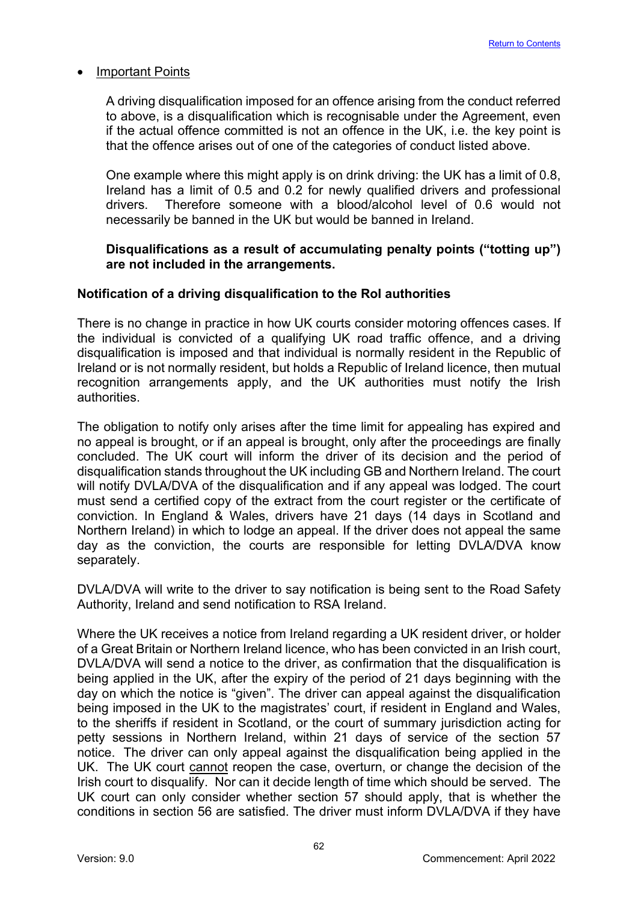- Important Points

  A driving disqualification imposed for an offence arising from the conduct referred to above, is a disqualification which is recognisable under the Agreement, even if the actual offence committed is not an offence in the UK, i.e. the key point is that the offence arises out of one of the categories of conduct listed above.

  One example where this might apply is on drink driving: the UK has a limit of 0.8, Ireland has a limit of 0.5 and 0.2 for newly qualified drivers and professional drivers. Therefore someone with a blood/alcohol level of 0.6 would not necessarily be banned in the UK but would be banned in Ireland.

  **Disqualifications as a result of accumulating penalty points ("totting up") are not included in the arrangements.**

**Notification of a driving disqualification to the RoI authorities**

There is no change in practice in how UK courts consider motoring offences cases. If the individual is convicted of a qualifying UK road traffic offence, and a driving disqualification is imposed and that individual is normally resident in the Republic of Ireland or is not normally resident, but holds a Republic of Ireland licence, then mutual recognition arrangements apply, and the UK authorities must notify the Irish authorities.

The obligation to notify only arises after the time limit for appealing has expired and no appeal is brought, or if an appeal is brought, only after the proceedings are finally concluded. The UK court will inform the driver of its decision and the period of disqualification stands throughout the UK including GB and Northern Ireland. The court will notify DVLA/DVA of the disqualification and if any appeal was lodged. The court must send a certified copy of the extract from the court register or the certificate of conviction. In England & Wales, drivers have 21 days (14 days in Scotland and Northern Ireland) in which to lodge an appeal. If the driver does not appeal the same day as the conviction, the courts are responsible for letting DVLA/DVA know separately.

DVLA/DVA will write to the driver to say notification is being sent to the Road Safety Authority, Ireland and send notification to RSA Ireland.

Where the UK receives a notice from Ireland regarding a UK resident driver, or holder of a Great Britain or Northern Ireland licence, who has been convicted in an Irish court, DVLA/DVA will send a notice to the driver, as confirmation that the disqualification is being applied in the UK, after the expiry of the period of 21 days beginning with the day on which the notice is "given". The driver can appeal against the disqualification being imposed in the UK to the magistrates' court, if resident in England and Wales, to the sheriffs if resident in Scotland, or the court of summary jurisdiction acting for petty sessions in Northern Ireland, within 21 days of service of the section 57 notice. The driver can only appeal against the disqualification being applied in the UK. The UK court cannot reopen the case, overturn, or change the decision of the Irish court to disqualify. Nor can it decide length of time which should be served. The UK court can only consider whether section 57 should apply, that is whether the conditions in section 56 are satisfied. The driver must inform DVLA/DVA if they have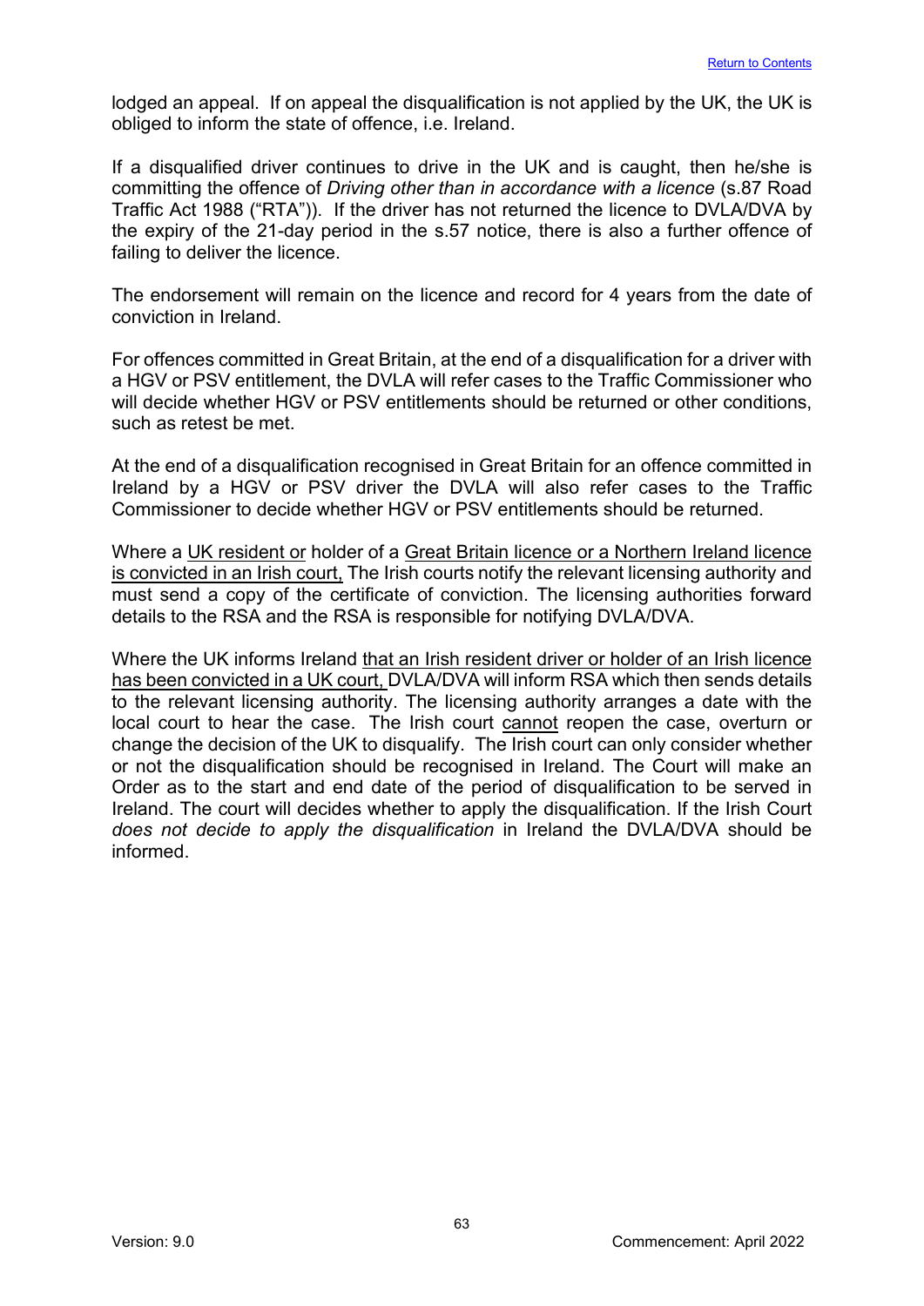lodged an appeal. If on appeal the disqualification is not applied by the UK, the UK is obliged to inform the state of offence, i.e. Ireland.

If a disqualified driver continues to drive in the UK and is caught, then he/she is committing the offence of *Driving other than in accordance with a licence* (s.87 Road Traffic Act 1988 ("RTA")). If the driver has not returned the licence to DVLA/DVA by the expiry of the 21-day period in the s.57 notice, there is also a further offence of failing to deliver the licence.

The endorsement will remain on the licence and record for 4 years from the date of conviction in Ireland.

For offences committed in Great Britain, at the end of a disqualification for a driver with a HGV or PSV entitlement, the DVLA will refer cases to the Traffic Commissioner who will decide whether HGV or PSV entitlements should be returned or other conditions, such as retest be met.

At the end of a disqualification recognised in Great Britain for an offence committed in Ireland by a HGV or PSV driver the DVLA will also refer cases to the Traffic Commissioner to decide whether HGV or PSV entitlements should be returned.

Where a UK resident or holder of a Great Britain licence or a Northern Ireland licence is convicted in an Irish court, The Irish courts notify the relevant licensing authority and must send a copy of the certificate of conviction. The licensing authorities forward details to the RSA and the RSA is responsible for notifying DVLA/DVA.

Where the UK informs Ireland that an Irish resident driver or holder of an Irish licence has been convicted in a UK court, DVLA/DVA will inform RSA which then sends details to the relevant licensing authority. The licensing authority arranges a date with the local court to hear the case. The Irish court cannot reopen the case, overturn or change the decision of the UK to disqualify. The Irish court can only consider whether or not the disqualification should be recognised in Ireland. The Court will make an Order as to the start and end date of the period of disqualification to be served in Ireland. The court will decides whether to apply the disqualification. If the Irish Court *does not decide to apply the disqualification* in Ireland the DVLA/DVA should be informed.